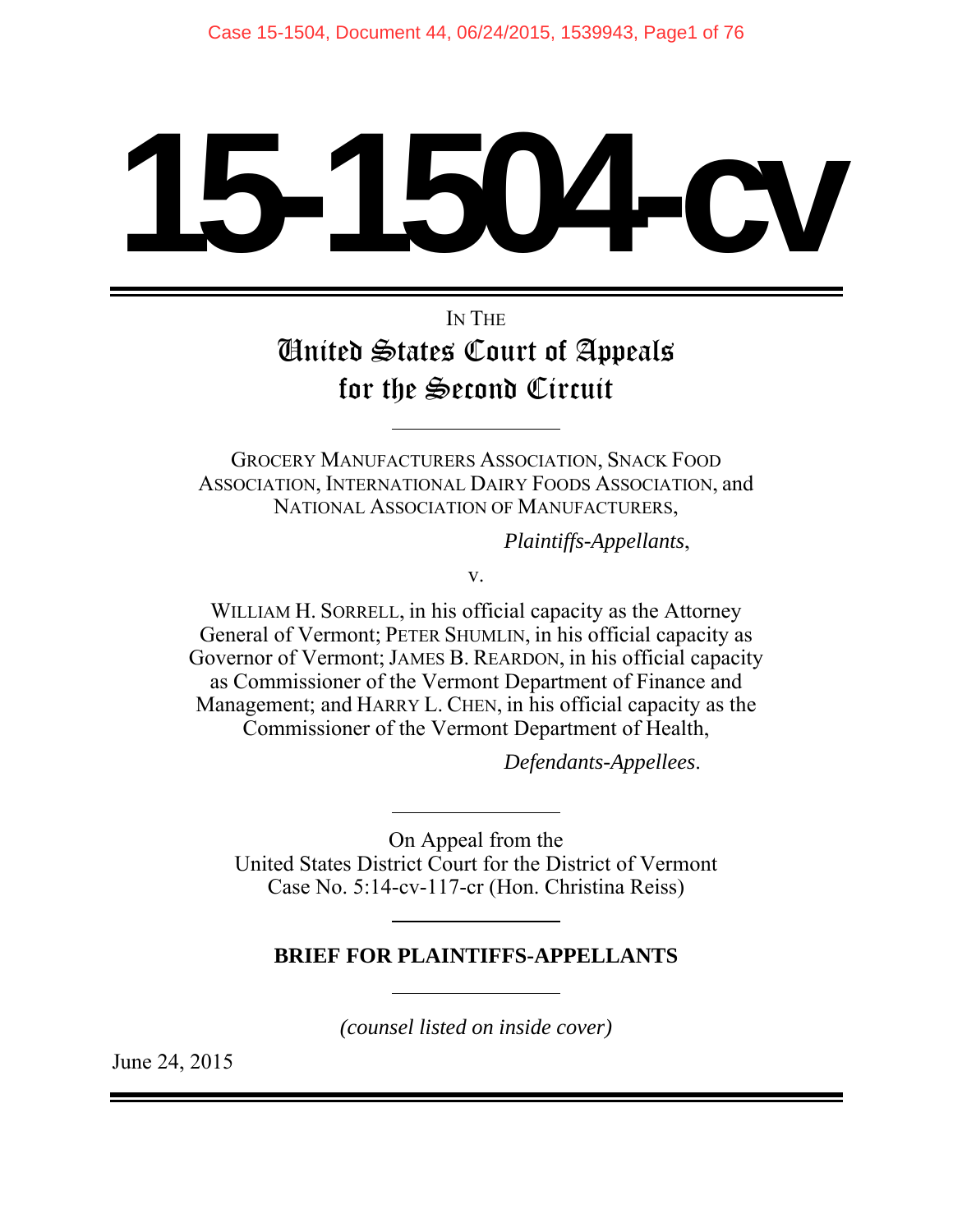# 15-1504-cv

IN THE

## United States Court of Appeals for the Second Circuit

---

GROCERY MANUFACTURERS ASSOCIATION, SNACK FOOD ASSOCIATION, INTERNATIONAL DAIRY FOODS ASSOCIATION, and NATIONAL ASSOCIATION OF MANUFACTURERS,

*Plaintiffs-Appellants*,

v.

WILLIAM H. SORRELL, in his official capacity as the Attorney General of Vermont; PETER SHUMLIN, in his official capacity as Governor of Vermont; JAMES B. REARDON, in his official capacity as Commissioner of the Vermont Department of Finance and Management; and HARRY L. CHEN, in his official capacity as the Commissioner of the Vermont Department of Health,

*Defendants-Appellees*.

---

On Appeal from the United States District Court for the District of Vermont Case No. 5:14-cv-117-cr (Hon. Christina Reiss)

---

**BRIEF FOR PLAINTIFFS-APPELLANTS**

---

*(counsel listed on inside cover)*

June 24, 2015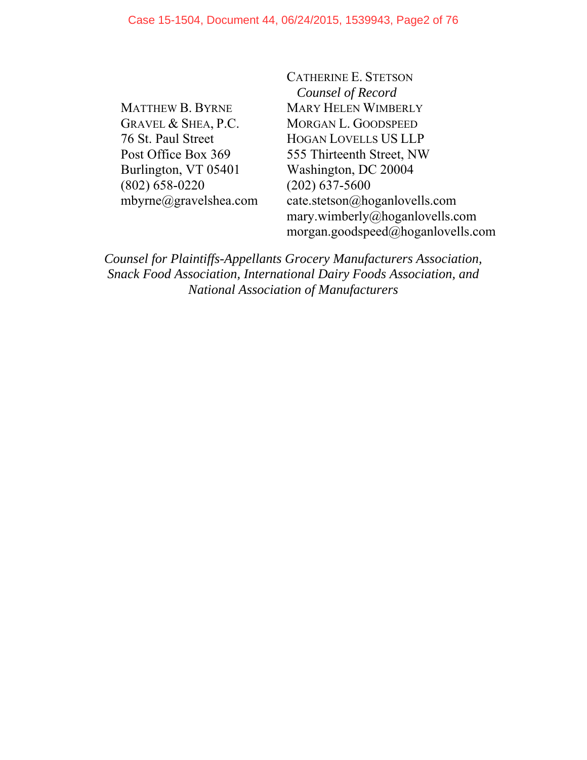MATTHEW B. BYRNE
GRAVEL & SHEA, P.C.
76 St. Paul Street
Post Office Box 369
Burlington, VT 05401
(802) 658-0220
mbyrne@gravelshea.com

CATHERINE E. STETSON
*Counsel of Record*
MARY HELEN WIMBERLY
MORGAN L. GOODSPEED
HOGAN LOVELLS US LLP
555 Thirteenth Street, NW
Washington, DC 20004
(202) 637-5600
cate.stetson@hoganlovells.com
mary.wimberly@hoganlovells.com
morgan.goodspeed@hoganlovells.com

*Counsel for Plaintiffs-Appellants Grocery Manufacturers Association, Snack Food Association, International Dairy Foods Association, and National Association of Manufacturers*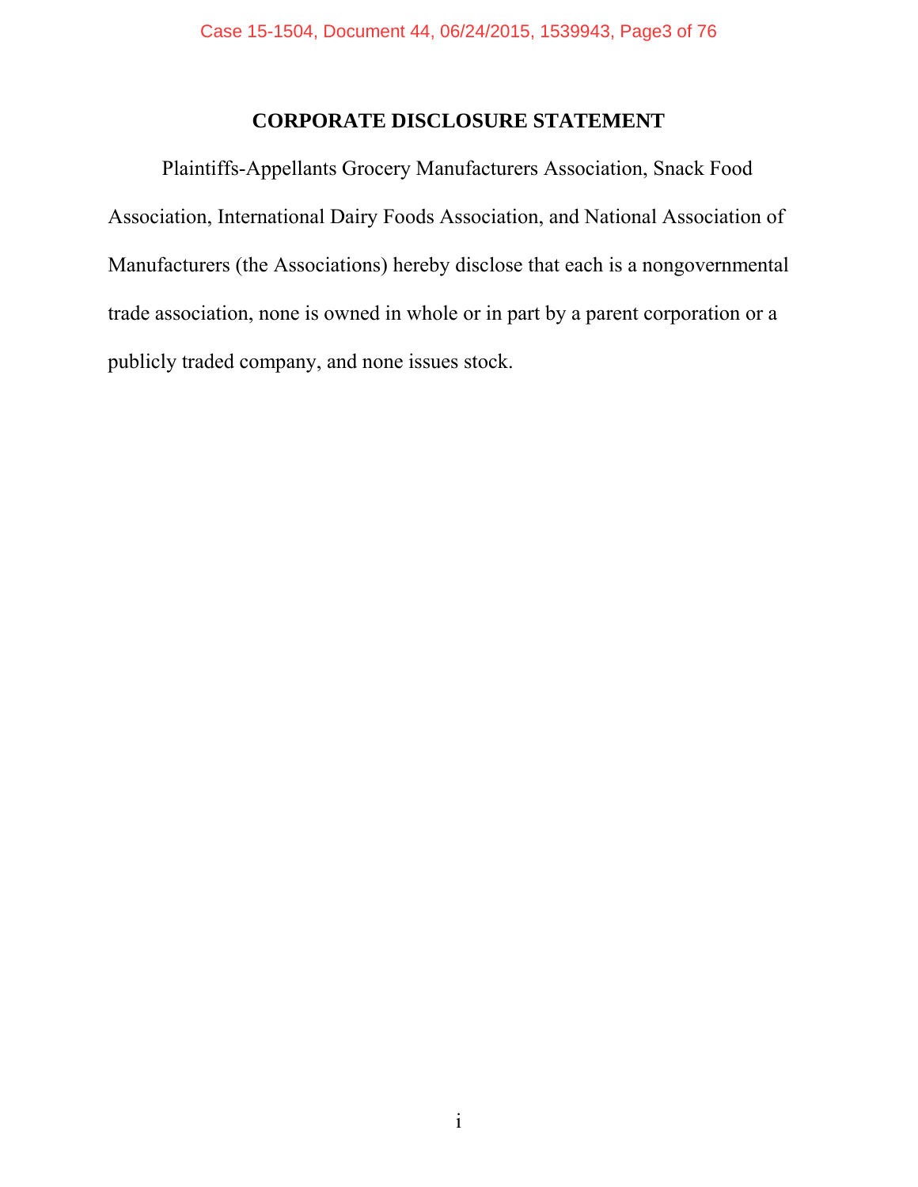# CORPORATE DISCLOSURE STATEMENT

Plaintiffs-Appellants Grocery Manufacturers Association, Snack Food Association, International Dairy Foods Association, and National Association of Manufacturers (the Associations) hereby disclose that each is a nongovernmental trade association, none is owned in whole or in part by a parent corporation or a publicly traded company, and none issues stock.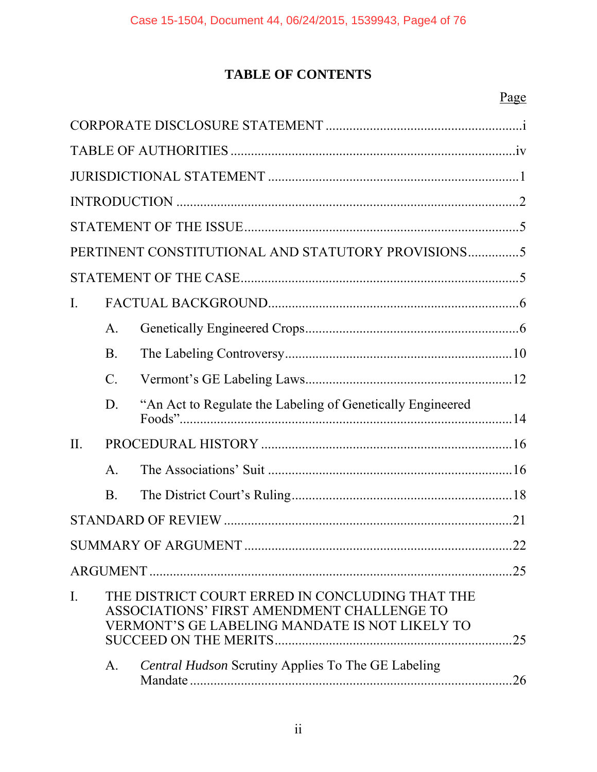# TABLE OF CONTENTS

| | Page |
|---|---|
| CORPORATE DISCLOSURE STATEMENT | i |
| TABLE OF AUTHORITIES | iv |
| JURISDICTIONAL STATEMENT | 1 |
| INTRODUCTION | 2 |
| STATEMENT OF THE ISSUE | 5 |
| PERTINENT CONSTITUTIONAL AND STATUTORY PROVISIONS | 5 |
| STATEMENT OF THE CASE | 5 |
| I. FACTUAL BACKGROUND | 6 |
| A. Genetically Engineered Crops | 6 |
| B. The Labeling Controversy | 10 |
| C. Vermont's GE Labeling Laws | 12 |
| D. "An Act to Regulate the Labeling of Genetically Engineered Foods" | 14 |
| II. PROCEDURAL HISTORY | 16 |
| A. The Associations' Suit | 16 |
| B. The District Court's Ruling | 18 |
| STANDARD OF REVIEW | 21 |
| SUMMARY OF ARGUMENT | 22 |
| ARGUMENT | 25 |
| I. THE DISTRICT COURT ERRED IN CONCLUDING THAT THE ASSOCIATIONS' FIRST AMENDMENT CHALLENGE TO VERMONT'S GE LABELING MANDATE IS NOT LIKELY TO SUCCEED ON THE MERITS | 25 |
| A. *Central Hudson* Scrutiny Applies To The GE Labeling Mandate | 26 |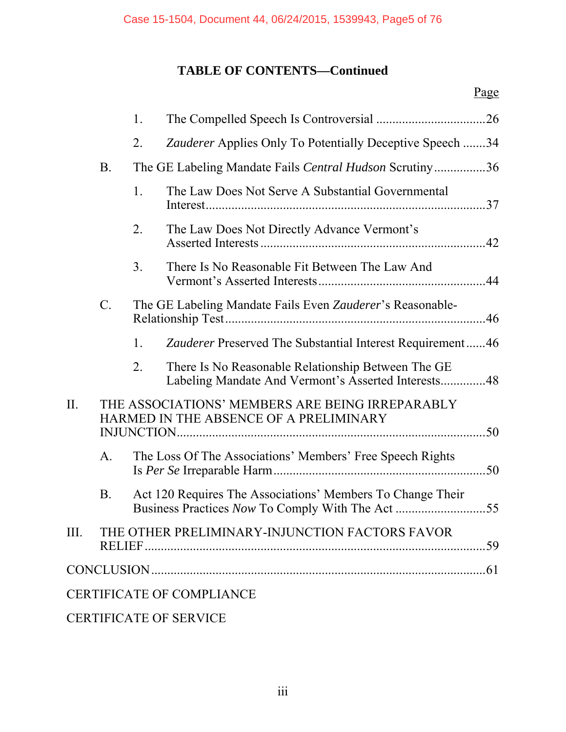**TABLE OF CONTENTS—Continued**

Page

1. The Compelled Speech Is Controversial .................................26
2. *Zauderer* Applies Only To Potentially Deceptive Speech .......34

B. The GE Labeling Mandate Fails *Central Hudson* Scrutiny................36

1. The Law Does Not Serve A Substantial Governmental Interest.....................................................................................37
2. The Law Does Not Directly Advance Vermont's Asserted Interests .....................................................................42
3. There Is No Reasonable Fit Between The Law And Vermont's Asserted Interests...................................................44

C. The GE Labeling Mandate Fails Even *Zauderer*'s Reasonable-Relationship Test.................................................................................46

1. *Zauderer* Preserved The Substantial Interest Requirement......46
2. There Is No Reasonable Relationship Between The GE Labeling Mandate And Vermont's Asserted Interests..............48

II. THE ASSOCIATIONS' MEMBERS ARE BEING IRREPARABLY HARMED IN THE ABSENCE OF A PRELIMINARY INJUNCTION...............................................................................................50

A. The Loss Of The Associations' Members' Free Speech Rights Is *Per Se* Irreparable Harm.................................................................50

B. Act 120 Requires The Associations' Members To Change Their Business Practices *Now* To Comply With The Act ............................55

III. THE OTHER PRELIMINARY-INJUNCTION FACTORS FAVOR RELIEF.........................................................................................................59

CONCLUSION.......................................................................................................61

CERTIFICATE OF COMPLIANCE

CERTIFICATE OF SERVICE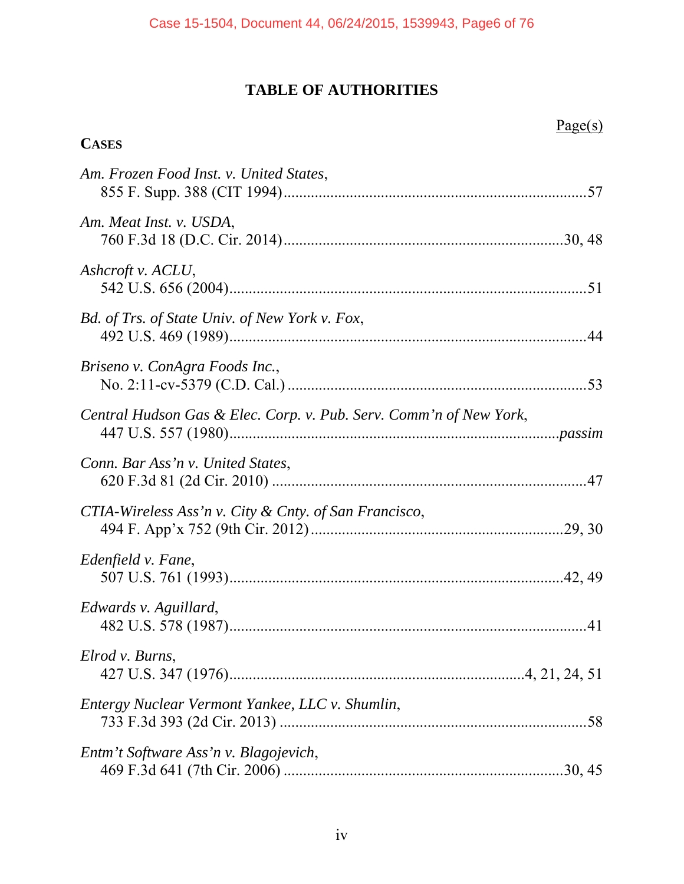# TABLE OF AUTHORITIES

Page(s)

**CASES**

*Am. Frozen Food Inst. v. United States*,
855 F. Supp. 388 (CIT 1994)..........57

*Am. Meat Inst. v. USDA*,
760 F.3d 18 (D.C. Cir. 2014)..........30, 48

*Ashcroft v. ACLU*,
542 U.S. 656 (2004)..........51

*Bd. of Trs. of State Univ. of New York v. Fox*,
492 U.S. 469 (1989)..........44

*Briseno v. ConAgra Foods Inc.*,
No. 2:11-cv-5379 (C.D. Cal.)..........53

*Central Hudson Gas & Elec. Corp. v. Pub. Serv. Comm'n of New York*,
447 U.S. 557 (1980)..........*passim*

*Conn. Bar Ass'n v. United States*,
620 F.3d 81 (2d Cir. 2010)..........47

*CTIA-Wireless Ass'n v. City & Cnty. of San Francisco*,
494 F. App'x 752 (9th Cir. 2012)..........29, 30

*Edenfield v. Fane*,
507 U.S. 761 (1993)..........42, 49

*Edwards v. Aguillard*,
482 U.S. 578 (1987)..........41

*Elrod v. Burns*,
427 U.S. 347 (1976)..........4, 21, 24, 51

*Entergy Nuclear Vermont Yankee, LLC v. Shumlin*,
733 F.3d 393 (2d Cir. 2013)..........58

*Entm't Software Ass'n v. Blagojevich*,
469 F.3d 641 (7th Cir. 2006)..........30, 45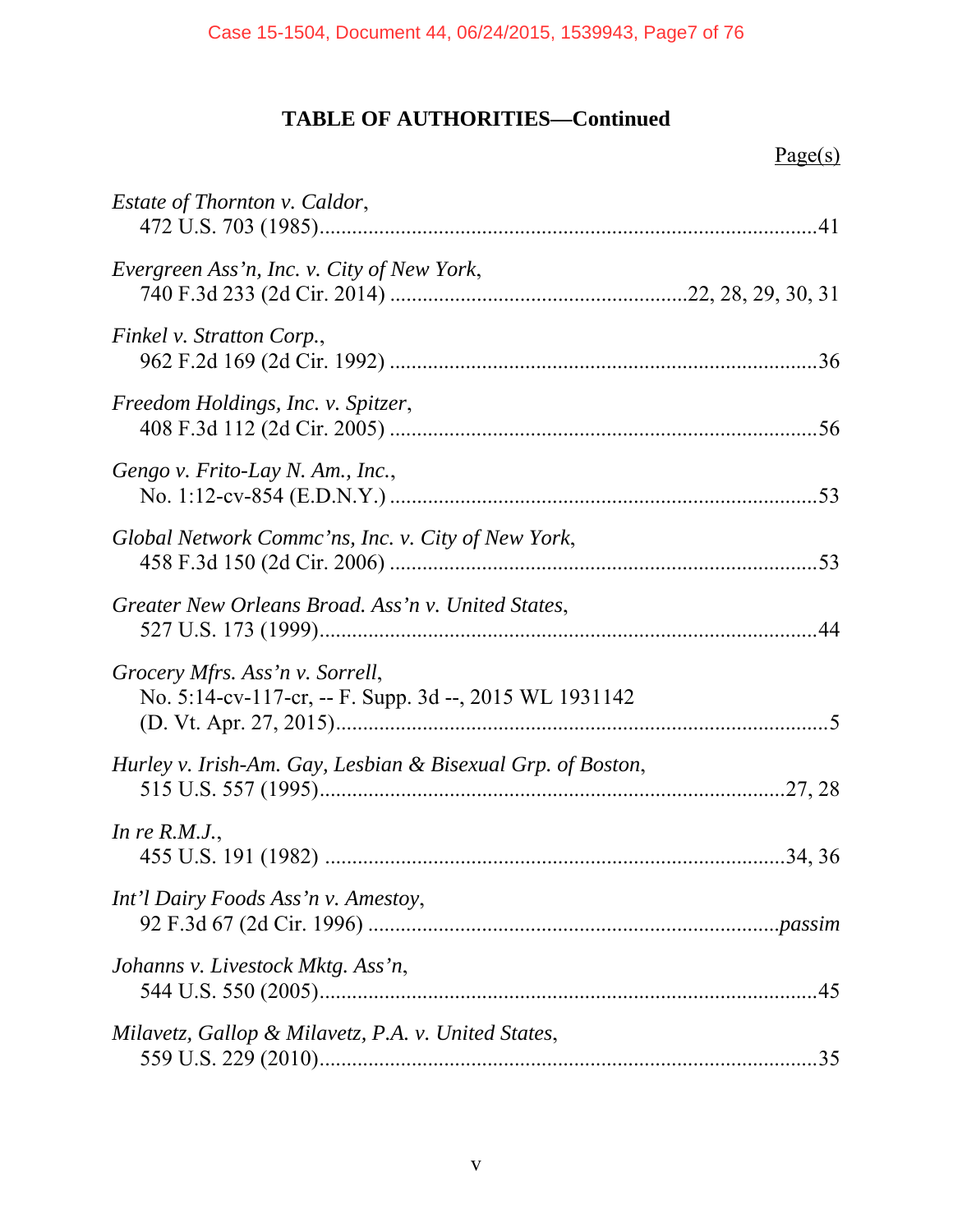## TABLE OF AUTHORITIES—Continued

Page(s)

*Estate of Thornton v. Caldor*,
472 U.S. 703 (1985)....................................................................................41

*Evergreen Ass'n, Inc. v. City of New York*,
740 F.3d 233 (2d Cir. 2014) ....................................................22, 28, 29, 30, 31

*Finkel v. Stratton Corp.*,
962 F.2d 169 (2d Cir. 1992) ..........................................................................36

*Freedom Holdings, Inc. v. Spitzer*,
408 F.3d 112 (2d Cir. 2005) ..........................................................................56

*Gengo v. Frito-Lay N. Am., Inc.*,
No. 1:12-cv-854 (E.D.N.Y.) ..........................................................................53

*Global Network Commc'ns, Inc. v. City of New York*,
458 F.3d 150 (2d Cir. 2006) ..........................................................................53

*Greater New Orleans Broad. Ass'n v. United States*,
527 U.S. 173 (1999)......................................................................................44

*Grocery Mfrs. Ass'n v. Sorrell*,
No. 5:14-cv-117-cr, -- F. Supp. 3d --, 2015 WL 1931142
(D. Vt. Apr. 27, 2015)....................................................................................5

*Hurley v. Irish-Am. Gay, Lesbian & Bisexual Grp. of Boston*,
515 U.S. 557 (1995)...............................................................................27, 28

*In re R.M.J.*,
455 U.S. 191 (1982) ...............................................................................34, 36

*Int'l Dairy Foods Ass'n v. Amestoy*,
92 F.3d 67 (2d Cir. 1996) ........................................................................*passim*

*Johanns v. Livestock Mktg. Ass'n*,
544 U.S. 550 (2005)......................................................................................45

*Milavetz, Gallop & Milavetz, P.A. v. United States*,
559 U.S. 229 (2010)......................................................................................35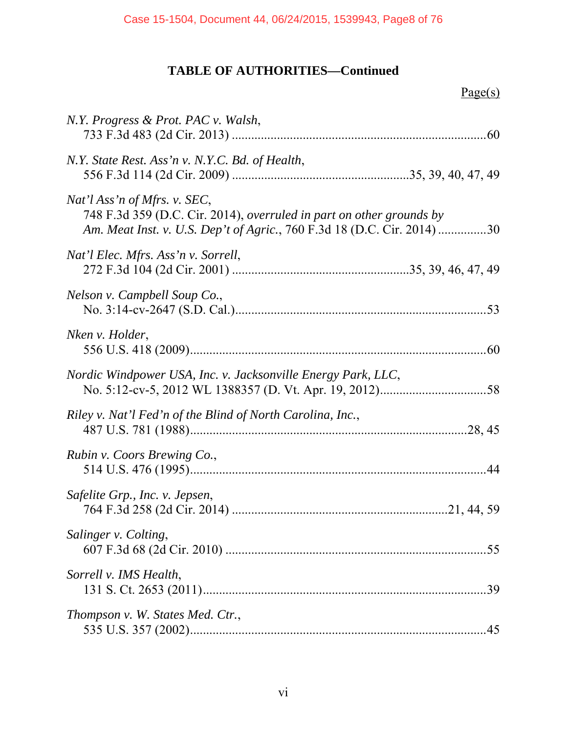## TABLE OF AUTHORITIES—Continued

Page(s)

*N.Y. Progress & Prot. PAC v. Walsh*,
733 F.3d 483 (2d Cir. 2013) ....................................................................60

*N.Y. State Rest. Ass'n v. N.Y.C. Bd. of Health*,
556 F.3d 114 (2d Cir. 2009) ..........................................35, 39, 40, 47, 49

*Nat'l Ass'n of Mfrs. v. SEC*,
748 F.3d 359 (D.C. Cir. 2014), *overruled in part on other grounds by*
*Am. Meat Inst. v. U.S. Dep't of Agric.*, 760 F.3d 18 (D.C. Cir. 2014) ...............30

*Nat'l Elec. Mfrs. Ass'n v. Sorrell*,
272 F.3d 104 (2d Cir. 2001) ..........................................35, 39, 46, 47, 49

*Nelson v. Campbell Soup Co.*,
No. 3:14-cv-2647 (S.D. Cal.)....................................................................53

*Nken v. Holder*,
556 U.S. 418 (2009)...................................................................................60

*Nordic Windpower USA, Inc. v. Jacksonville Energy Park, LLC*,
No. 5:12-cv-5, 2012 WL 1388357 (D. Vt. Apr. 19, 2012).................................58

*Riley v. Nat'l Fed'n of the Blind of North Carolina, Inc.*,
487 U.S. 781 (1988)............................................................................28, 45

*Rubin v. Coors Brewing Co.*,
514 U.S. 476 (1995)...................................................................................44

*Safelite Grp., Inc. v. Jepsen*,
764 F.3d 258 (2d Cir. 2014) ..................................................21, 44, 59

*Salinger v. Colting*,
607 F.3d 68 (2d Cir. 2010) ......................................................................55

*Sorrell v. IMS Health*,
131 S. Ct. 2653 (2011)...............................................................................39

*Thompson v. W. States Med. Ctr.*,
535 U.S. 357 (2002)...................................................................................45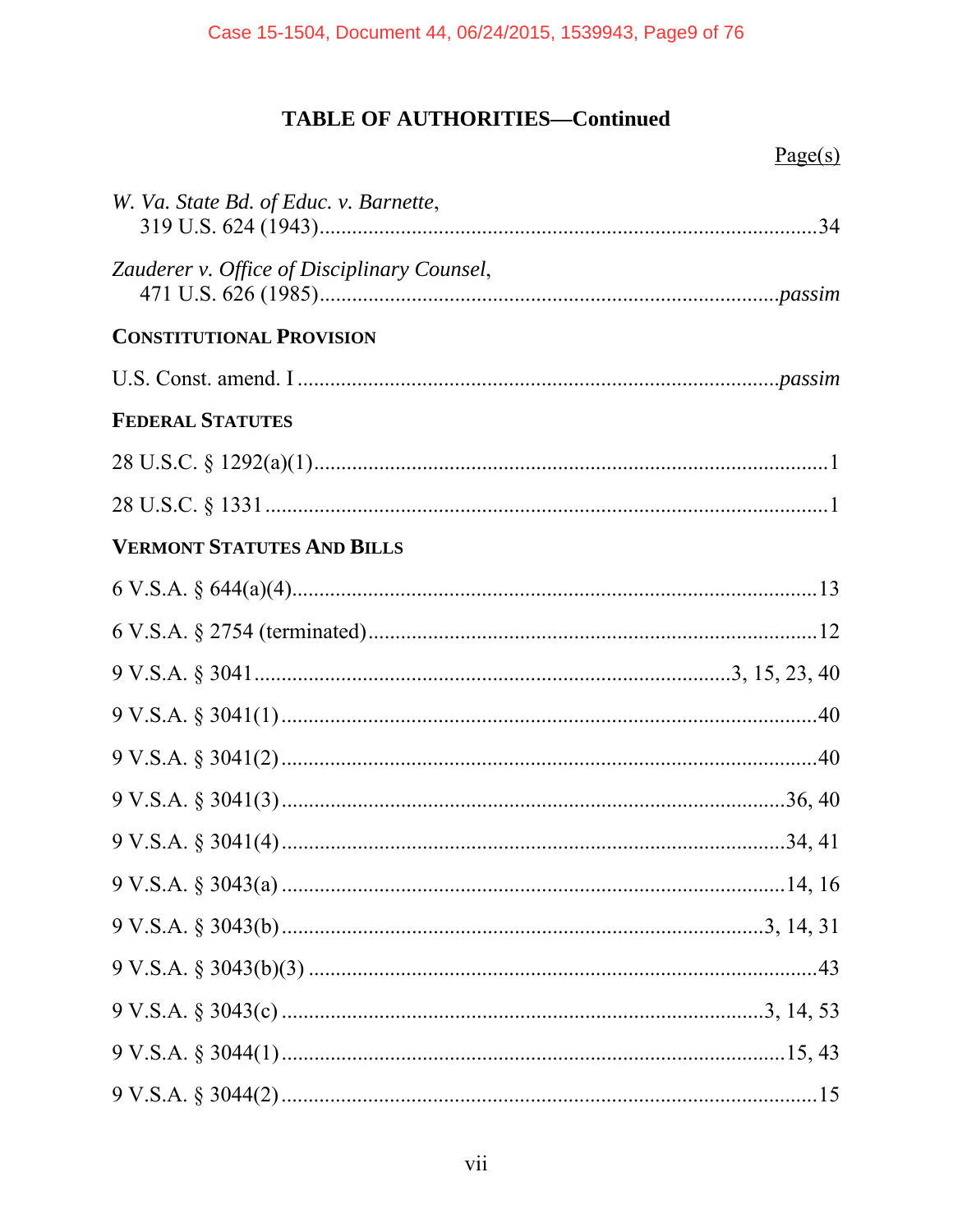## TABLE OF AUTHORITIES—Continued

Page(s)

*W. Va. State Bd. of Educ. v. Barnette*,
319 U.S. 624 (1943)....................................................................................34

*Zauderer v. Office of Disciplinary Counsel*,
471 U.S. 626 (1985)....................................................................................*passim*

**CONSTITUTIONAL PROVISION**

U.S. Const. amend. I ....................................................................................*passim*

**FEDERAL STATUTES**

28 U.S.C. § 1292(a)(1)....................................................................................1

28 U.S.C. § 1331 ...........................................................................................1

**VERMONT STATUTES AND BILLS**

6 V.S.A. § 644(a)(4)........................................................................................13

6 V.S.A. § 2754 (terminated)...........................................................................12

9 V.S.A. § 3041.....................................................................................3, 15, 23, 40

9 V.S.A. § 3041(1)..........................................................................................40

9 V.S.A. § 3041(2)..........................................................................................40

9 V.S.A. § 3041(3)......................................................................................36, 40

9 V.S.A. § 3041(4)......................................................................................34, 41

9 V.S.A. § 3043(a) ......................................................................................14, 16

9 V.S.A. § 3043(b)..................................................................................3, 14, 31

9 V.S.A. § 3043(b)(3) .....................................................................................43

9 V.S.A. § 3043(c) ..................................................................................3, 14, 53

9 V.S.A. § 3044(1)......................................................................................15, 43

9 V.S.A. § 3044(2)..........................................................................................15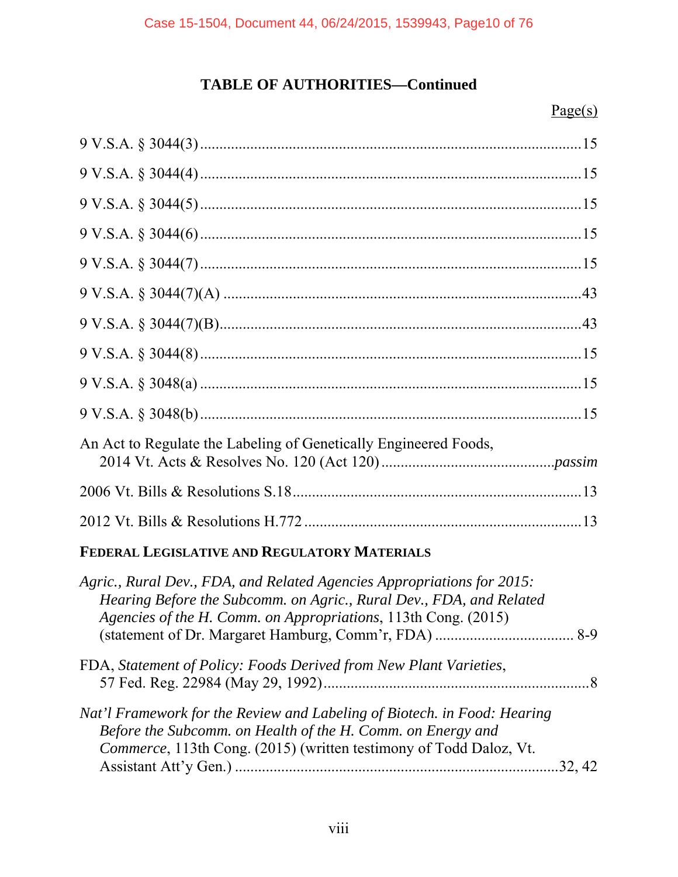## TABLE OF AUTHORITIES—Continued

Page(s)

9 V.S.A. § 3044(3) ......15

9 V.S.A. § 3044(4) ......15

9 V.S.A. § 3044(5) ......15

9 V.S.A. § 3044(6) ......15

9 V.S.A. § 3044(7) ......15

9 V.S.A. § 3044(7)(A) ......43

9 V.S.A. § 3044(7)(B) ......43

9 V.S.A. § 3044(8) ......15

9 V.S.A. § 3048(a) ......15

9 V.S.A. § 3048(b) ......15

An Act to Regulate the Labeling of Genetically Engineered Foods, 2014 Vt. Acts & Resolves No. 120 (Act 120) ...... *passim*

2006 Vt. Bills & Resolutions S.18 ......13

2012 Vt. Bills & Resolutions H.772 ......13

**FEDERAL LEGISLATIVE AND REGULATORY MATERIALS**

*Agric., Rural Dev., FDA, and Related Agencies Appropriations for 2015: Hearing Before the Subcomm. on Agric., Rural Dev., FDA, and Related Agencies of the H. Comm. on Appropriations*, 113th Cong. (2015) (statement of Dr. Margaret Hamburg, Comm'r, FDA) ...... 8-9

FDA, *Statement of Policy: Foods Derived from New Plant Varieties*, 57 Fed. Reg. 22984 (May 29, 1992) ......8

*Nat'l Framework for the Review and Labeling of Biotech. in Food: Hearing Before the Subcomm. on Health of the H. Comm. on Energy and Commerce*, 113th Cong. (2015) (written testimony of Todd Daloz, Vt. Assistant Att'y Gen.) ......32, 42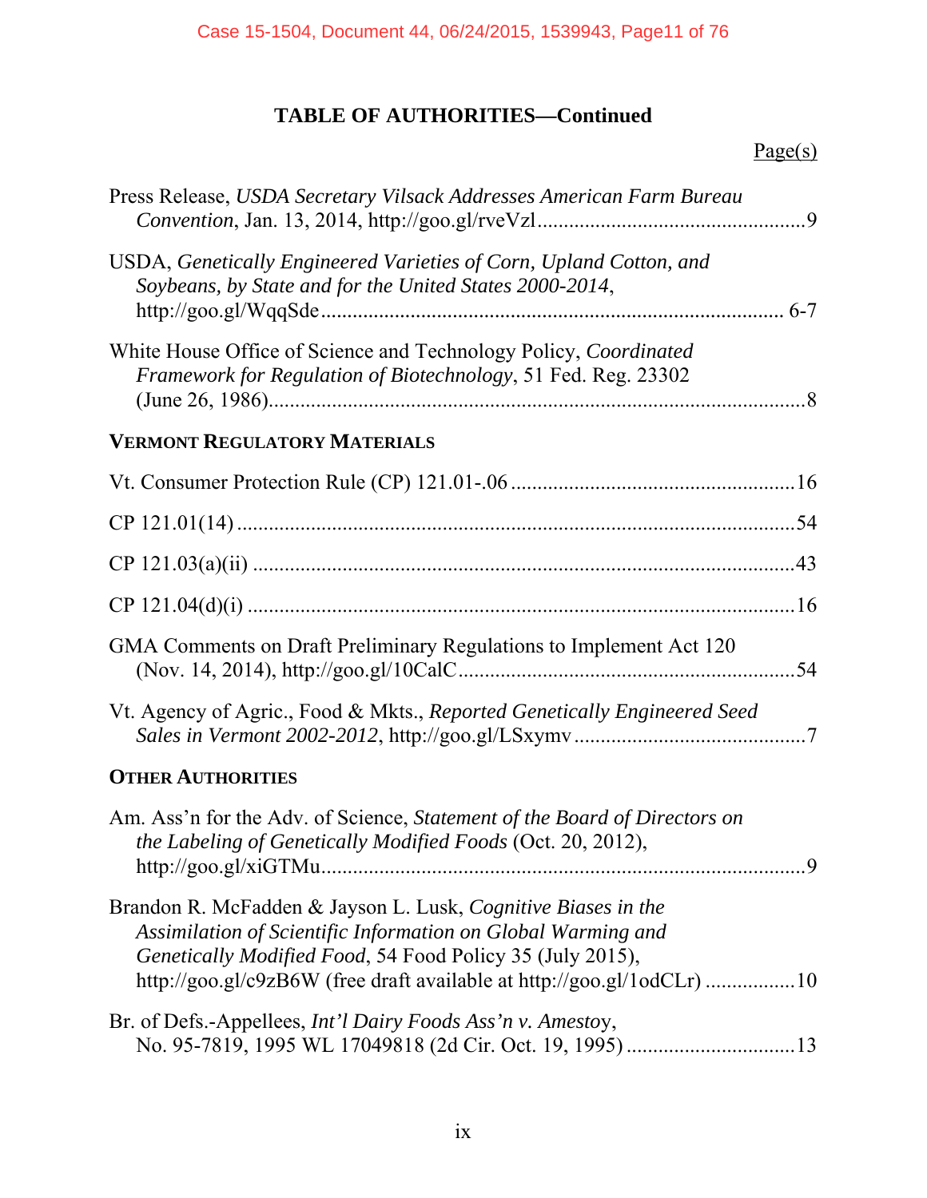## TABLE OF AUTHORITIES—Continued

Page(s)

Press Release, *USDA Secretary Vilsack Addresses American Farm Bureau Convention*, Jan. 13, 2014, http://goo.gl/rveVzl ........................................ 9

USDA, *Genetically Engineered Varieties of Corn, Upland Cotton, and Soybeans, by State and for the United States 2000-2014*, http://goo.gl/WqqSde ........................................ 6-7

White House Office of Science and Technology Policy, *Coordinated Framework for Regulation of Biotechnology*, 51 Fed. Reg. 23302 (June 26, 1986) ........................................ 8

**VERMONT REGULATORY MATERIALS**

Vt. Consumer Protection Rule (CP) 121.01-.06 ........................................ 16

CP 121.01(14) ........................................ 54

CP 121.03(a)(ii) ........................................ 43

CP 121.04(d)(i) ........................................ 16

GMA Comments on Draft Preliminary Regulations to Implement Act 120 (Nov. 14, 2014), http://goo.gl/10CalC ........................................ 54

Vt. Agency of Agric., Food & Mkts., *Reported Genetically Engineered Seed Sales in Vermont 2002-2012*, http://goo.gl/LSxymv ........................................ 7

**OTHER AUTHORITIES**

Am. Ass'n for the Adv. of Science, *Statement of the Board of Directors on the Labeling of Genetically Modified Foods* (Oct. 20, 2012), http://goo.gl/xiGTMu ........................................ 9

Brandon R. McFadden & Jayson L. Lusk, *Cognitive Biases in the Assimilation of Scientific Information on Global Warming and Genetically Modified Food*, 54 Food Policy 35 (July 2015), http://goo.gl/c9zB6W (free draft available at http://goo.gl/1odCLr) ........................................ 10

Br. of Defs.-Appellees, *Int'l Dairy Foods Ass'n v. Amestoy*, No. 95-7819, 1995 WL 17049818 (2d Cir. Oct. 19, 1995) ........................................ 13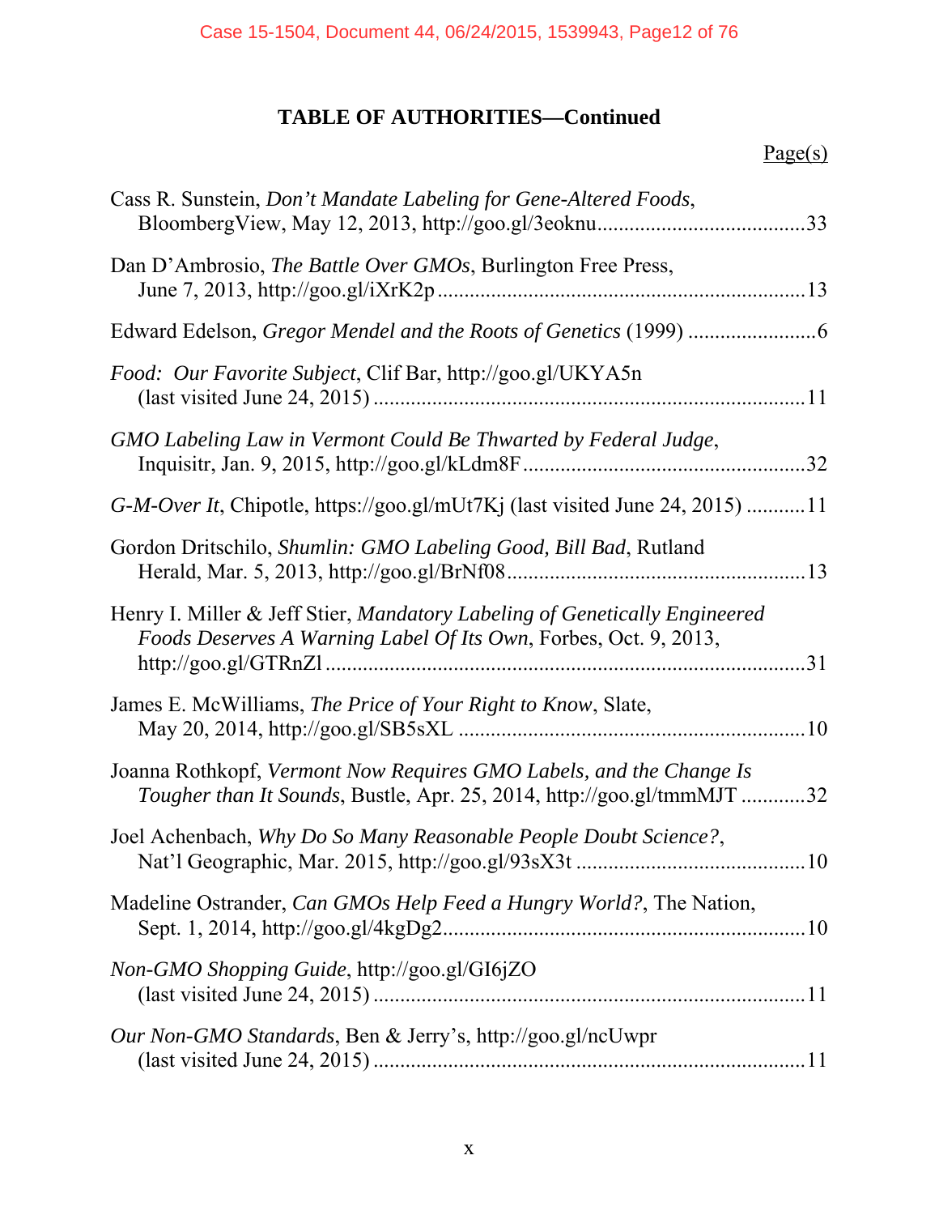## TABLE OF AUTHORITIES—Continued

Page(s)

Cass R. Sunstein, *Don't Mandate Labeling for Gene-Altered Foods*, BloombergView, May 12, 2013, http://goo.gl/3eoknu......................................33

Dan D'Ambrosio, *The Battle Over GMOs*, Burlington Free Press, June 7, 2013, http://goo.gl/iXrK2p ....................................................................13

Edward Edelson, *Gregor Mendel and the Roots of Genetics* (1999) ........................6

*Food: Our Favorite Subject*, Clif Bar, http://goo.gl/UKYA5n (last visited June 24, 2015) ................................................................................11

*GMO Labeling Law in Vermont Could Be Thwarted by Federal Judge*, Inquisitr, Jan. 9, 2015, http://goo.gl/kLdm8F....................................................32

*G-M-Over It*, Chipotle, https://goo.gl/mUt7Kj (last visited June 24, 2015) ...........11

Gordon Dritschilo, *Shumlin: GMO Labeling Good, Bill Bad*, Rutland Herald, Mar. 5, 2013, http://goo.gl/BrNf08.......................................................13

Henry I. Miller & Jeff Stier, *Mandatory Labeling of Genetically Engineered Foods Deserves A Warning Label Of Its Own*, Forbes, Oct. 9, 2013, http://goo.gl/GTRnZl .........................................................................................31

James E. McWilliams, *The Price of Your Right to Know*, Slate, May 20, 2014, http://goo.gl/SB5sXL ................................................................10

Joanna Rothkopf, *Vermont Now Requires GMO Labels, and the Change Is Tougher than It Sounds*, Bustle, Apr. 25, 2014, http://goo.gl/tmmMJT ............32

Joel Achenbach, *Why Do So Many Reasonable People Doubt Science?*, Nat'l Geographic, Mar. 2015, http://goo.gl/93sX3t ...........................................10

Madeline Ostrander, *Can GMOs Help Feed a Hungry World?*, The Nation, Sept. 1, 2014, http://goo.gl/4kgDg2...................................................................10

*Non-GMO Shopping Guide*, http://goo.gl/GI6jZO (last visited June 24, 2015) ................................................................................11

*Our Non-GMO Standards*, Ben & Jerry's, http://goo.gl/ncUwpr (last visited June 24, 2015) ................................................................................11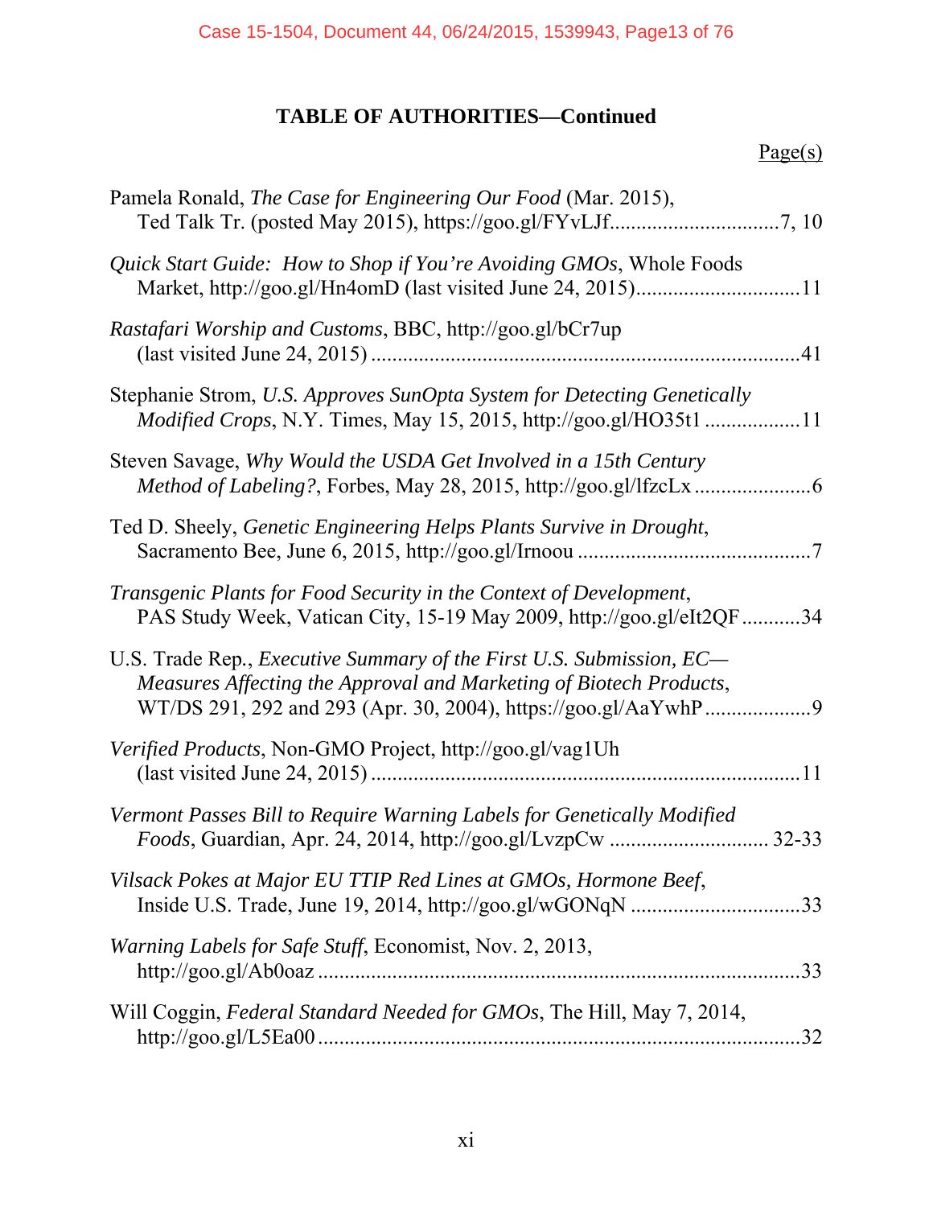## TABLE OF AUTHORITIES—Continued

Page(s)

Pamela Ronald, *The Case for Engineering Our Food* (Mar. 2015), Ted Talk Tr. (posted May 2015), https://goo.gl/FYvLJf................................7, 10

*Quick Start Guide: How to Shop if You're Avoiding GMOs*, Whole Foods Market, http://goo.gl/Hn4omD (last visited June 24, 2015)...............................11

*Rastafari Worship and Customs*, BBC, http://goo.gl/bCr7up (last visited June 24, 2015) ...............................................................................41

Stephanie Strom, *U.S. Approves SunOpta System for Detecting Genetically Modified Crops*, N.Y. Times, May 15, 2015, http://goo.gl/HO35t1 .................11

Steven Savage, *Why Would the USDA Get Involved in a 15th Century Method of Labeling?*, Forbes, May 28, 2015, http://goo.gl/lfzcLx ......................6

Ted D. Sheely, *Genetic Engineering Helps Plants Survive in Drought*, Sacramento Bee, June 6, 2015, http://goo.gl/Irnoou ...........................................7

*Transgenic Plants for Food Security in the Context of Development*, PAS Study Week, Vatican City, 15-19 May 2009, http://goo.gl/eIt2QF...........34

U.S. Trade Rep., *Executive Summary of the First U.S. Submission, EC—Measures Affecting the Approval and Marketing of Biotech Products*, WT/DS 291, 292 and 293 (Apr. 30, 2004), https://goo.gl/AaYwhP....................9

*Verified Products*, Non-GMO Project, http://goo.gl/vag1Uh (last visited June 24, 2015) ...............................................................................11

*Vermont Passes Bill to Require Warning Labels for Genetically Modified Foods*, Guardian, Apr. 24, 2014, http://goo.gl/LvzpCw ............................. 32-33

*Vilsack Pokes at Major EU TTIP Red Lines at GMOs, Hormone Beef*, Inside U.S. Trade, June 19, 2014, http://goo.gl/wGONqN ................................33

*Warning Labels for Safe Stuff*, Economist, Nov. 2, 2013, http://goo.gl/Ab0oaz .........................................................................................33

Will Coggin, *Federal Standard Needed for GMOs*, The Hill, May 7, 2014, http://goo.gl/L5Ea00 .........................................................................................32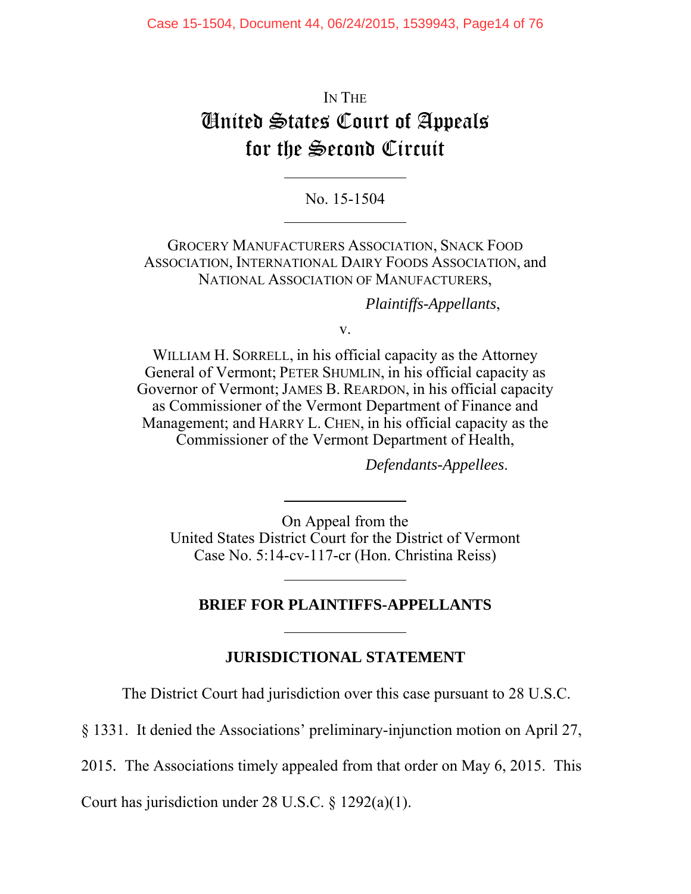IN THE

# United States Court of Appeals for the Second Circuit

No. 15-1504

GROCERY MANUFACTURERS ASSOCIATION, SNACK FOOD ASSOCIATION, INTERNATIONAL DAIRY FOODS ASSOCIATION, and NATIONAL ASSOCIATION OF MANUFACTURERS,

*Plaintiffs-Appellants*,

v.

WILLIAM H. SORRELL, in his official capacity as the Attorney General of Vermont; PETER SHUMLIN, in his official capacity as Governor of Vermont; JAMES B. REARDON, in his official capacity as Commissioner of the Vermont Department of Finance and Management; and HARRY L. CHEN, in his official capacity as the Commissioner of the Vermont Department of Health,

*Defendants-Appellees*.

On Appeal from the
United States District Court for the District of Vermont
Case No. 5:14-cv-117-cr (Hon. Christina Reiss)

**BRIEF FOR PLAINTIFFS-APPELLANTS**

**JURISDICTIONAL STATEMENT**

The District Court had jurisdiction over this case pursuant to 28 U.S.C. § 1331. It denied the Associations' preliminary-injunction motion on April 27, 2015. The Associations timely appealed from that order on May 6, 2015. This Court has jurisdiction under 28 U.S.C. § 1292(a)(1).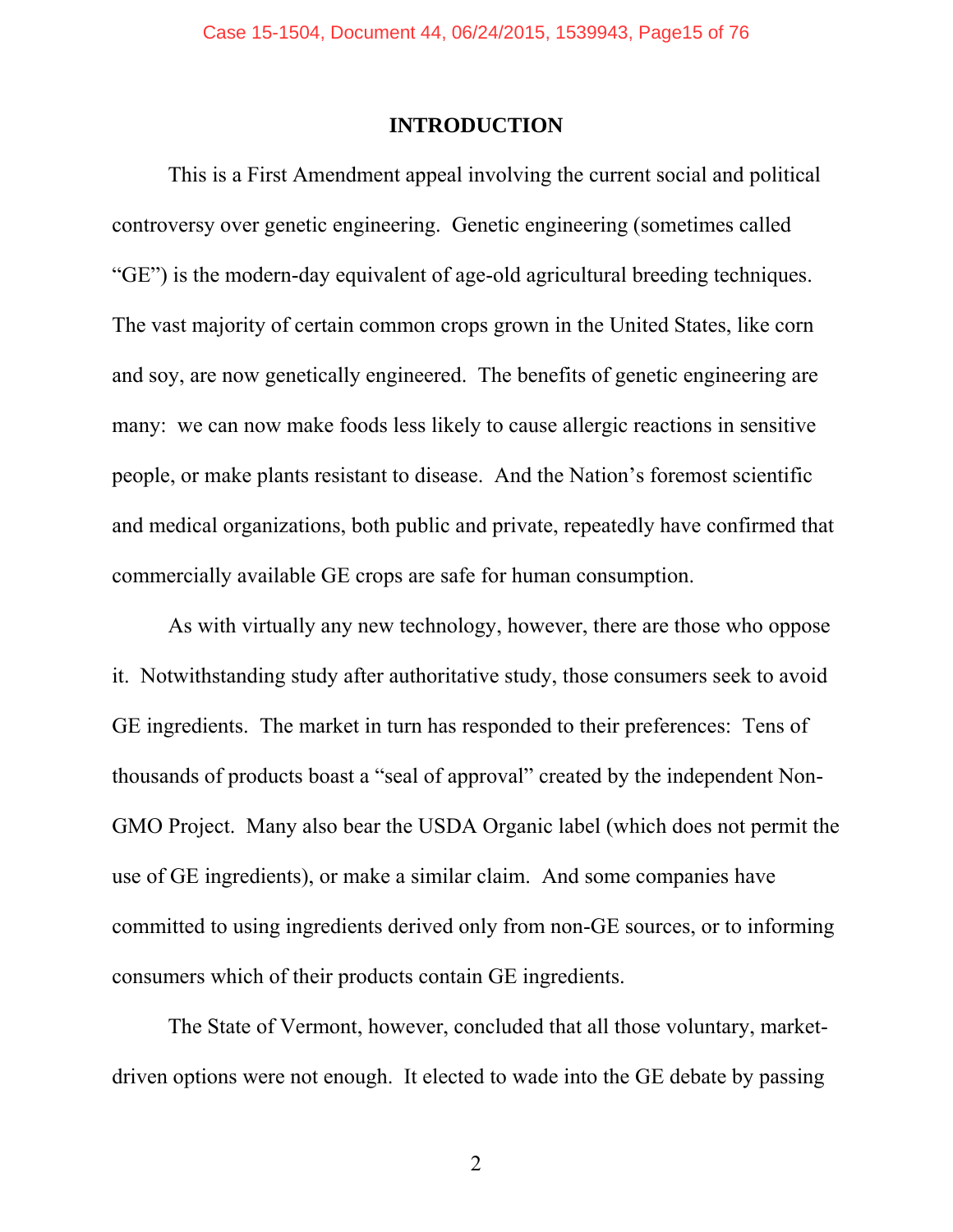## INTRODUCTION

This is a First Amendment appeal involving the current social and political controversy over genetic engineering. Genetic engineering (sometimes called "GE") is the modern-day equivalent of age-old agricultural breeding techniques. The vast majority of certain common crops grown in the United States, like corn and soy, are now genetically engineered. The benefits of genetic engineering are many: we can now make foods less likely to cause allergic reactions in sensitive people, or make plants resistant to disease. And the Nation's foremost scientific and medical organizations, both public and private, repeatedly have confirmed that commercially available GE crops are safe for human consumption.

As with virtually any new technology, however, there are those who oppose it. Notwithstanding study after authoritative study, those consumers seek to avoid GE ingredients. The market in turn has responded to their preferences: Tens of thousands of products boast a "seal of approval" created by the independent Non-GMO Project. Many also bear the USDA Organic label (which does not permit the use of GE ingredients), or make a similar claim. And some companies have committed to using ingredients derived only from non-GE sources, or to informing consumers which of their products contain GE ingredients.

The State of Vermont, however, concluded that all those voluntary, market-driven options were not enough. It elected to wade into the GE debate by passing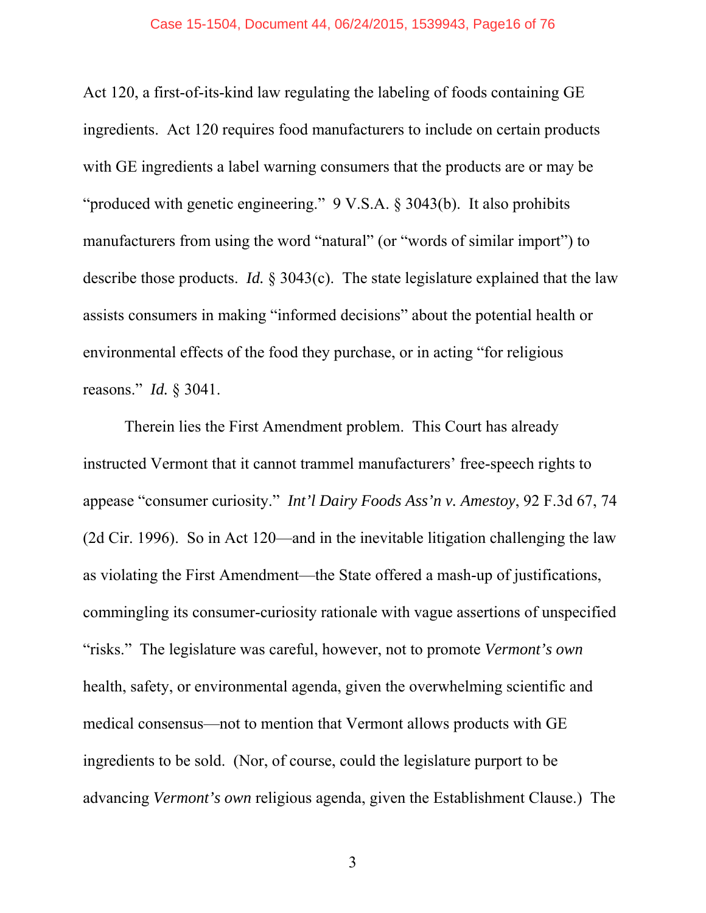Act 120, a first-of-its-kind law regulating the labeling of foods containing GE ingredients. Act 120 requires food manufacturers to include on certain products with GE ingredients a label warning consumers that the products are or may be "produced with genetic engineering." 9 V.S.A. § 3043(b). It also prohibits manufacturers from using the word "natural" (or "words of similar import") to describe those products. *Id.* § 3043(c). The state legislature explained that the law assists consumers in making "informed decisions" about the potential health or environmental effects of the food they purchase, or in acting "for religious reasons." *Id.* § 3041.

Therein lies the First Amendment problem. This Court has already instructed Vermont that it cannot trammel manufacturers' free-speech rights to appease "consumer curiosity." *Int'l Dairy Foods Ass'n v. Amestoy*, 92 F.3d 67, 74 (2d Cir. 1996). So in Act 120—and in the inevitable litigation challenging the law as violating the First Amendment—the State offered a mash-up of justifications, commingling its consumer-curiosity rationale with vague assertions of unspecified "risks." The legislature was careful, however, not to promote *Vermont's own* health, safety, or environmental agenda, given the overwhelming scientific and medical consensus—not to mention that Vermont allows products with GE ingredients to be sold. (Nor, of course, could the legislature purport to be advancing *Vermont's own* religious agenda, given the Establishment Clause.) The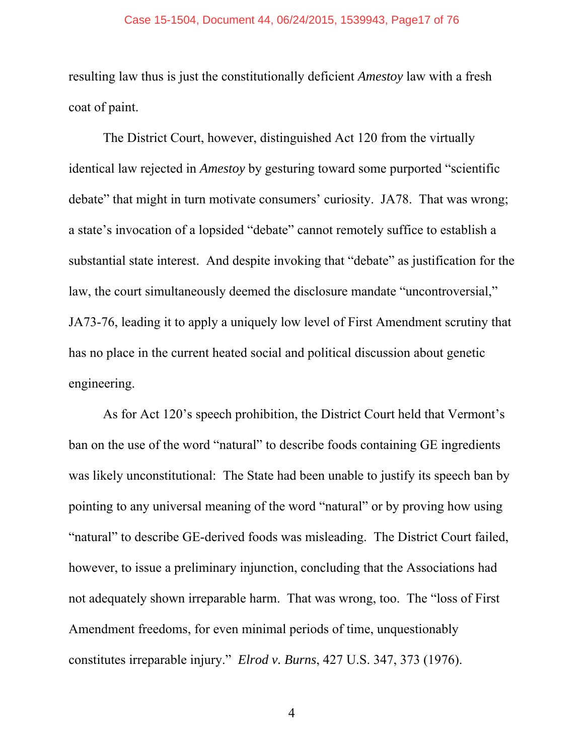resulting law thus is just the constitutionally deficient *Amestoy* law with a fresh coat of paint.

The District Court, however, distinguished Act 120 from the virtually identical law rejected in *Amestoy* by gesturing toward some purported "scientific debate" that might in turn motivate consumers' curiosity. JA78. That was wrong; a state's invocation of a lopsided "debate" cannot remotely suffice to establish a substantial state interest. And despite invoking that "debate" as justification for the law, the court simultaneously deemed the disclosure mandate "uncontroversial," JA73-76, leading it to apply a uniquely low level of First Amendment scrutiny that has no place in the current heated social and political discussion about genetic engineering.

As for Act 120's speech prohibition, the District Court held that Vermont's ban on the use of the word "natural" to describe foods containing GE ingredients was likely unconstitutional: The State had been unable to justify its speech ban by pointing to any universal meaning of the word "natural" or by proving how using "natural" to describe GE-derived foods was misleading. The District Court failed, however, to issue a preliminary injunction, concluding that the Associations had not adequately shown irreparable harm. That was wrong, too. The "loss of First Amendment freedoms, for even minimal periods of time, unquestionably constitutes irreparable injury." *Elrod v. Burns*, 427 U.S. 347, 373 (1976).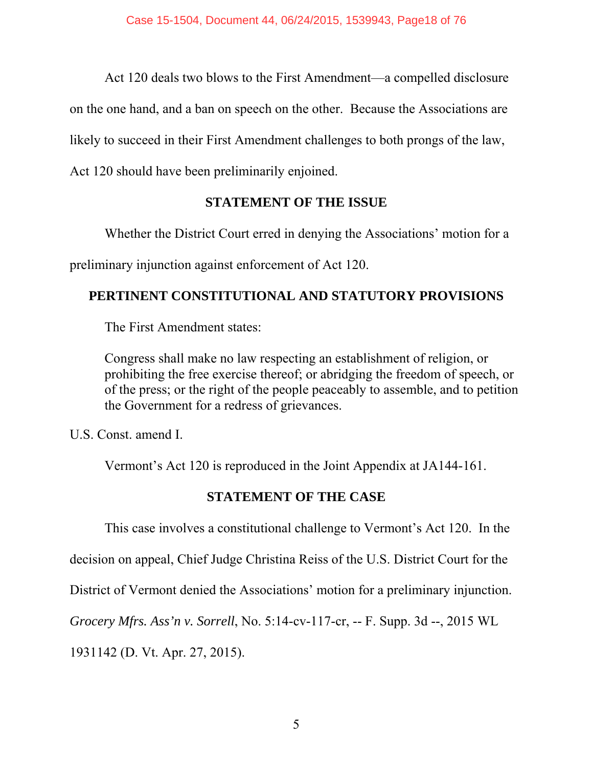Act 120 deals two blows to the First Amendment—a compelled disclosure on the one hand, and a ban on speech on the other. Because the Associations are likely to succeed in their First Amendment challenges to both prongs of the law, Act 120 should have been preliminarily enjoined.

## STATEMENT OF THE ISSUE

Whether the District Court erred in denying the Associations' motion for a preliminary injunction against enforcement of Act 120.

## PERTINENT CONSTITUTIONAL AND STATUTORY PROVISIONS

The First Amendment states:

> Congress shall make no law respecting an establishment of religion, or prohibiting the free exercise thereof; or abridging the freedom of speech, or of the press; or the right of the people peaceably to assemble, and to petition the Government for a redress of grievances.

U.S. Const. amend I.

Vermont's Act 120 is reproduced in the Joint Appendix at JA144-161.

## STATEMENT OF THE CASE

This case involves a constitutional challenge to Vermont's Act 120. In the decision on appeal, Chief Judge Christina Reiss of the U.S. District Court for the District of Vermont denied the Associations' motion for a preliminary injunction. *Grocery Mfrs. Ass'n v. Sorrell*, No. 5:14-cv-117-cr, -- F. Supp. 3d --, 2015 WL 1931142 (D. Vt. Apr. 27, 2015).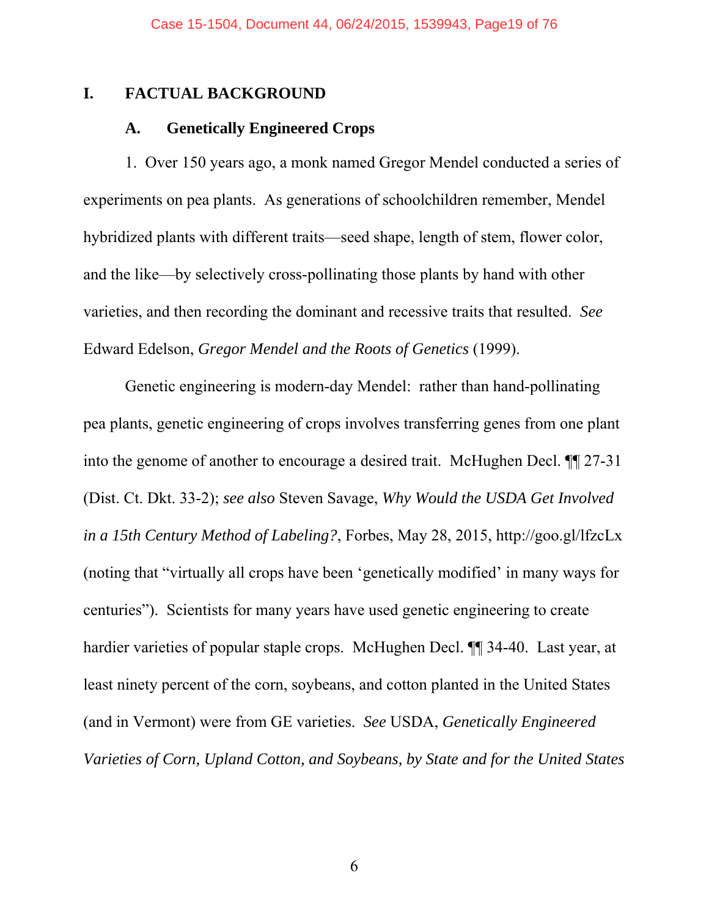## I. FACTUAL BACKGROUND

### A. Genetically Engineered Crops

1. Over 150 years ago, a monk named Gregor Mendel conducted a series of experiments on pea plants. As generations of schoolchildren remember, Mendel hybridized plants with different traits—seed shape, length of stem, flower color, and the like—by selectively cross-pollinating those plants by hand with other varieties, and then recording the dominant and recessive traits that resulted. *See* Edward Edelson, *Gregor Mendel and the Roots of Genetics* (1999).

Genetic engineering is modern-day Mendel: rather than hand-pollinating pea plants, genetic engineering of crops involves transferring genes from one plant into the genome of another to encourage a desired trait. McHughen Decl. ¶¶ 27-31 (Dist. Ct. Dkt. 33-2); *see also* Steven Savage, *Why Would the USDA Get Involved in a 15th Century Method of Labeling?*, Forbes, May 28, 2015, http://goo.gl/lfzcLx (noting that "virtually all crops have been 'genetically modified' in many ways for centuries"). Scientists for many years have used genetic engineering to create hardier varieties of popular staple crops. McHughen Decl. ¶¶ 34-40. Last year, at least ninety percent of the corn, soybeans, and cotton planted in the United States (and in Vermont) were from GE varieties. *See* USDA, *Genetically Engineered Varieties of Corn, Upland Cotton, and Soybeans, by State and for the United States*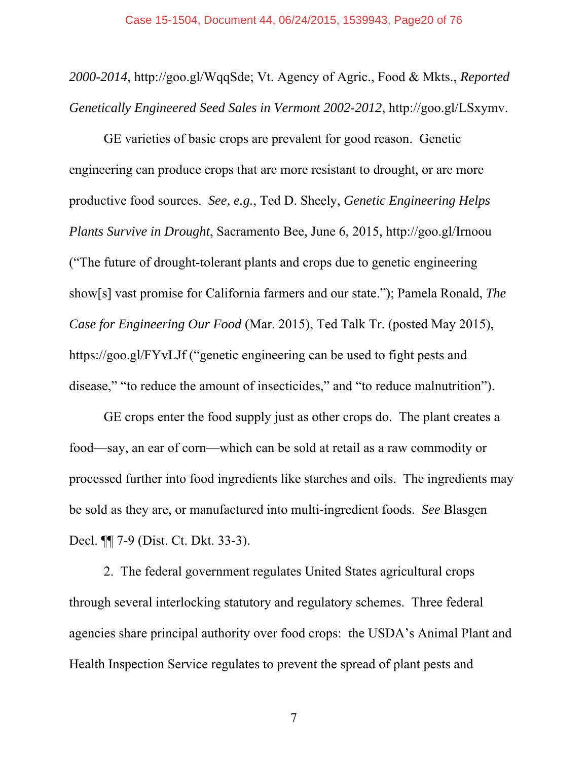*2000-2014*, http://goo.gl/WqqSde; Vt. Agency of Agric., Food & Mkts., *Reported Genetically Engineered Seed Sales in Vermont 2002-2012*, http://goo.gl/LSxymv.

GE varieties of basic crops are prevalent for good reason. Genetic engineering can produce crops that are more resistant to drought, or are more productive food sources. *See, e.g.*, Ted D. Sheely, *Genetic Engineering Helps Plants Survive in Drought*, Sacramento Bee, June 6, 2015, http://goo.gl/Irnoou ("The future of drought-tolerant plants and crops due to genetic engineering show[s] vast promise for California farmers and our state."); Pamela Ronald, *The Case for Engineering Our Food* (Mar. 2015), Ted Talk Tr. (posted May 2015), https://goo.gl/FYvLJf ("genetic engineering can be used to fight pests and disease," "to reduce the amount of insecticides," and "to reduce malnutrition").

GE crops enter the food supply just as other crops do. The plant creates a food—say, an ear of corn—which can be sold at retail as a raw commodity or processed further into food ingredients like starches and oils. The ingredients may be sold as they are, or manufactured into multi-ingredient foods. *See* Blasgen Decl. ¶¶ 7-9 (Dist. Ct. Dkt. 33-3).

2. The federal government regulates United States agricultural crops through several interlocking statutory and regulatory schemes. Three federal agencies share principal authority over food crops: the USDA's Animal Plant and Health Inspection Service regulates to prevent the spread of plant pests and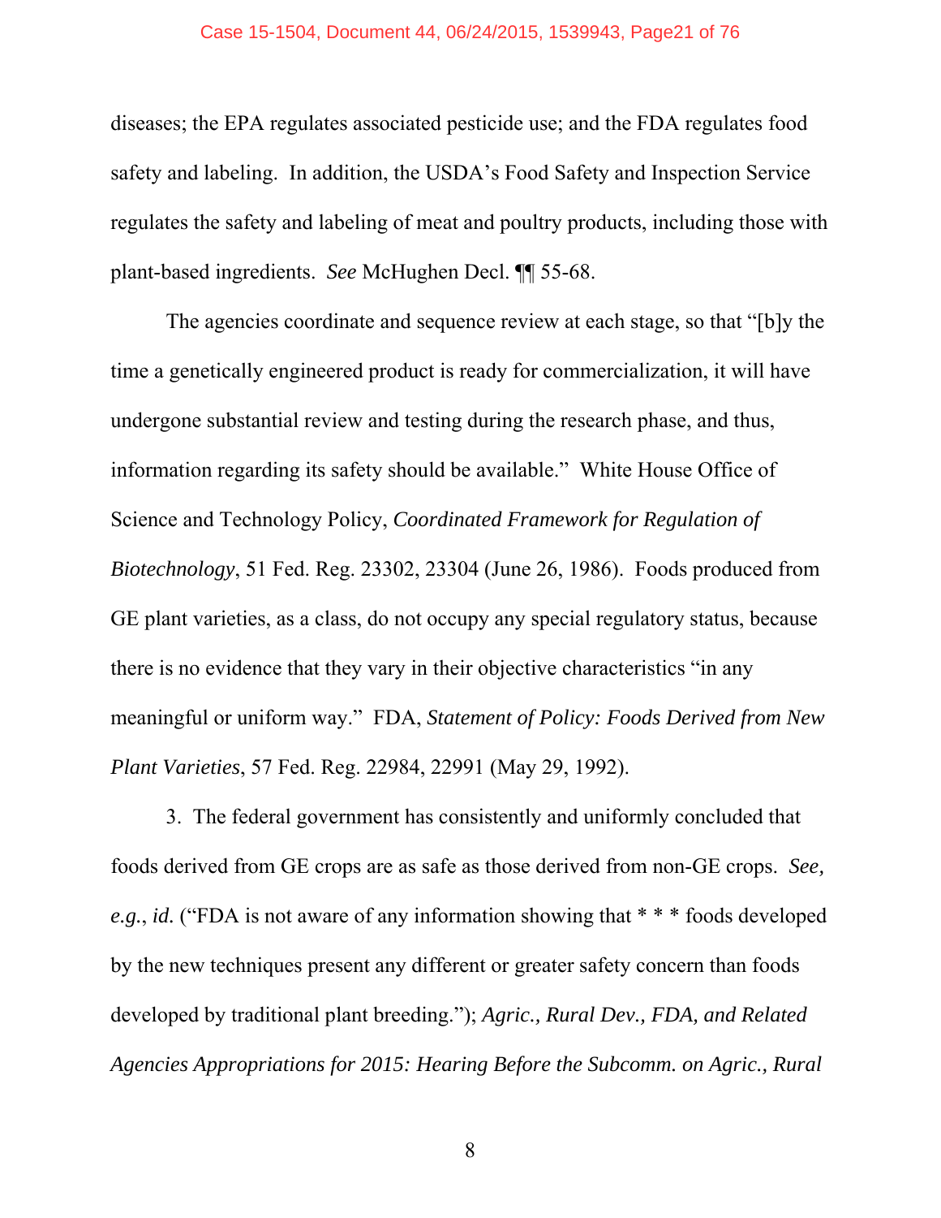diseases; the EPA regulates associated pesticide use; and the FDA regulates food safety and labeling. In addition, the USDA's Food Safety and Inspection Service regulates the safety and labeling of meat and poultry products, including those with plant-based ingredients. *See* McHughen Decl. ¶¶ 55-68.

The agencies coordinate and sequence review at each stage, so that "[b]y the time a genetically engineered product is ready for commercialization, it will have undergone substantial review and testing during the research phase, and thus, information regarding its safety should be available." White House Office of Science and Technology Policy, *Coordinated Framework for Regulation of Biotechnology*, 51 Fed. Reg. 23302, 23304 (June 26, 1986). Foods produced from GE plant varieties, as a class, do not occupy any special regulatory status, because there is no evidence that they vary in their objective characteristics "in any meaningful or uniform way." FDA, *Statement of Policy: Foods Derived from New Plant Varieties*, 57 Fed. Reg. 22984, 22991 (May 29, 1992).

3. The federal government has consistently and uniformly concluded that foods derived from GE crops are as safe as those derived from non-GE crops. *See, e.g.*, *id.* ("FDA is not aware of any information showing that * * * foods developed by the new techniques present any different or greater safety concern than foods developed by traditional plant breeding."); *Agric., Rural Dev., FDA, and Related Agencies Appropriations for 2015: Hearing Before the Subcomm. on Agric., Rural*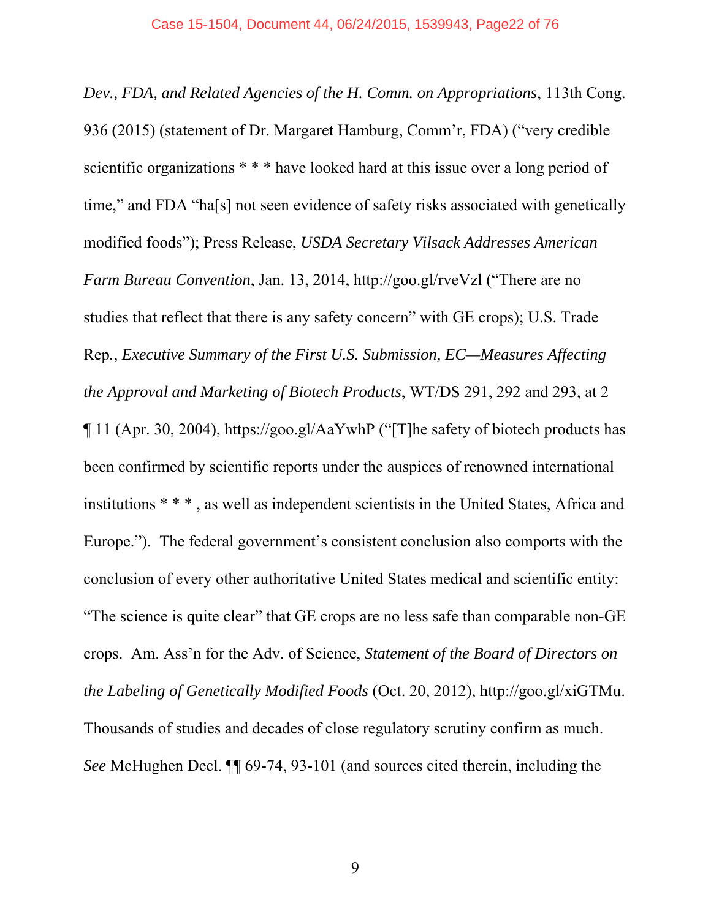*Dev., FDA, and Related Agencies of the H. Comm. on Appropriations*, 113th Cong. 936 (2015) (statement of Dr. Margaret Hamburg, Comm'r, FDA) ("very credible scientific organizations * * * have looked hard at this issue over a long period of time," and FDA "ha[s] not seen evidence of safety risks associated with genetically modified foods"); Press Release, *USDA Secretary Vilsack Addresses American Farm Bureau Convention*, Jan. 13, 2014, http://goo.gl/rveVzl ("There are no studies that reflect that there is any safety concern" with GE crops); U.S. Trade Rep., *Executive Summary of the First U.S. Submission, EC—Measures Affecting the Approval and Marketing of Biotech Products*, WT/DS 291, 292 and 293, at 2 ¶ 11 (Apr. 30, 2004), https://goo.gl/AaYwhP ("[T]he safety of biotech products has been confirmed by scientific reports under the auspices of renowned international institutions * * * , as well as independent scientists in the United States, Africa and Europe."). The federal government's consistent conclusion also comports with the conclusion of every other authoritative United States medical and scientific entity: "The science is quite clear" that GE crops are no less safe than comparable non-GE crops. Am. Ass'n for the Adv. of Science, *Statement of the Board of Directors on the Labeling of Genetically Modified Foods* (Oct. 20, 2012), http://goo.gl/xiGTMu. Thousands of studies and decades of close regulatory scrutiny confirm as much. *See* McHughen Decl. ¶¶ 69-74, 93-101 (and sources cited therein, including the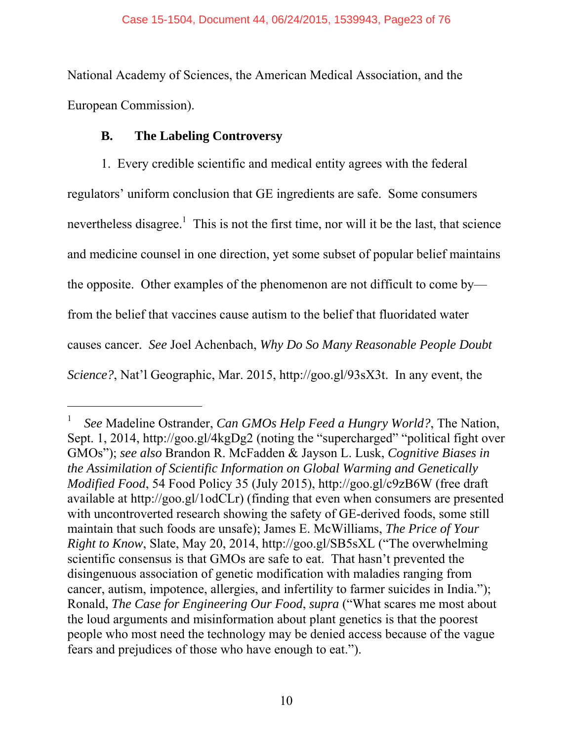National Academy of Sciences, the American Medical Association, and the European Commission).

### B. The Labeling Controversy

1. Every credible scientific and medical entity agrees with the federal regulators' uniform conclusion that GE ingredients are safe. Some consumers nevertheless disagree.[1] This is not the first time, nor will it be the last, that science and medicine counsel in one direction, yet some subset of popular belief maintains the opposite. Other examples of the phenomenon are not difficult to come by—from the belief that vaccines cause autism to the belief that fluoridated water causes cancer. *See* Joel Achenbach, *Why Do So Many Reasonable People Doubt Science?*, Nat'l Geographic, Mar. 2015, http://goo.gl/93sX3t. In any event, the

---

[1] *See* Madeline Ostrander, *Can GMOs Help Feed a Hungry World?*, The Nation, Sept. 1, 2014, http://goo.gl/4kgDg2 (noting the "supercharged" "political fight over GMOs"); *see also* Brandon R. McFadden & Jayson L. Lusk, *Cognitive Biases in the Assimilation of Scientific Information on Global Warming and Genetically Modified Food*, 54 Food Policy 35 (July 2015), http://goo.gl/c9zB6W (free draft available at http://goo.gl/1odCLr) (finding that even when consumers are presented with uncontroverted research showing the safety of GE-derived foods, some still maintain that such foods are unsafe); James E. McWilliams, *The Price of Your Right to Know*, Slate, May 20, 2014, http://goo.gl/SB5sXL ("The overwhelming scientific consensus is that GMOs are safe to eat. That hasn't prevented the disingenuous association of genetic modification with maladies ranging from cancer, autism, impotence, allergies, and infertility to farmer suicides in India."); Ronald, *The Case for Engineering Our Food*, *supra* ("What scares me most about the loud arguments and misinformation about plant genetics is that the poorest people who most need the technology may be denied access because of the vague fears and prejudices of those who have enough to eat.").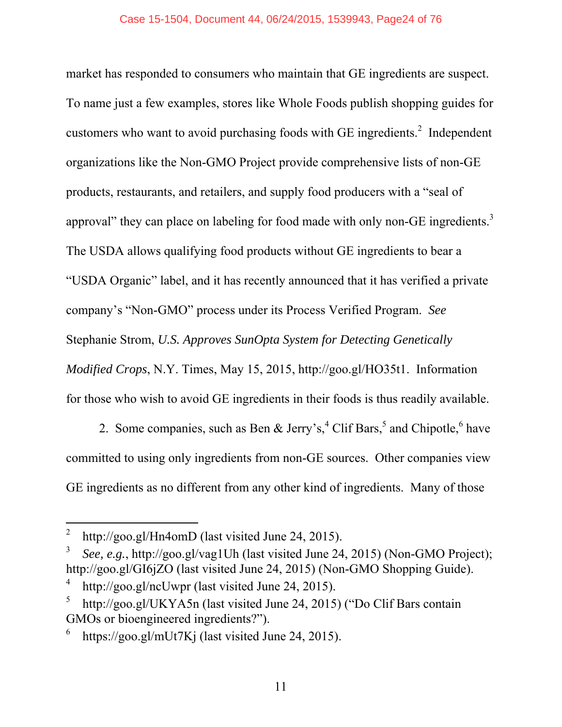market has responded to consumers who maintain that GE ingredients are suspect. To name just a few examples, stores like Whole Foods publish shopping guides for customers who want to avoid purchasing foods with GE ingredients.[2] Independent organizations like the Non-GMO Project provide comprehensive lists of non-GE products, restaurants, and retailers, and supply food producers with a "seal of approval" they can place on labeling for food made with only non-GE ingredients.[3] The USDA allows qualifying food products without GE ingredients to bear a "USDA Organic" label, and it has recently announced that it has verified a private company's "Non-GMO" process under its Process Verified Program. *See* Stephanie Strom, *U.S. Approves SunOpta System for Detecting Genetically Modified Crops*, N.Y. Times, May 15, 2015, http://goo.gl/HO35t1. Information for those who wish to avoid GE ingredients in their foods is thus readily available.

2. Some companies, such as Ben & Jerry's,[4] Clif Bars,[5] and Chipotle,[6] have committed to using only ingredients from non-GE sources. Other companies view GE ingredients as no different from any other kind of ingredients. Many of those

---

[2] http://goo.gl/Hn4omD (last visited June 24, 2015).

[3] *See, e.g.*, http://goo.gl/vag1Uh (last visited June 24, 2015) (Non-GMO Project); http://goo.gl/GI6jZO (last visited June 24, 2015) (Non-GMO Shopping Guide).

[4] http://goo.gl/ncUwpr (last visited June 24, 2015).

[5] http://goo.gl/UKYA5n (last visited June 24, 2015) ("Do Clif Bars contain GMOs or bioengineered ingredients?").

[6] https://goo.gl/mUt7Kj (last visited June 24, 2015).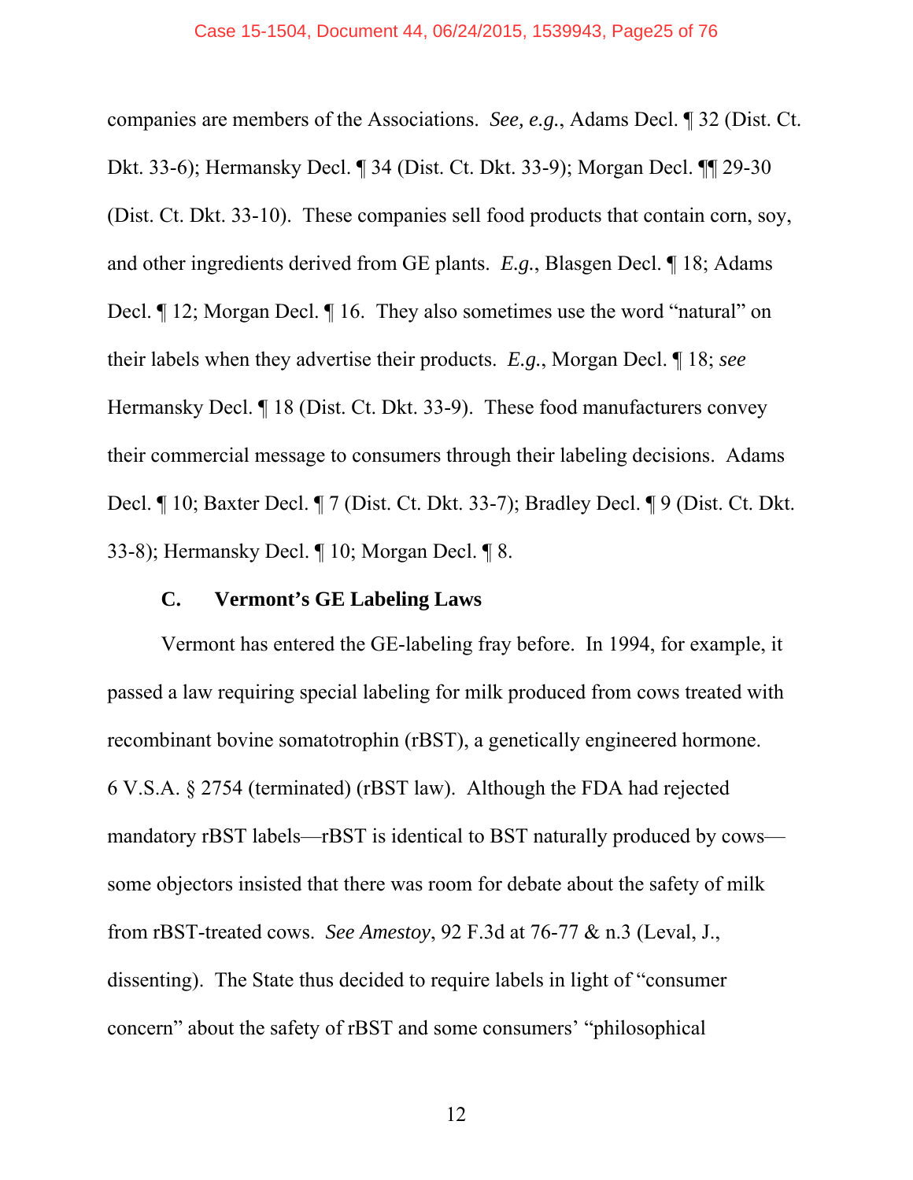companies are members of the Associations. *See, e.g.*, Adams Decl. ¶ 32 (Dist. Ct. Dkt. 33-6); Hermansky Decl. ¶ 34 (Dist. Ct. Dkt. 33-9); Morgan Decl. ¶¶ 29-30 (Dist. Ct. Dkt. 33-10). These companies sell food products that contain corn, soy, and other ingredients derived from GE plants. *E.g.*, Blasgen Decl. ¶ 18; Adams Decl. ¶ 12; Morgan Decl. ¶ 16. They also sometimes use the word "natural" on their labels when they advertise their products. *E.g.*, Morgan Decl. ¶ 18; *see* Hermansky Decl. ¶ 18 (Dist. Ct. Dkt. 33-9). These food manufacturers convey their commercial message to consumers through their labeling decisions. Adams Decl. ¶ 10; Baxter Decl. ¶ 7 (Dist. Ct. Dkt. 33-7); Bradley Decl. ¶ 9 (Dist. Ct. Dkt. 33-8); Hermansky Decl. ¶ 10; Morgan Decl. ¶ 8.

### C. Vermont's GE Labeling Laws

Vermont has entered the GE-labeling fray before. In 1994, for example, it passed a law requiring special labeling for milk produced from cows treated with recombinant bovine somatotrophin (rBST), a genetically engineered hormone. 6 V.S.A. § 2754 (terminated) (rBST law). Although the FDA had rejected mandatory rBST labels—rBST is identical to BST naturally produced by cows—some objectors insisted that there was room for debate about the safety of milk from rBST-treated cows. *See Amestoy*, 92 F.3d at 76-77 & n.3 (Leval, J., dissenting). The State thus decided to require labels in light of "consumer concern" about the safety of rBST and some consumers' "philosophical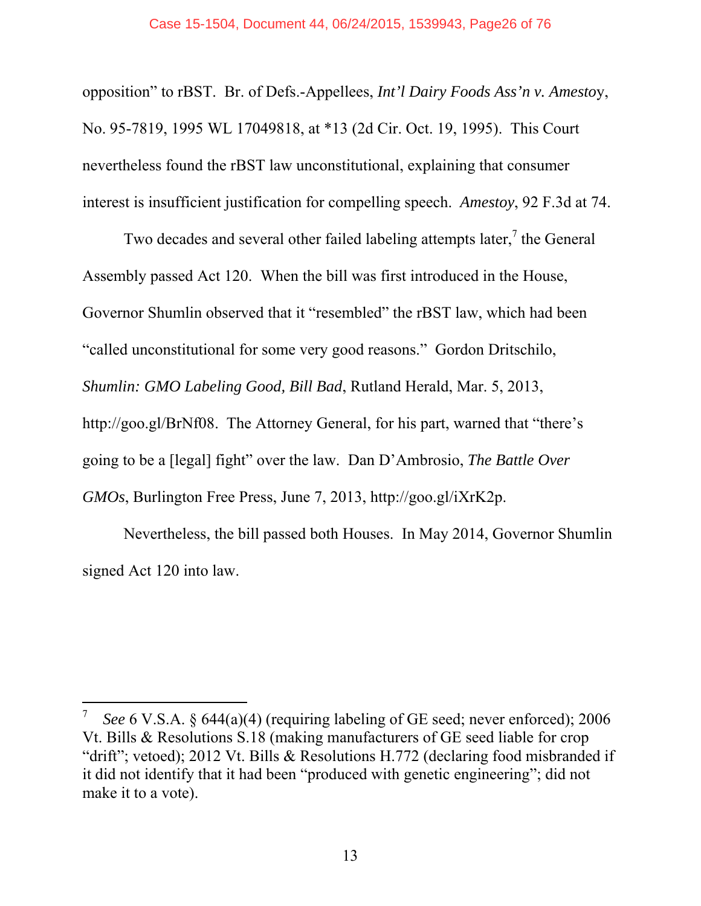opposition" to rBST. Br. of Defs.-Appellees, *Int'l Dairy Foods Ass'n v. Amesto*y, No. 95-7819, 1995 WL 17049818, at *13 (2d Cir. Oct. 19, 1995). This Court nevertheless found the rBST law unconstitutional, explaining that consumer interest is insufficient justification for compelling speech. *Amestoy*, 92 F.3d at 74.

Two decades and several other failed labeling attempts later,[7] the General Assembly passed Act 120. When the bill was first introduced in the House, Governor Shumlin observed that it "resembled" the rBST law, which had been "called unconstitutional for some very good reasons." Gordon Dritschilo, *Shumlin: GMO Labeling Good, Bill Bad*, Rutland Herald, Mar. 5, 2013, http://goo.gl/BrNf08. The Attorney General, for his part, warned that "there's going to be a [legal] fight" over the law. Dan D'Ambrosio, *The Battle Over GMOs*, Burlington Free Press, June 7, 2013, http://goo.gl/iXrK2p.

Nevertheless, the bill passed both Houses. In May 2014, Governor Shumlin signed Act 120 into law.

---

[7] *See* 6 V.S.A. § 644(a)(4) (requiring labeling of GE seed; never enforced); 2006 Vt. Bills & Resolutions S.18 (making manufacturers of GE seed liable for crop "drift"; vetoed); 2012 Vt. Bills & Resolutions H.772 (declaring food misbranded if it did not identify that it had been "produced with genetic engineering"; did not make it to a vote).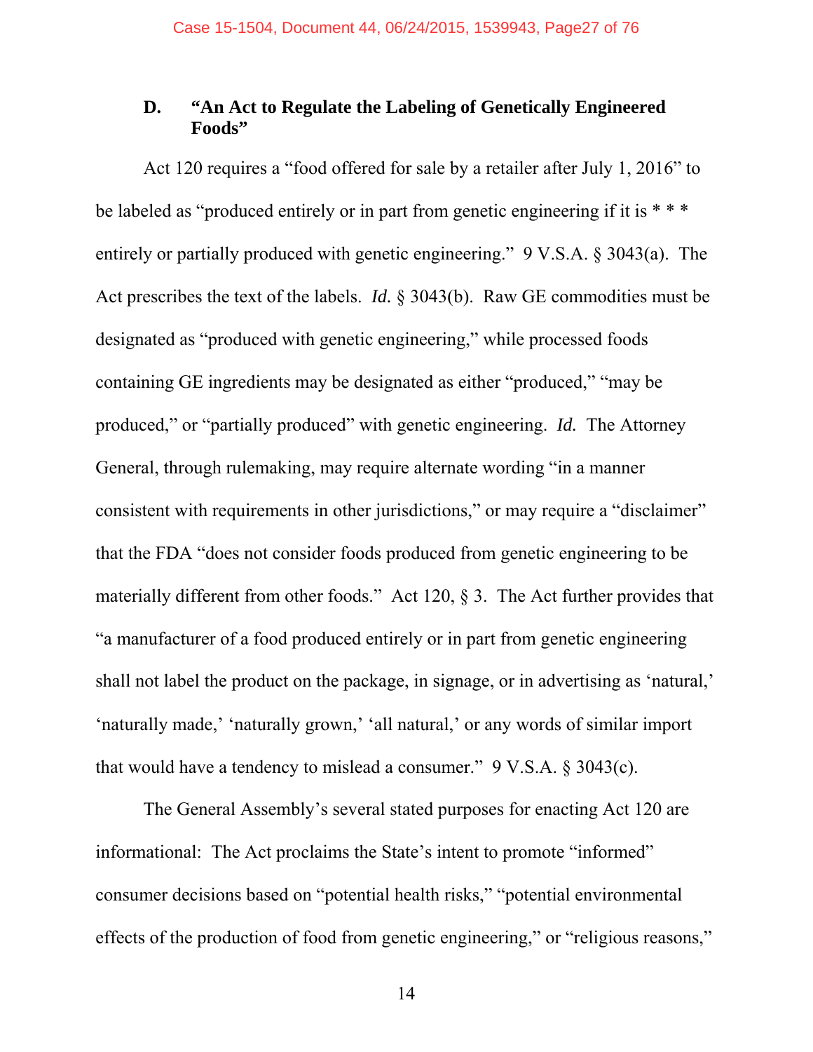### D. "An Act to Regulate the Labeling of Genetically Engineered Foods"

Act 120 requires a "food offered for sale by a retailer after July 1, 2016" to be labeled as "produced entirely or in part from genetic engineering if it is * * * entirely or partially produced with genetic engineering." 9 V.S.A. § 3043(a). The Act prescribes the text of the labels. *Id.* § 3043(b). Raw GE commodities must be designated as "produced with genetic engineering," while processed foods containing GE ingredients may be designated as either "produced," "may be produced," or "partially produced" with genetic engineering. *Id.* The Attorney General, through rulemaking, may require alternate wording "in a manner consistent with requirements in other jurisdictions," or may require a "disclaimer" that the FDA "does not consider foods produced from genetic engineering to be materially different from other foods." Act 120, § 3. The Act further provides that "a manufacturer of a food produced entirely or in part from genetic engineering shall not label the product on the package, in signage, or in advertising as 'natural,' 'naturally made,' 'naturally grown,' 'all natural,' or any words of similar import that would have a tendency to mislead a consumer." 9 V.S.A. § 3043(c).

The General Assembly's several stated purposes for enacting Act 120 are informational: The Act proclaims the State's intent to promote "informed" consumer decisions based on "potential health risks," "potential environmental effects of the production of food from genetic engineering," or "religious reasons,"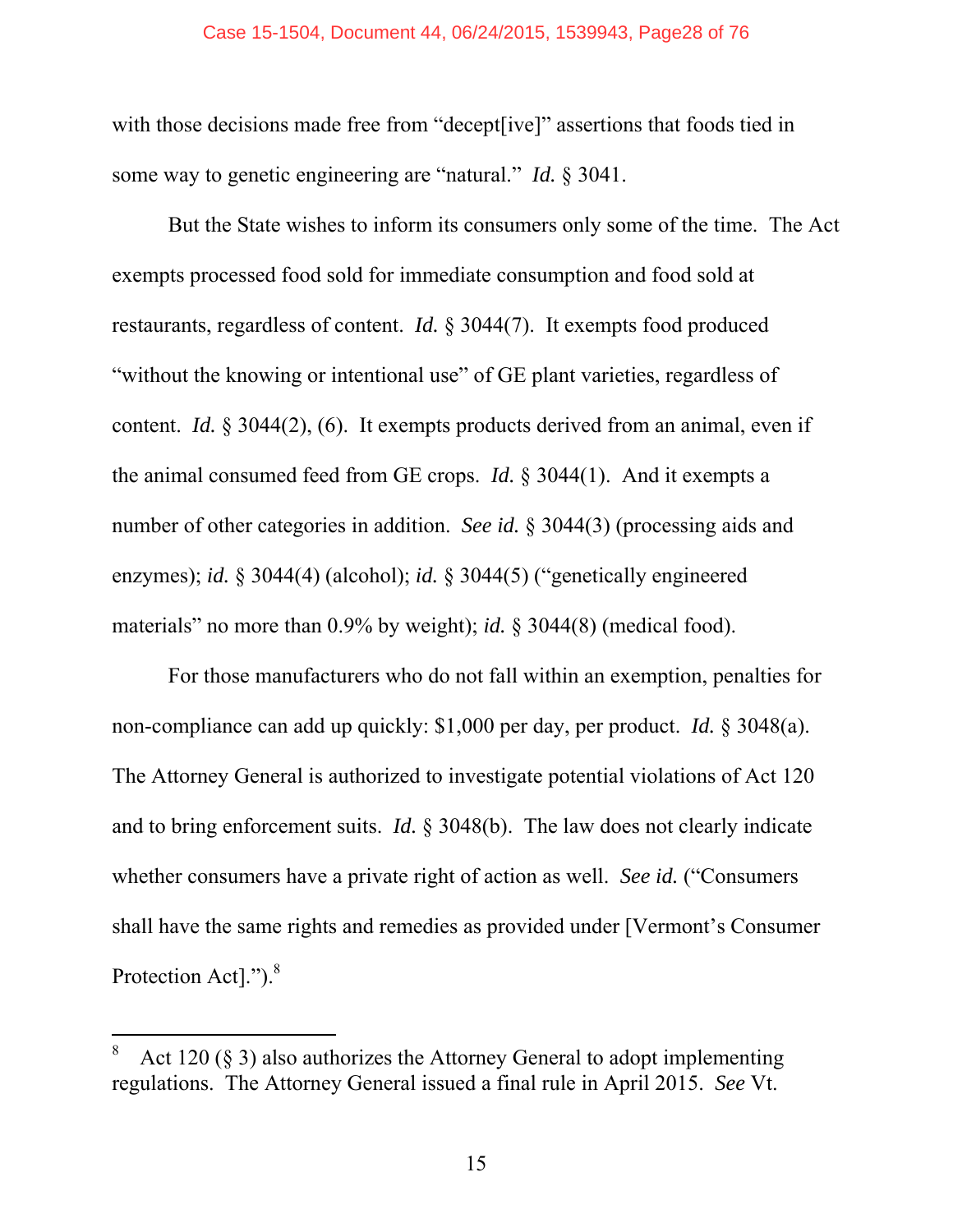with those decisions made free from "decept[ive]" assertions that foods tied in some way to genetic engineering are "natural." *Id.* § 3041.

But the State wishes to inform its consumers only some of the time. The Act exempts processed food sold for immediate consumption and food sold at restaurants, regardless of content. *Id.* § 3044(7). It exempts food produced "without the knowing or intentional use" of GE plant varieties, regardless of content. *Id.* § 3044(2), (6). It exempts products derived from an animal, even if the animal consumed feed from GE crops. *Id.* § 3044(1). And it exempts a number of other categories in addition. *See id.* § 3044(3) (processing aids and enzymes); *id.* § 3044(4) (alcohol); *id.* § 3044(5) ("genetically engineered materials" no more than 0.9% by weight); *id.* § 3044(8) (medical food).

For those manufacturers who do not fall within an exemption, penalties for non-compliance can add up quickly: $1,000 per day, per product. *Id.* § 3048(a). The Attorney General is authorized to investigate potential violations of Act 120 and to bring enforcement suits. *Id.* § 3048(b). The law does not clearly indicate whether consumers have a private right of action as well. *See id.* ("Consumers shall have the same rights and remedies as provided under [Vermont's Consumer Protection Act].").[8]

---

[8] Act 120 (§ 3) also authorizes the Attorney General to adopt implementing regulations. The Attorney General issued a final rule in April 2015. *See* Vt.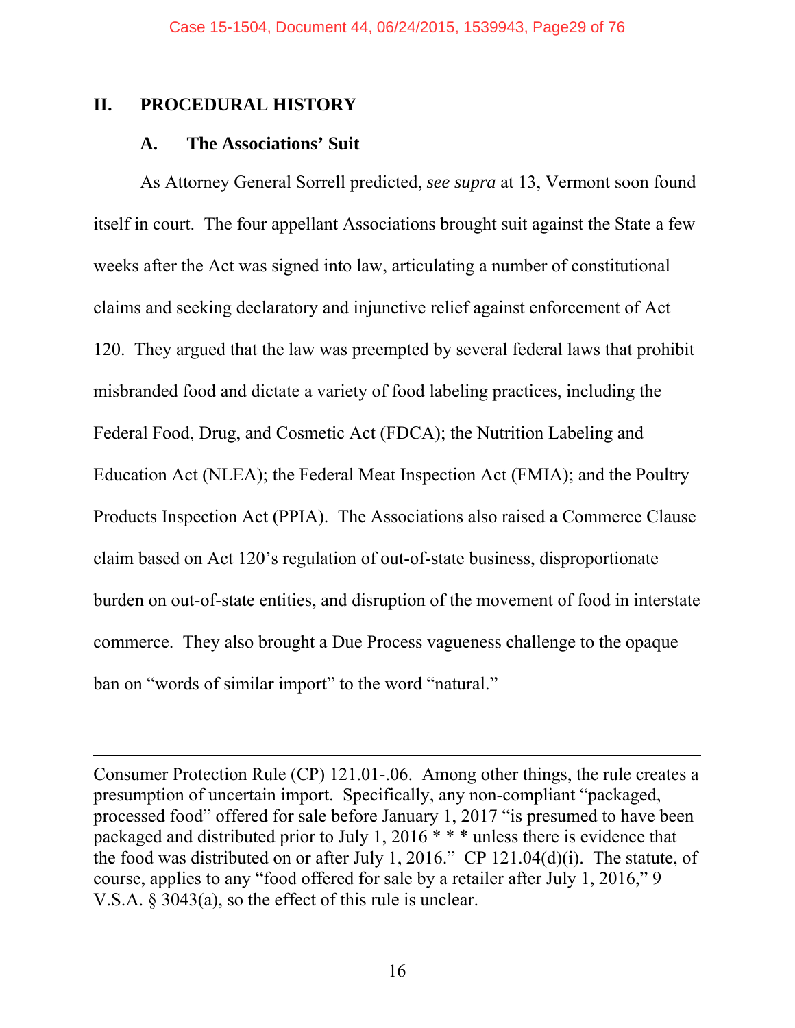## II. PROCEDURAL HISTORY

### A. The Associations' Suit

As Attorney General Sorrell predicted, *see supra* at 13, Vermont soon found itself in court. The four appellant Associations brought suit against the State a few weeks after the Act was signed into law, articulating a number of constitutional claims and seeking declaratory and injunctive relief against enforcement of Act 120. They argued that the law was preempted by several federal laws that prohibit misbranded food and dictate a variety of food labeling practices, including the Federal Food, Drug, and Cosmetic Act (FDCA); the Nutrition Labeling and Education Act (NLEA); the Federal Meat Inspection Act (FMIA); and the Poultry Products Inspection Act (PPIA). The Associations also raised a Commerce Clause claim based on Act 120's regulation of out-of-state business, disproportionate burden on out-of-state entities, and disruption of the movement of food in interstate commerce. They also brought a Due Process vagueness challenge to the opaque ban on "words of similar import" to the word "natural."

---

Consumer Protection Rule (CP) 121.01-.06. Among other things, the rule creates a presumption of uncertain import. Specifically, any non-compliant "packaged, processed food" offered for sale before January 1, 2017 "is presumed to have been packaged and distributed prior to July 1, 2016 * * * unless there is evidence that the food was distributed on or after July 1, 2016." CP 121.04(d)(i). The statute, of course, applies to any "food offered for sale by a retailer after July 1, 2016," 9 V.S.A. § 3043(a), so the effect of this rule is unclear.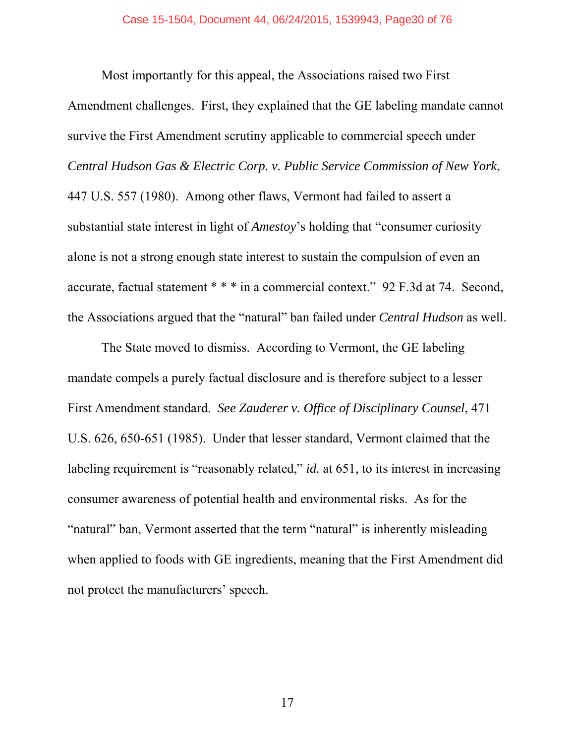Most importantly for this appeal, the Associations raised two First Amendment challenges. First, they explained that the GE labeling mandate cannot survive the First Amendment scrutiny applicable to commercial speech under *Central Hudson Gas & Electric Corp. v. Public Service Commission of New York*, 447 U.S. 557 (1980). Among other flaws, Vermont had failed to assert a substantial state interest in light of *Amestoy*'s holding that "consumer curiosity alone is not a strong enough state interest to sustain the compulsion of even an accurate, factual statement * * * in a commercial context." 92 F.3d at 74. Second, the Associations argued that the "natural" ban failed under *Central Hudson* as well.

The State moved to dismiss. According to Vermont, the GE labeling mandate compels a purely factual disclosure and is therefore subject to a lesser First Amendment standard. *See Zauderer v. Office of Disciplinary Counsel*, 471 U.S. 626, 650-651 (1985). Under that lesser standard, Vermont claimed that the labeling requirement is "reasonably related," *id.* at 651, to its interest in increasing consumer awareness of potential health and environmental risks. As for the "natural" ban, Vermont asserted that the term "natural" is inherently misleading when applied to foods with GE ingredients, meaning that the First Amendment did not protect the manufacturers' speech.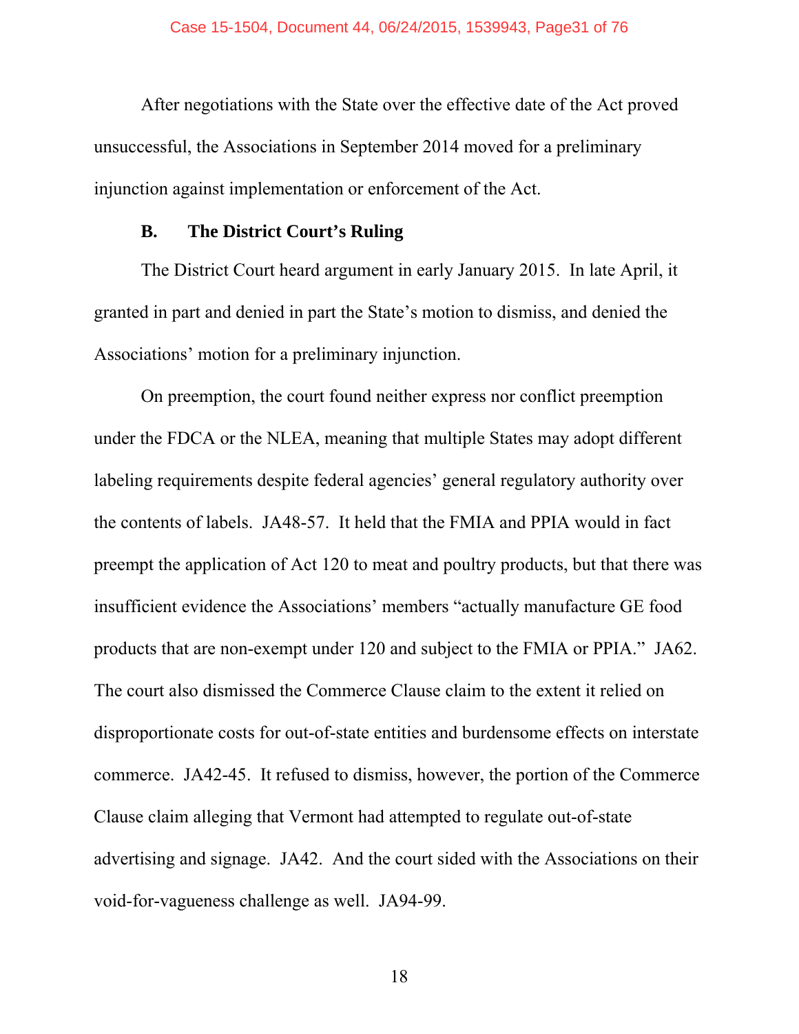After negotiations with the State over the effective date of the Act proved unsuccessful, the Associations in September 2014 moved for a preliminary injunction against implementation or enforcement of the Act.

### B. The District Court's Ruling

The District Court heard argument in early January 2015. In late April, it granted in part and denied in part the State's motion to dismiss, and denied the Associations' motion for a preliminary injunction.

On preemption, the court found neither express nor conflict preemption under the FDCA or the NLEA, meaning that multiple States may adopt different labeling requirements despite federal agencies' general regulatory authority over the contents of labels. JA48-57. It held that the FMIA and PPIA would in fact preempt the application of Act 120 to meat and poultry products, but that there was insufficient evidence the Associations' members "actually manufacture GE food products that are non-exempt under 120 and subject to the FMIA or PPIA." JA62. The court also dismissed the Commerce Clause claim to the extent it relied on disproportionate costs for out-of-state entities and burdensome effects on interstate commerce. JA42-45. It refused to dismiss, however, the portion of the Commerce Clause claim alleging that Vermont had attempted to regulate out-of-state advertising and signage. JA42. And the court sided with the Associations on their void-for-vagueness challenge as well. JA94-99.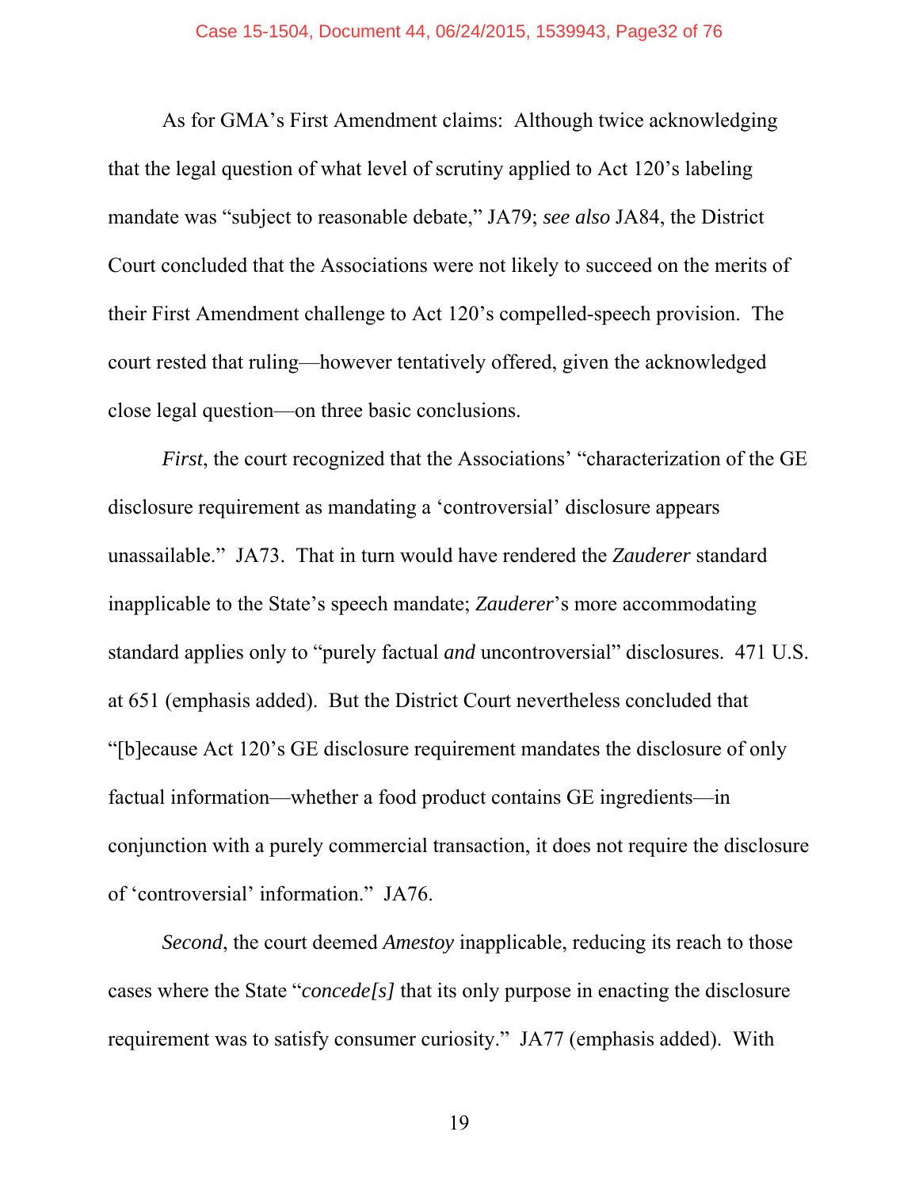As for GMA's First Amendment claims: Although twice acknowledging that the legal question of what level of scrutiny applied to Act 120's labeling mandate was "subject to reasonable debate," JA79; *see also* JA84, the District Court concluded that the Associations were not likely to succeed on the merits of their First Amendment challenge to Act 120's compelled-speech provision. The court rested that ruling—however tentatively offered, given the acknowledged close legal question—on three basic conclusions.

*First*, the court recognized that the Associations' "characterization of the GE disclosure requirement as mandating a 'controversial' disclosure appears unassailable." JA73. That in turn would have rendered the *Zauderer* standard inapplicable to the State's speech mandate; *Zauderer*'s more accommodating standard applies only to "purely factual *and* uncontroversial" disclosures. 471 U.S. at 651 (emphasis added). But the District Court nevertheless concluded that "[b]ecause Act 120's GE disclosure requirement mandates the disclosure of only factual information—whether a food product contains GE ingredients—in conjunction with a purely commercial transaction, it does not require the disclosure of 'controversial' information." JA76.

*Second*, the court deemed *Amestoy* inapplicable, reducing its reach to those cases where the State "*concede[s]* that its only purpose in enacting the disclosure requirement was to satisfy consumer curiosity." JA77 (emphasis added). With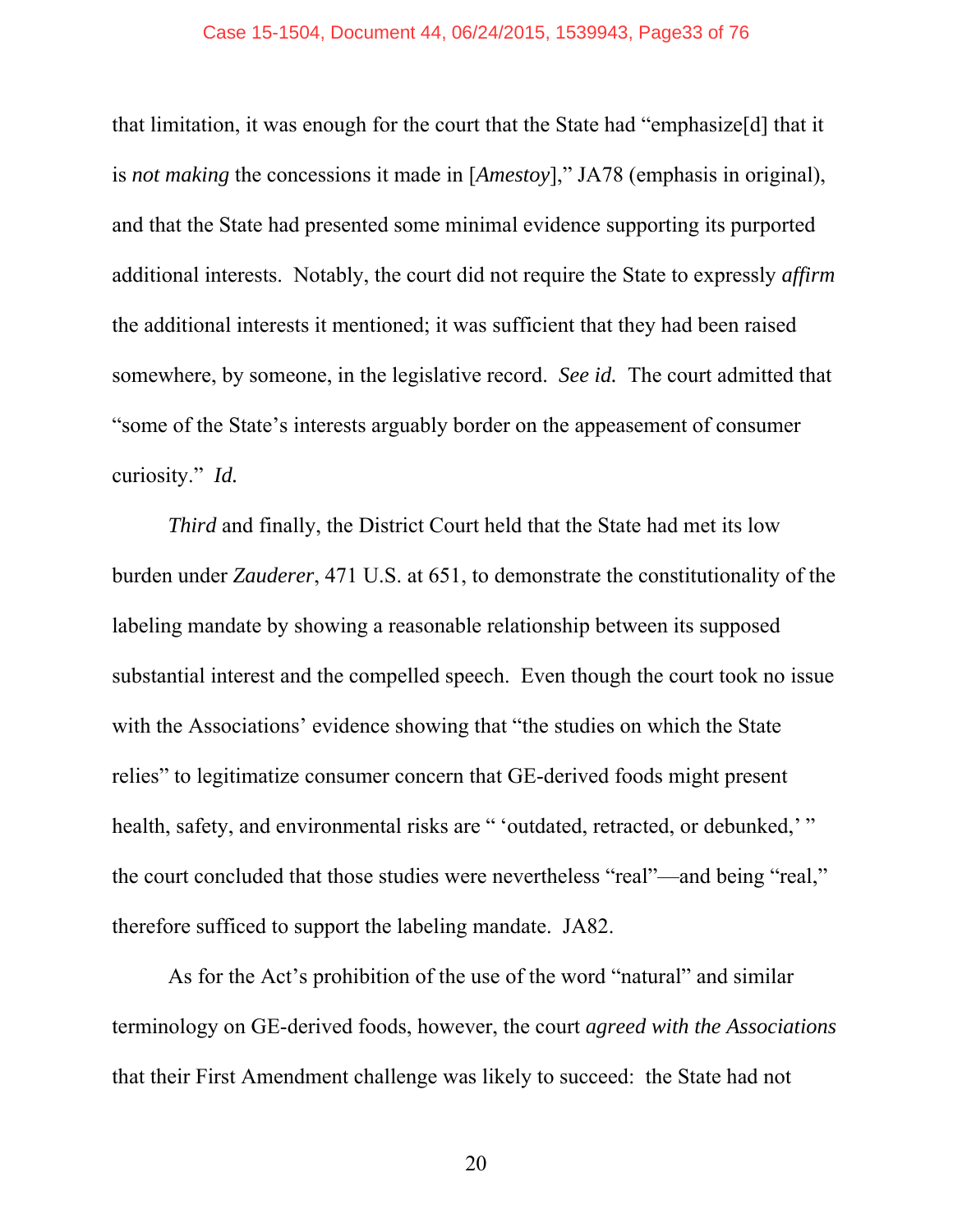that limitation, it was enough for the court that the State had "emphasize[d] that it is *not making* the concessions it made in [*Amestoy*]," JA78 (emphasis in original), and that the State had presented some minimal evidence supporting its purported additional interests. Notably, the court did not require the State to expressly *affirm* the additional interests it mentioned; it was sufficient that they had been raised somewhere, by someone, in the legislative record. *See id.* The court admitted that "some of the State's interests arguably border on the appeasement of consumer curiosity." *Id.*

*Third* and finally, the District Court held that the State had met its low burden under *Zauderer*, 471 U.S. at 651, to demonstrate the constitutionality of the labeling mandate by showing a reasonable relationship between its supposed substantial interest and the compelled speech. Even though the court took no issue with the Associations' evidence showing that "the studies on which the State relies" to legitimize consumer concern that GE-derived foods might present health, safety, and environmental risks are " 'outdated, retracted, or debunked,' " the court concluded that those studies were nevertheless "real"—and being "real," therefore sufficed to support the labeling mandate. JA82.

As for the Act's prohibition of the use of the word "natural" and similar terminology on GE-derived foods, however, the court *agreed with the Associations* that their First Amendment challenge was likely to succeed: the State had not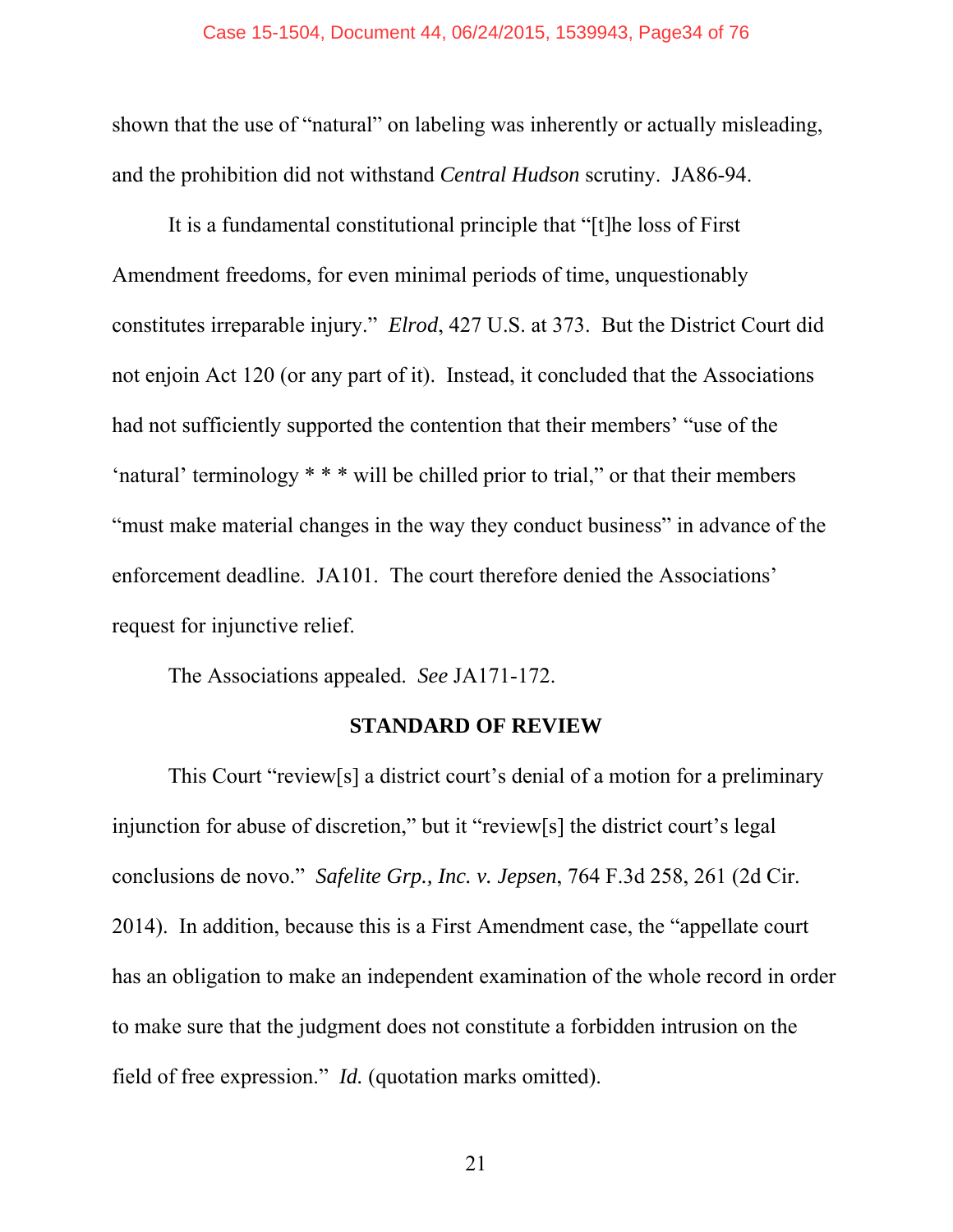shown that the use of "natural" on labeling was inherently or actually misleading, and the prohibition did not withstand *Central Hudson* scrutiny. JA86-94.

It is a fundamental constitutional principle that "[t]he loss of First Amendment freedoms, for even minimal periods of time, unquestionably constitutes irreparable injury." *Elrod*, 427 U.S. at 373. But the District Court did not enjoin Act 120 (or any part of it). Instead, it concluded that the Associations had not sufficiently supported the contention that their members' "use of the 'natural' terminology * * * will be chilled prior to trial," or that their members "must make material changes in the way they conduct business" in advance of the enforcement deadline. JA101. The court therefore denied the Associations' request for injunctive relief.

The Associations appealed. *See* JA171-172.

## STANDARD OF REVIEW

This Court "review[s] a district court's denial of a motion for a preliminary injunction for abuse of discretion," but it "review[s] the district court's legal conclusions de novo." *Safelite Grp., Inc. v. Jepsen*, 764 F.3d 258, 261 (2d Cir. 2014). In addition, because this is a First Amendment case, the "appellate court has an obligation to make an independent examination of the whole record in order to make sure that the judgment does not constitute a forbidden intrusion on the field of free expression." *Id.* (quotation marks omitted).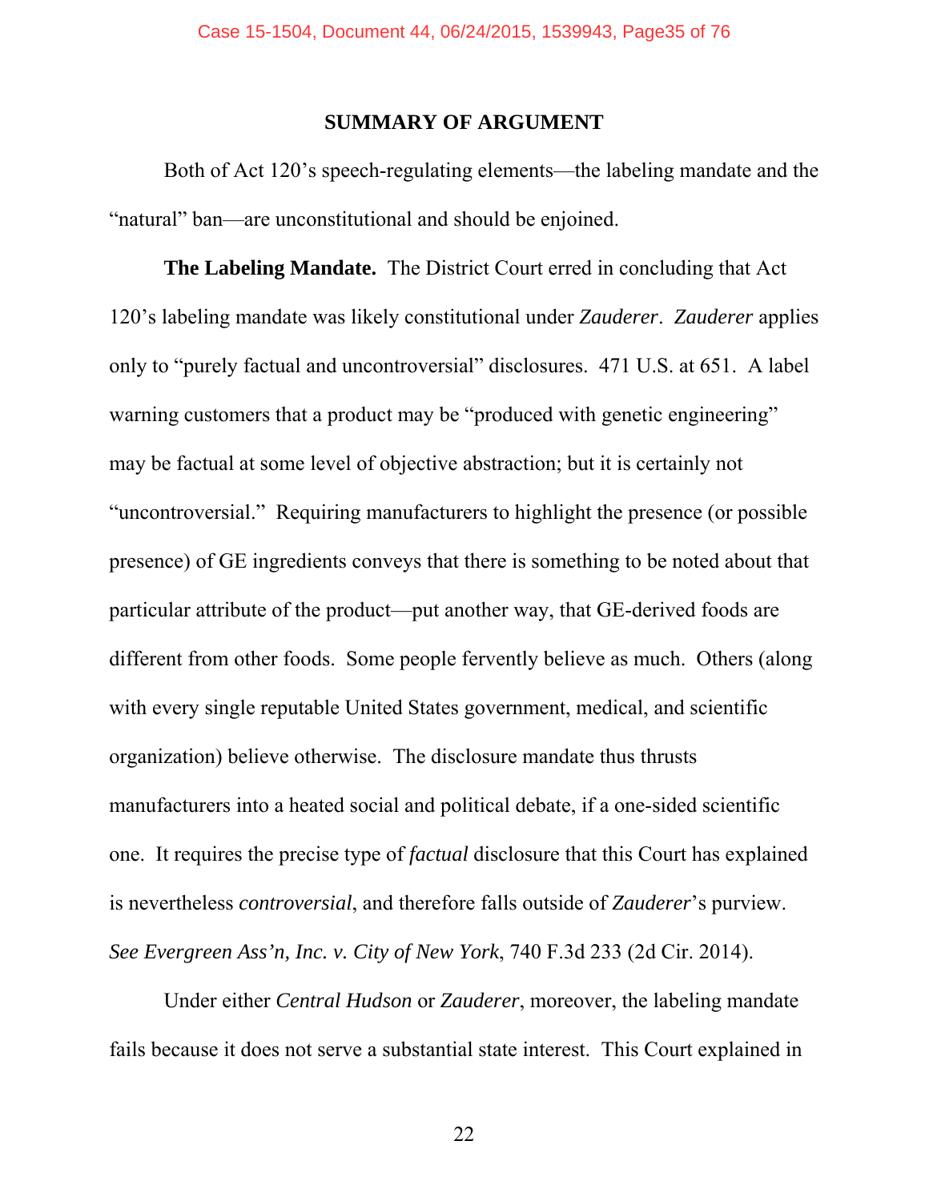## SUMMARY OF ARGUMENT

Both of Act 120's speech-regulating elements—the labeling mandate and the "natural" ban—are unconstitutional and should be enjoined.

**The Labeling Mandate.** The District Court erred in concluding that Act 120's labeling mandate was likely constitutional under *Zauderer*. *Zauderer* applies only to "purely factual and uncontroversial" disclosures. 471 U.S. at 651. A label warning customers that a product may be "produced with genetic engineering" may be factual at some level of objective abstraction; but it is certainly not "uncontroversial." Requiring manufacturers to highlight the presence (or possible presence) of GE ingredients conveys that there is something to be noted about that particular attribute of the product—put another way, that GE-derived foods are different from other foods. Some people fervently believe as much. Others (along with every single reputable United States government, medical, and scientific organization) believe otherwise. The disclosure mandate thus thrusts manufacturers into a heated social and political debate, if a one-sided scientific one. It requires the precise type of *factual* disclosure that this Court has explained is nevertheless *controversial*, and therefore falls outside of *Zauderer*'s purview. *See Evergreen Ass'n, Inc. v. City of New York*, 740 F.3d 233 (2d Cir. 2014).

Under either *Central Hudson* or *Zauderer*, moreover, the labeling mandate fails because it does not serve a substantial state interest. This Court explained in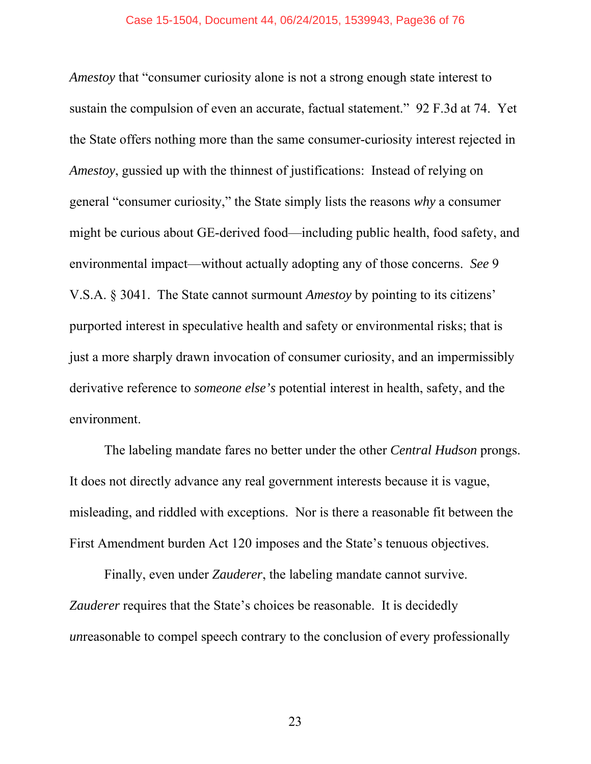*Amestoy* that "consumer curiosity alone is not a strong enough state interest to sustain the compulsion of even an accurate, factual statement." 92 F.3d at 74. Yet the State offers nothing more than the same consumer-curiosity interest rejected in *Amestoy*, gussied up with the thinnest of justifications: Instead of relying on general "consumer curiosity," the State simply lists the reasons *why* a consumer might be curious about GE-derived food—including public health, food safety, and environmental impact—without actually adopting any of those concerns. *See* 9 V.S.A. § 3041. The State cannot surmount *Amestoy* by pointing to its citizens' purported interest in speculative health and safety or environmental risks; that is just a more sharply drawn invocation of consumer curiosity, and an impermissibly derivative reference to *someone else's* potential interest in health, safety, and the environment.

The labeling mandate fares no better under the other *Central Hudson* prongs. It does not directly advance any real government interests because it is vague, misleading, and riddled with exceptions. Nor is there a reasonable fit between the First Amendment burden Act 120 imposes and the State's tenuous objectives.

Finally, even under *Zauderer*, the labeling mandate cannot survive. *Zauderer* requires that the State's choices be reasonable. It is decidedly *un*reasonable to compel speech contrary to the conclusion of every professionally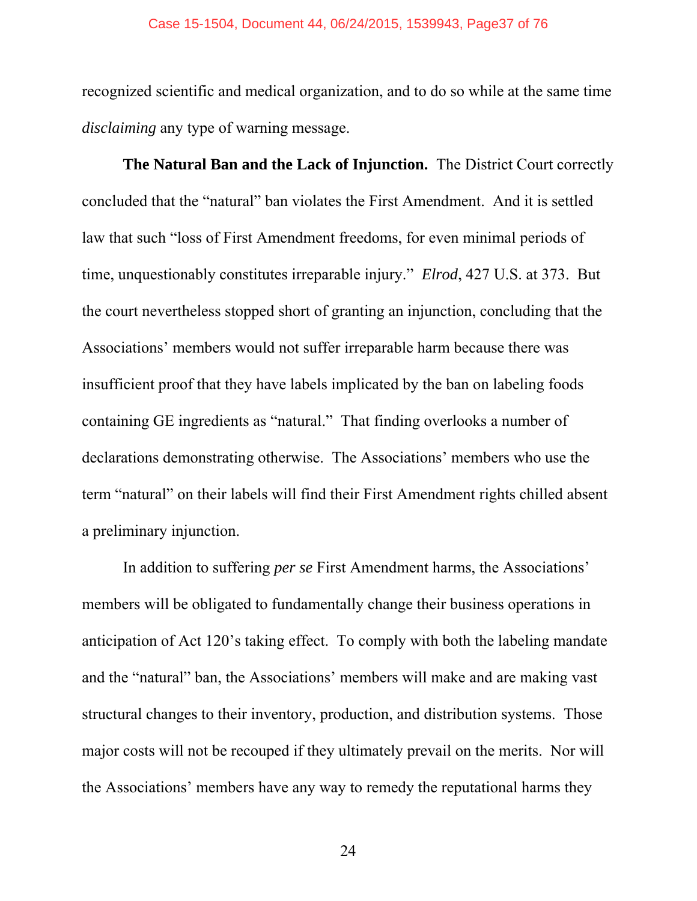recognized scientific and medical organization, and to do so while at the same time *disclaiming* any type of warning message.

**The Natural Ban and the Lack of Injunction.** The District Court correctly concluded that the "natural" ban violates the First Amendment. And it is settled law that such "loss of First Amendment freedoms, for even minimal periods of time, unquestionably constitutes irreparable injury." *Elrod*, 427 U.S. at 373. But the court nevertheless stopped short of granting an injunction, concluding that the Associations' members would not suffer irreparable harm because there was insufficient proof that they have labels implicated by the ban on labeling foods containing GE ingredients as "natural." That finding overlooks a number of declarations demonstrating otherwise. The Associations' members who use the term "natural" on their labels will find their First Amendment rights chilled absent a preliminary injunction.

In addition to suffering *per se* First Amendment harms, the Associations' members will be obligated to fundamentally change their business operations in anticipation of Act 120's taking effect. To comply with both the labeling mandate and the "natural" ban, the Associations' members will make and are making vast structural changes to their inventory, production, and distribution systems. Those major costs will not be recouped if they ultimately prevail on the merits. Nor will the Associations' members have any way to remedy the reputational harms they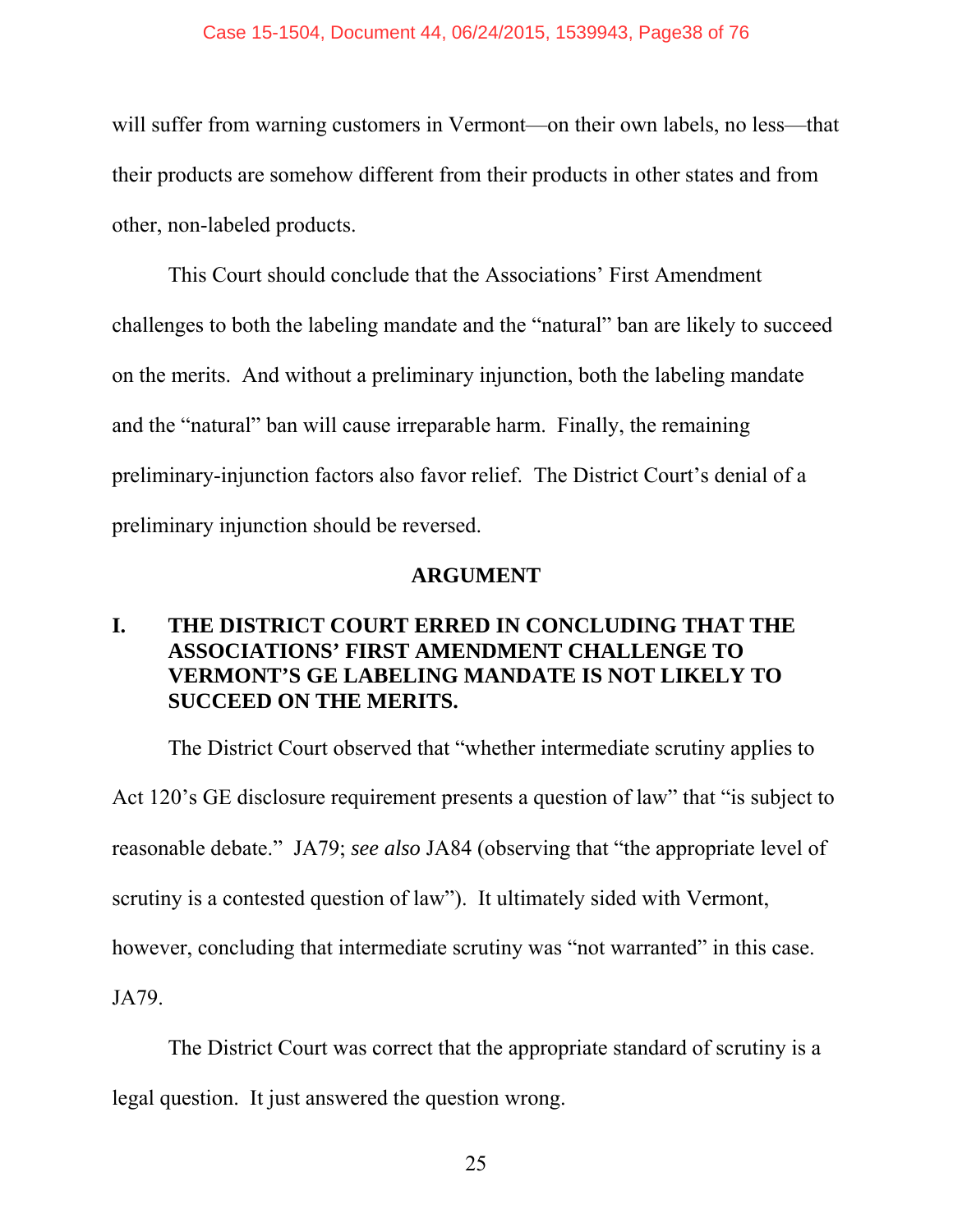will suffer from warning customers in Vermont—on their own labels, no less—that their products are somehow different from their products in other states and from other, non-labeled products.

This Court should conclude that the Associations' First Amendment challenges to both the labeling mandate and the "natural" ban are likely to succeed on the merits. And without a preliminary injunction, both the labeling mandate and the "natural" ban will cause irreparable harm. Finally, the remaining preliminary-injunction factors also favor relief. The District Court's denial of a preliminary injunction should be reversed.

## ARGUMENT

### I. THE DISTRICT COURT ERRED IN CONCLUDING THAT THE ASSOCIATIONS' FIRST AMENDMENT CHALLENGE TO VERMONT'S GE LABELING MANDATE IS NOT LIKELY TO SUCCEED ON THE MERITS.

The District Court observed that "whether intermediate scrutiny applies to Act 120's GE disclosure requirement presents a question of law" that "is subject to reasonable debate." JA79; *see also* JA84 (observing that "the appropriate level of scrutiny is a contested question of law"). It ultimately sided with Vermont, however, concluding that intermediate scrutiny was "not warranted" in this case. JA79.

The District Court was correct that the appropriate standard of scrutiny is a legal question. It just answered the question wrong.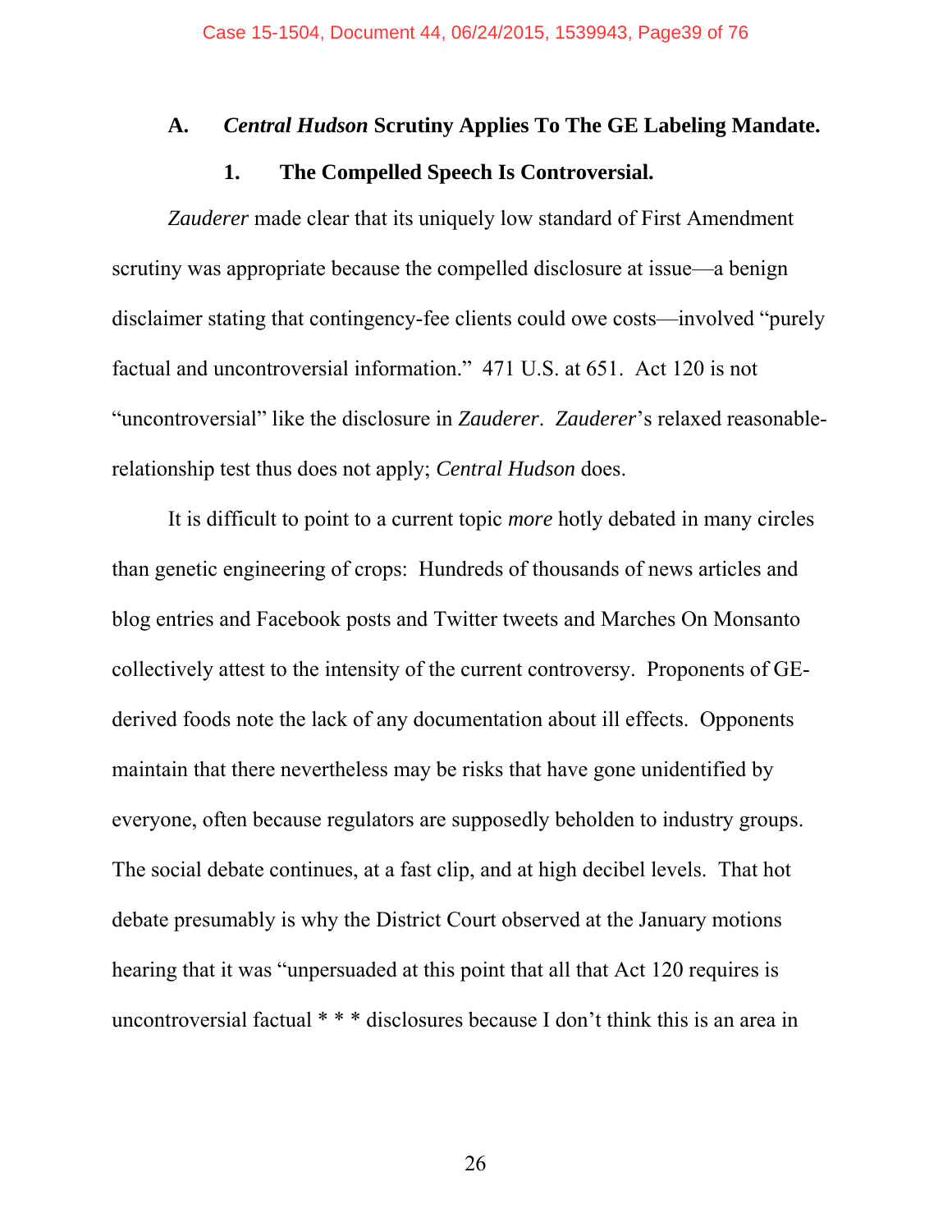### A. *Central Hudson* Scrutiny Applies To The GE Labeling Mandate.

#### 1. The Compelled Speech Is Controversial.

*Zauderer* made clear that its uniquely low standard of First Amendment scrutiny was appropriate because the compelled disclosure at issue—a benign disclaimer stating that contingency-fee clients could owe costs—involved "purely factual and uncontroversial information." 471 U.S. at 651. Act 120 is not "uncontroversial" like the disclosure in *Zauderer*. *Zauderer*'s relaxed reasonable-relationship test thus does not apply; *Central Hudson* does.

It is difficult to point to a current topic *more* hotly debated in many circles than genetic engineering of crops: Hundreds of thousands of news articles and blog entries and Facebook posts and Twitter tweets and Marches On Monsanto collectively attest to the intensity of the current controversy. Proponents of GE-derived foods note the lack of any documentation about ill effects. Opponents maintain that there nevertheless may be risks that have gone unidentified by everyone, often because regulators are supposedly beholden to industry groups. The social debate continues, at a fast clip, and at high decibel levels. That hot debate presumably is why the District Court observed at the January motions hearing that it was "unpersuaded at this point that all that Act 120 requires is uncontroversial factual * * * disclosures because I don't think this is an area in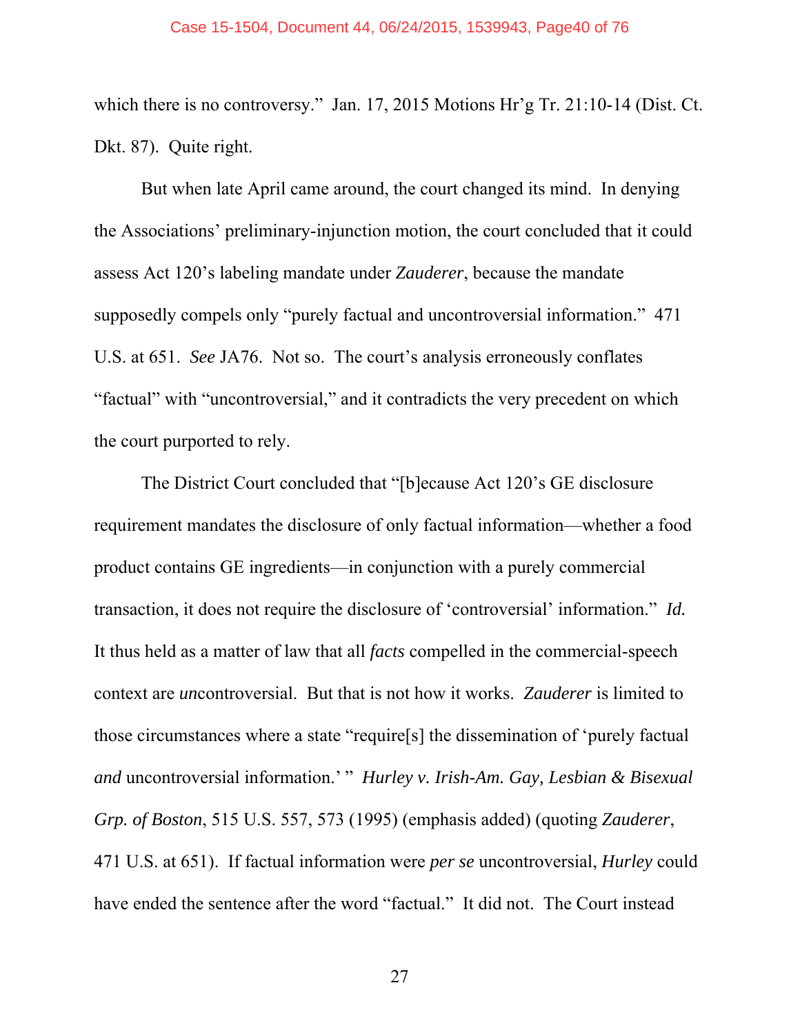which there is no controversy." Jan. 17, 2015 Motions Hr'g Tr. 21:10-14 (Dist. Ct. Dkt. 87). Quite right.

But when late April came around, the court changed its mind. In denying the Associations' preliminary-injunction motion, the court concluded that it could assess Act 120's labeling mandate under *Zauderer*, because the mandate supposedly compels only "purely factual and uncontroversial information." 471 U.S. at 651. *See* JA76. Not so. The court's analysis erroneously conflates "factual" with "uncontroversial," and it contradicts the very precedent on which the court purported to rely.

The District Court concluded that "[b]ecause Act 120's GE disclosure requirement mandates the disclosure of only factual information—whether a food product contains GE ingredients—in conjunction with a purely commercial transaction, it does not require the disclosure of 'controversial' information." *Id.* It thus held as a matter of law that all *facts* compelled in the commercial-speech context are *un*controversial. But that is not how it works. *Zauderer* is limited to those circumstances where a state "require[s] the dissemination of 'purely factual *and* uncontroversial information.' " *Hurley v. Irish-Am. Gay, Lesbian & Bisexual Grp. of Boston*, 515 U.S. 557, 573 (1995) (emphasis added) (quoting *Zauderer*, 471 U.S. at 651). If factual information were *per se* uncontroversial, *Hurley* could have ended the sentence after the word "factual." It did not. The Court instead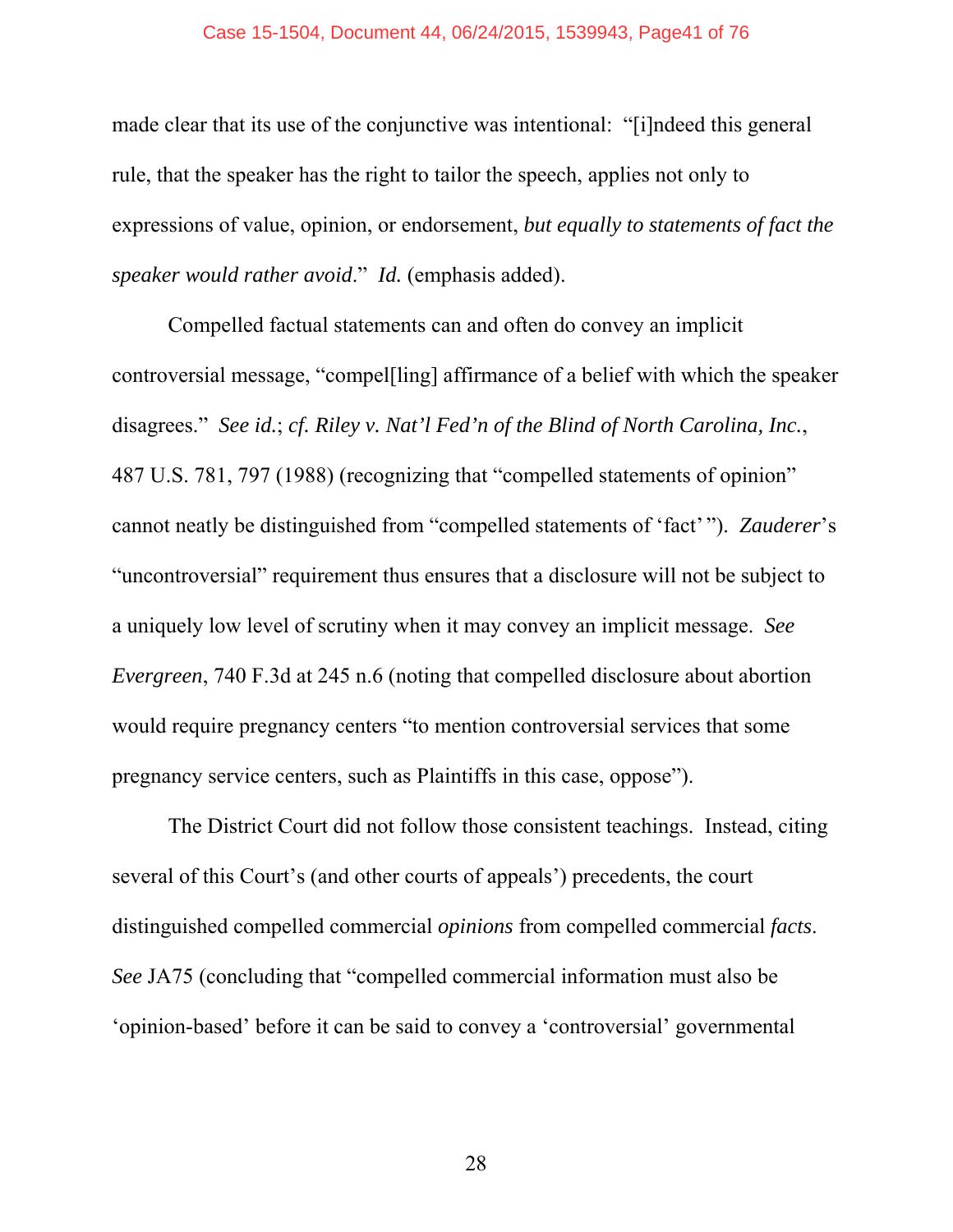made clear that its use of the conjunctive was intentional: "[i]ndeed this general rule, that the speaker has the right to tailor the speech, applies not only to expressions of value, opinion, or endorsement, *but equally to statements of fact the speaker would rather avoid*." *Id.* (emphasis added).

Compelled factual statements can and often do convey an implicit controversial message, "compel[ling] affirmance of a belief with which the speaker disagrees." *See id.*; *cf. Riley v. Nat'l Fed'n of the Blind of North Carolina, Inc.*, 487 U.S. 781, 797 (1988) (recognizing that "compelled statements of opinion" cannot neatly be distinguished from "compelled statements of 'fact'"). *Zauderer*'s "uncontroversial" requirement thus ensures that a disclosure will not be subject to a uniquely low level of scrutiny when it may convey an implicit message. *See Evergreen*, 740 F.3d at 245 n.6 (noting that compelled disclosure about abortion would require pregnancy centers "to mention controversial services that some pregnancy service centers, such as Plaintiffs in this case, oppose").

The District Court did not follow those consistent teachings. Instead, citing several of this Court's (and other courts of appeals') precedents, the court distinguished compelled commercial *opinions* from compelled commercial *facts*. *See* JA75 (concluding that "compelled commercial information must also be 'opinion-based' before it can be said to convey a 'controversial' governmental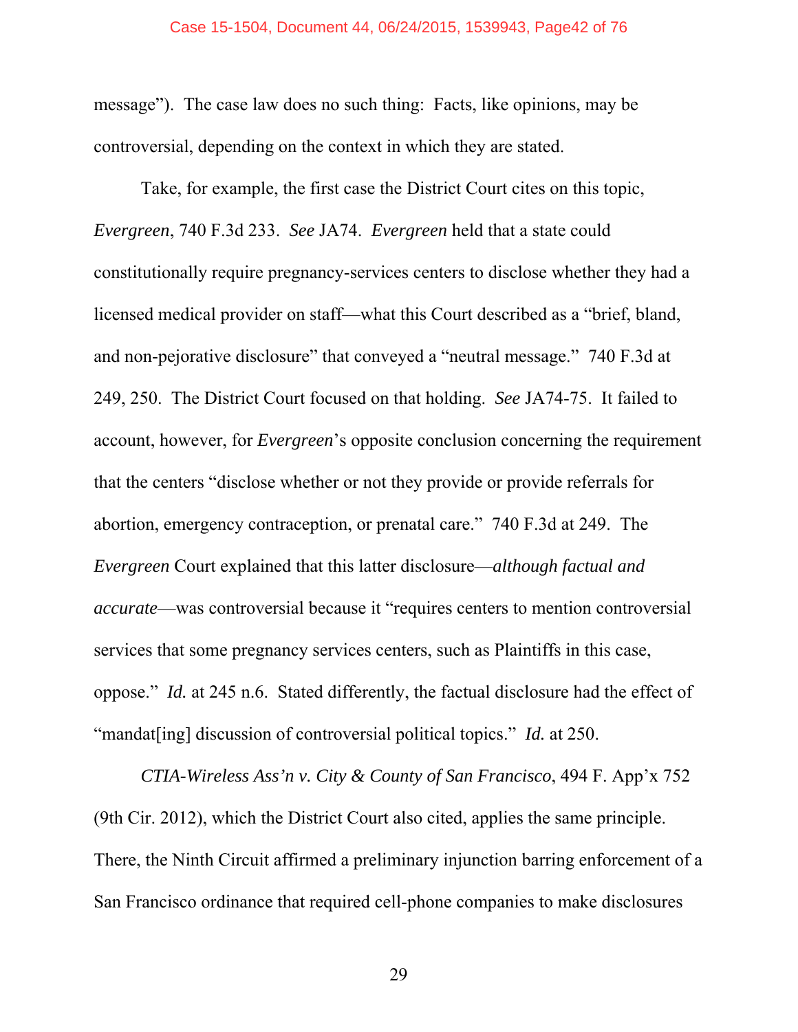message"). The case law does no such thing: Facts, like opinions, may be controversial, depending on the context in which they are stated.

Take, for example, the first case the District Court cites on this topic, *Evergreen*, 740 F.3d 233. *See* JA74. *Evergreen* held that a state could constitutionally require pregnancy-services centers to disclose whether they had a licensed medical provider on staff—what this Court described as a "brief, bland, and non-pejorative disclosure" that conveyed a "neutral message." 740 F.3d at 249, 250. The District Court focused on that holding. *See* JA74-75. It failed to account, however, for *Evergreen*'s opposite conclusion concerning the requirement that the centers "disclose whether or not they provide or provide referrals for abortion, emergency contraception, or prenatal care." 740 F.3d at 249. The *Evergreen* Court explained that this latter disclosure—*although factual and accurate*—was controversial because it "requires centers to mention controversial services that some pregnancy services centers, such as Plaintiffs in this case, oppose." *Id.* at 245 n.6. Stated differently, the factual disclosure had the effect of "mandat[ing] discussion of controversial political topics." *Id.* at 250.

*CTIA-Wireless Ass'n v. City & County of San Francisco*, 494 F. App'x 752 (9th Cir. 2012), which the District Court also cited, applies the same principle. There, the Ninth Circuit affirmed a preliminary injunction barring enforcement of a San Francisco ordinance that required cell-phone companies to make disclosures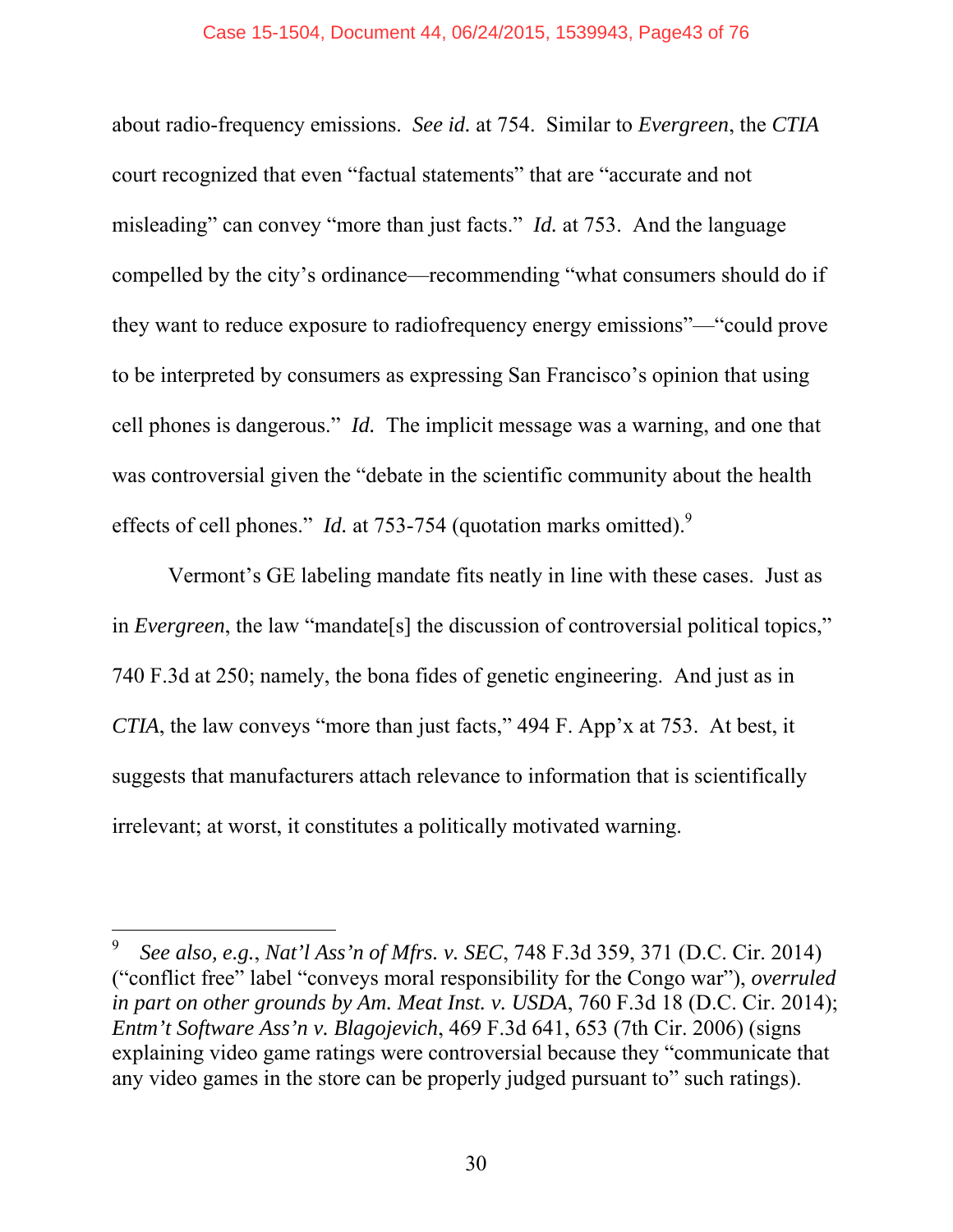about radio-frequency emissions. *See id.* at 754. Similar to *Evergreen*, the *CTIA* court recognized that even "factual statements" that are "accurate and not misleading" can convey "more than just facts." *Id.* at 753. And the language compelled by the city's ordinance—recommending "what consumers should do if they want to reduce exposure to radiofrequency energy emissions"—"could prove to be interpreted by consumers as expressing San Francisco's opinion that using cell phones is dangerous." *Id.* The implicit message was a warning, and one that was controversial given the "debate in the scientific community about the health effects of cell phones." *Id.* at 753-754 (quotation marks omitted).[9]

Vermont's GE labeling mandate fits neatly in line with these cases. Just as in *Evergreen*, the law "mandate[s] the discussion of controversial political topics," 740 F.3d at 250; namely, the bona fides of genetic engineering. And just as in *CTIA*, the law conveys "more than just facts," 494 F. App'x at 753. At best, it suggests that manufacturers attach relevance to information that is scientifically irrelevant; at worst, it constitutes a politically motivated warning.

---

[9] *See also, e.g.*, *Nat'l Ass'n of Mfrs. v. SEC*, 748 F.3d 359, 371 (D.C. Cir. 2014) ("conflict free" label "conveys moral responsibility for the Congo war"), *overruled in part on other grounds by Am. Meat Inst. v. USDA*, 760 F.3d 18 (D.C. Cir. 2014); *Entm't Software Ass'n v. Blagojevich*, 469 F.3d 641, 653 (7th Cir. 2006) (signs explaining video game ratings were controversial because they "communicate that any video games in the store can be properly judged pursuant to" such ratings).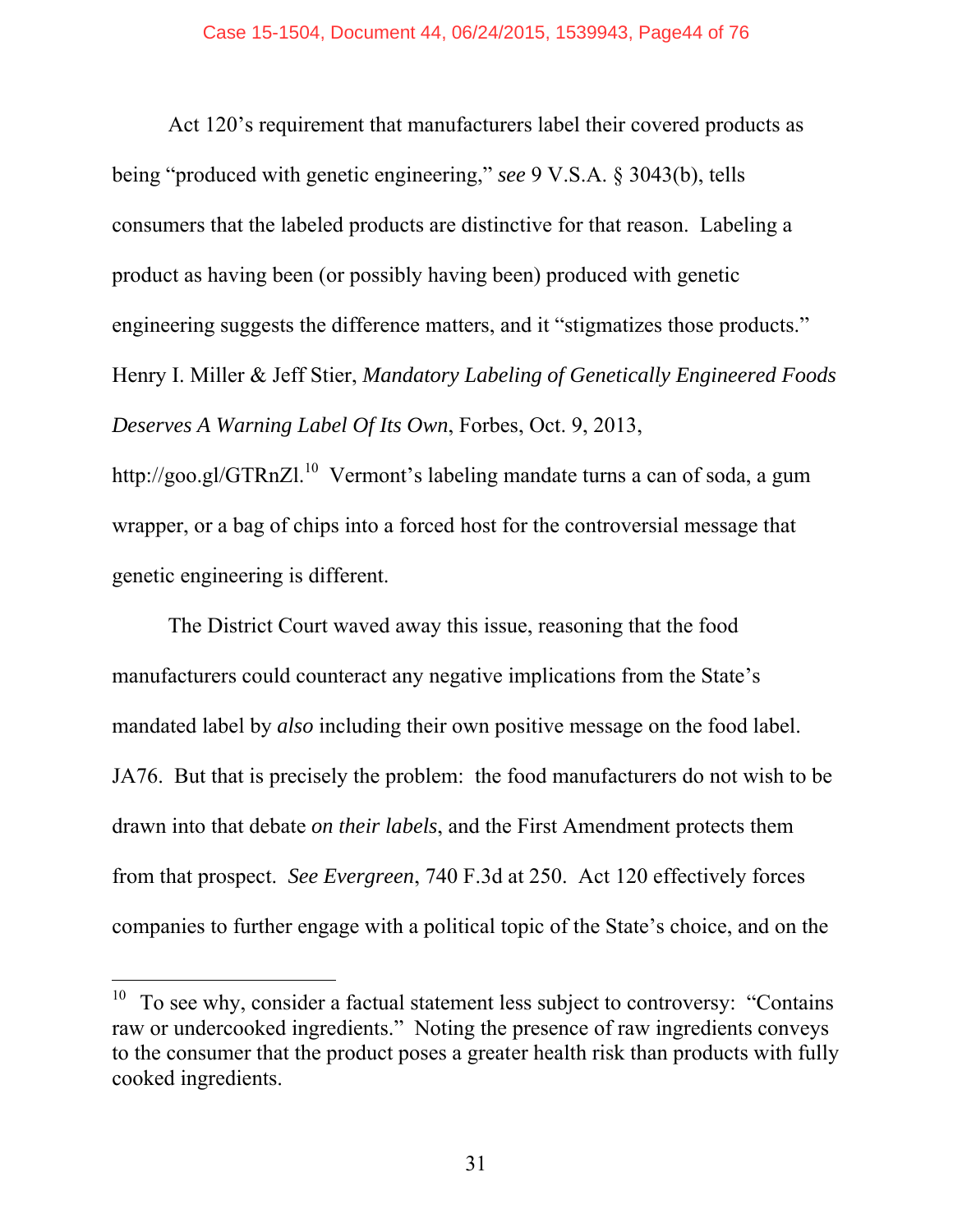Act 120's requirement that manufacturers label their covered products as being "produced with genetic engineering," *see* 9 V.S.A. § 3043(b), tells consumers that the labeled products are distinctive for that reason. Labeling a product as having been (or possibly having been) produced with genetic engineering suggests the difference matters, and it "stigmatizes those products." Henry I. Miller & Jeff Stier, *Mandatory Labeling of Genetically Engineered Foods Deserves A Warning Label Of Its Own*, Forbes, Oct. 9, 2013, http://goo.gl/GTRnZl.[10] Vermont's labeling mandate turns a can of soda, a gum wrapper, or a bag of chips into a forced host for the controversial message that genetic engineering is different.

The District Court waved away this issue, reasoning that the food manufacturers could counteract any negative implications from the State's mandated label by *also* including their own positive message on the food label. JA76. But that is precisely the problem: the food manufacturers do not wish to be drawn into that debate *on their labels*, and the First Amendment protects them from that prospect. *See Evergreen*, 740 F.3d at 250. Act 120 effectively forces companies to further engage with a political topic of the State's choice, and on the

---

[10] To see why, consider a factual statement less subject to controversy: "Contains raw or undercooked ingredients." Noting the presence of raw ingredients conveys to the consumer that the product poses a greater health risk than products with fully cooked ingredients.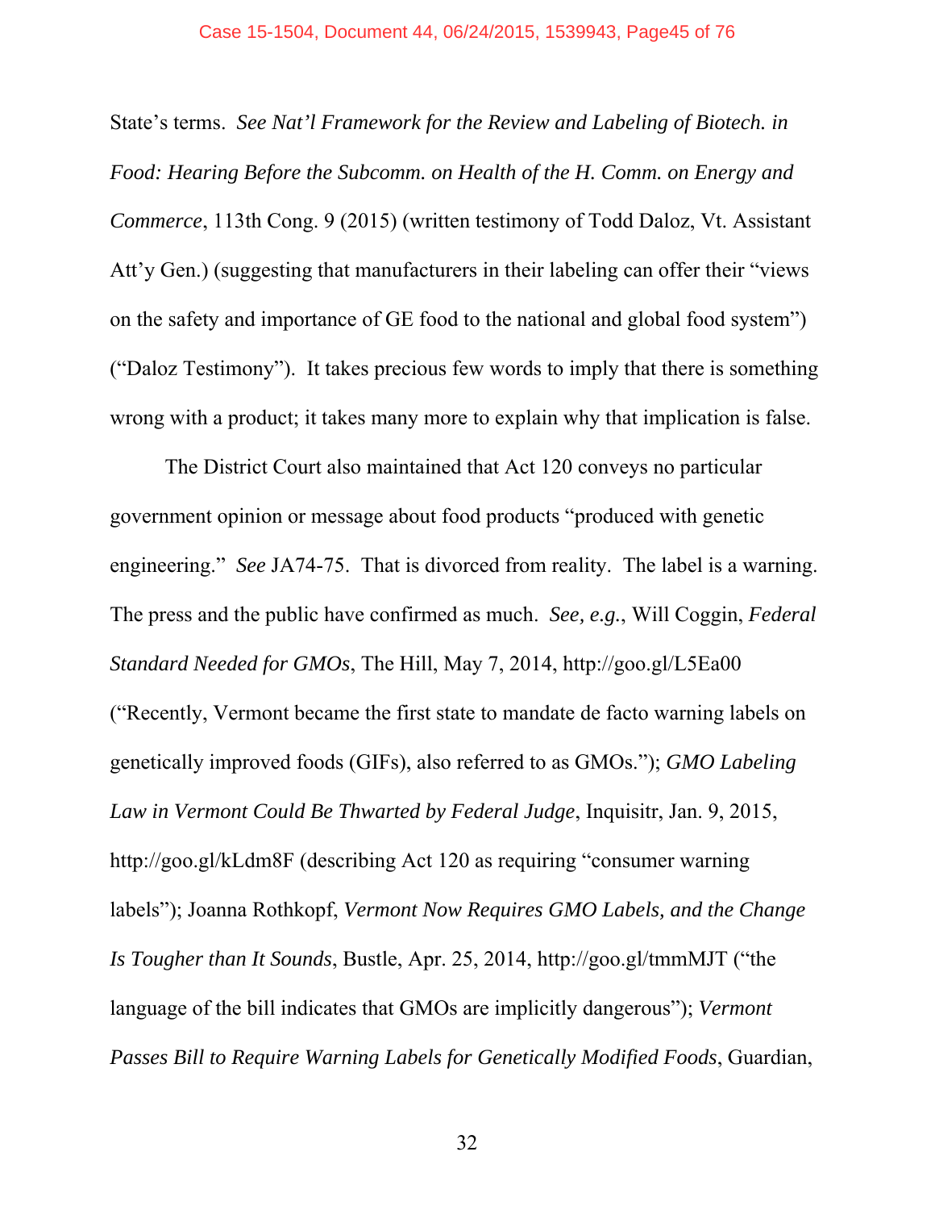State's terms. *See Nat'l Framework for the Review and Labeling of Biotech. in Food: Hearing Before the Subcomm. on Health of the H. Comm. on Energy and Commerce*, 113th Cong. 9 (2015) (written testimony of Todd Daloz, Vt. Assistant Att'y Gen.) (suggesting that manufacturers in their labeling can offer their "views on the safety and importance of GE food to the national and global food system") ("Daloz Testimony"). It takes precious few words to imply that there is something wrong with a product; it takes many more to explain why that implication is false.

The District Court also maintained that Act 120 conveys no particular government opinion or message about food products "produced with genetic engineering." *See* JA74-75. That is divorced from reality. The label is a warning. The press and the public have confirmed as much. *See, e.g.*, Will Coggin, *Federal Standard Needed for GMOs*, The Hill, May 7, 2014, http://goo.gl/L5Ea00 ("Recently, Vermont became the first state to mandate de facto warning labels on genetically improved foods (GIFs), also referred to as GMOs."); *GMO Labeling Law in Vermont Could Be Thwarted by Federal Judge*, Inquisitr, Jan. 9, 2015, http://goo.gl/kLdm8F (describing Act 120 as requiring "consumer warning labels"); Joanna Rothkopf, *Vermont Now Requires GMO Labels, and the Change Is Tougher than It Sounds*, Bustle, Apr. 25, 2014, http://goo.gl/tmmMJT ("the language of the bill indicates that GMOs are implicitly dangerous"); *Vermont Passes Bill to Require Warning Labels for Genetically Modified Foods*, Guardian,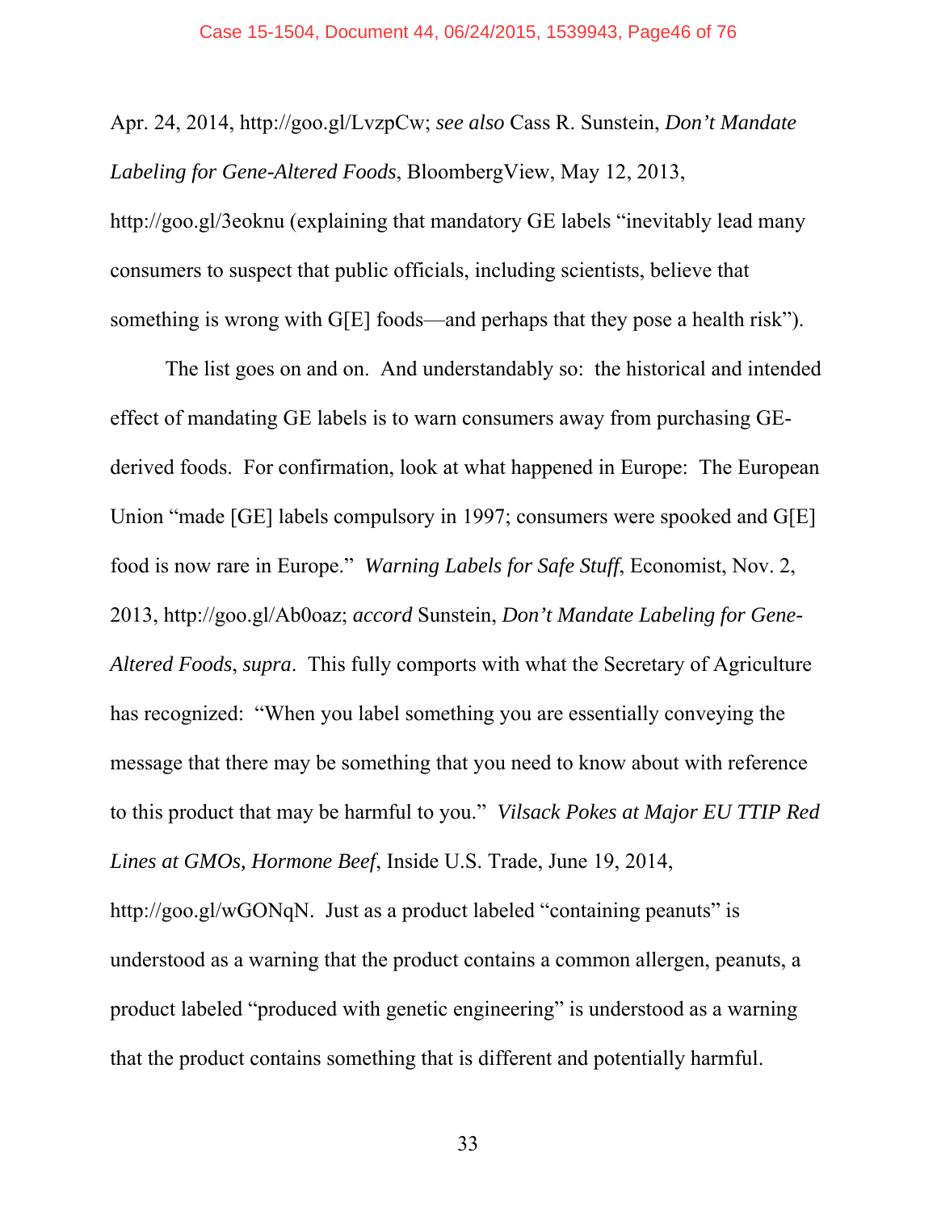Apr. 24, 2014, http://goo.gl/LvzpCw; *see also* Cass R. Sunstein, *Don't Mandate Labeling for Gene-Altered Foods*, BloombergView, May 12, 2013, http://goo.gl/3eoknu (explaining that mandatory GE labels "inevitably lead many consumers to suspect that public officials, including scientists, believe that something is wrong with G[E] foods—and perhaps that they pose a health risk").

The list goes on and on. And understandably so: the historical and intended effect of mandating GE labels is to warn consumers away from purchasing GE-derived foods. For confirmation, look at what happened in Europe: The European Union "made [GE] labels compulsory in 1997; consumers were spooked and G[E] food is now rare in Europe." *Warning Labels for Safe Stuff*, Economist, Nov. 2, 2013, http://goo.gl/Ab0oaz; *accord* Sunstein, *Don't Mandate Labeling for Gene-Altered Foods*, *supra*. This fully comports with what the Secretary of Agriculture has recognized: "When you label something you are essentially conveying the message that there may be something that you need to know about with reference to this product that may be harmful to you." *Vilsack Pokes at Major EU TTIP Red Lines at GMOs, Hormone Beef*, Inside U.S. Trade, June 19, 2014, http://goo.gl/wGONqN. Just as a product labeled "containing peanuts" is understood as a warning that the product contains a common allergen, peanuts, a product labeled "produced with genetic engineering" is understood as a warning that the product contains something that is different and potentially harmful.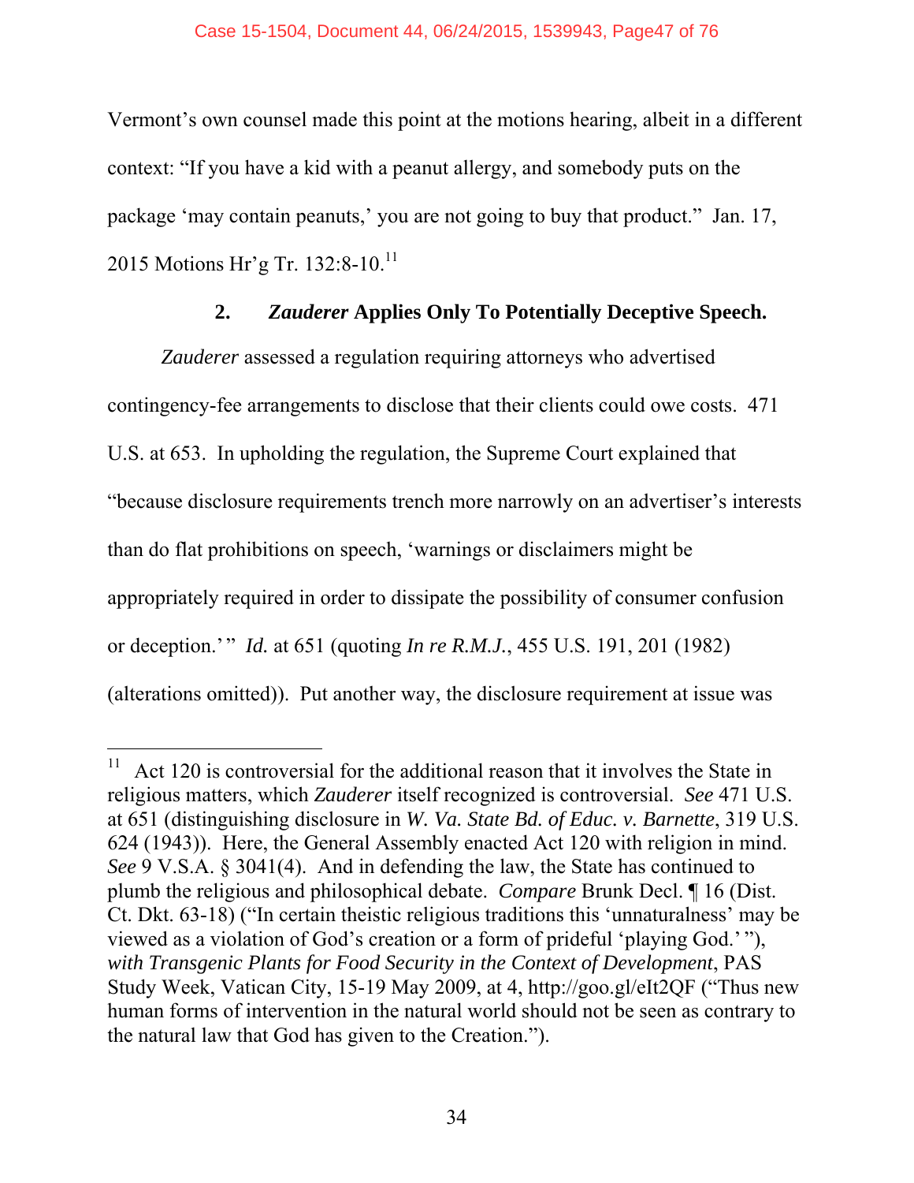Vermont's own counsel made this point at the motions hearing, albeit in a different context: "If you have a kid with a peanut allergy, and somebody puts on the package 'may contain peanuts,' you are not going to buy that product." Jan. 17, 2015 Motions Hr'g Tr. 132:8-10.[11]

### 2. *Zauderer* Applies Only To Potentially Deceptive Speech.

*Zauderer* assessed a regulation requiring attorneys who advertised contingency-fee arrangements to disclose that their clients could owe costs. 471 U.S. at 653. In upholding the regulation, the Supreme Court explained that "because disclosure requirements trench more narrowly on an advertiser's interests than do flat prohibitions on speech, 'warnings or disclaimers might be appropriately required in order to dissipate the possibility of consumer confusion or deception.'" *Id.* at 651 (quoting *In re R.M.J.*, 455 U.S. 191, 201 (1982) (alterations omitted)). Put another way, the disclosure requirement at issue was

---

[11] Act 120 is controversial for the additional reason that it involves the State in religious matters, which *Zauderer* itself recognized is controversial. *See* 471 U.S. at 651 (distinguishing disclosure in *W. Va. State Bd. of Educ. v. Barnette*, 319 U.S. 624 (1943)). Here, the General Assembly enacted Act 120 with religion in mind. *See* 9 V.S.A. § 3041(4). And in defending the law, the State has continued to plumb the religious and philosophical debate. *Compare* Brunk Decl. ¶ 16 (Dist. Ct. Dkt. 63-18) ("In certain theistic religious traditions this 'unnaturalness' may be viewed as a violation of God's creation or a form of prideful 'playing God.'"), *with Transgenic Plants for Food Security in the Context of Development*, PAS Study Week, Vatican City, 15-19 May 2009, at 4, http://goo.gl/eIt2QF ("Thus new human forms of intervention in the natural world should not be seen as contrary to the natural law that God has given to the Creation.").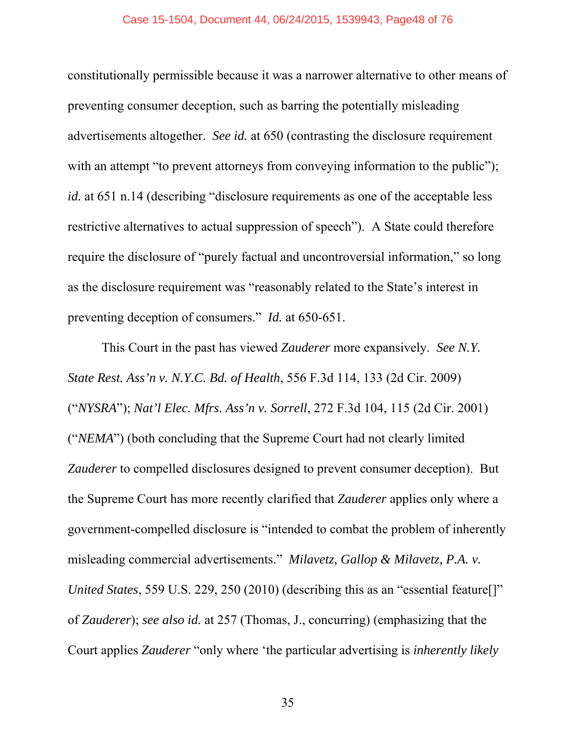constitutionally permissible because it was a narrower alternative to other means of preventing consumer deception, such as barring the potentially misleading advertisements altogether. *See id.* at 650 (contrasting the disclosure requirement with an attempt "to prevent attorneys from conveying information to the public"); *id.* at 651 n.14 (describing "disclosure requirements as one of the acceptable less restrictive alternatives to actual suppression of speech"). A State could therefore require the disclosure of "purely factual and uncontroversial information," so long as the disclosure requirement was "reasonably related to the State's interest in preventing deception of consumers." *Id.* at 650-651.

This Court in the past has viewed *Zauderer* more expansively. *See N.Y. State Rest. Ass'n v. N.Y.C. Bd. of Health*, 556 F.3d 114, 133 (2d Cir. 2009) ("*NYSRA*"); *Nat'l Elec. Mfrs. Ass'n v. Sorrell*, 272 F.3d 104, 115 (2d Cir. 2001) ("*NEMA*") (both concluding that the Supreme Court had not clearly limited *Zauderer* to compelled disclosures designed to prevent consumer deception). But the Supreme Court has more recently clarified that *Zauderer* applies only where a government-compelled disclosure is "intended to combat the problem of inherently misleading commercial advertisements." *Milavetz, Gallop & Milavetz, P.A. v. United States*, 559 U.S. 229, 250 (2010) (describing this as an "essential feature[]" of *Zauderer*); *see also id.* at 257 (Thomas, J., concurring) (emphasizing that the Court applies *Zauderer* "only where 'the particular advertising is *inherently likely*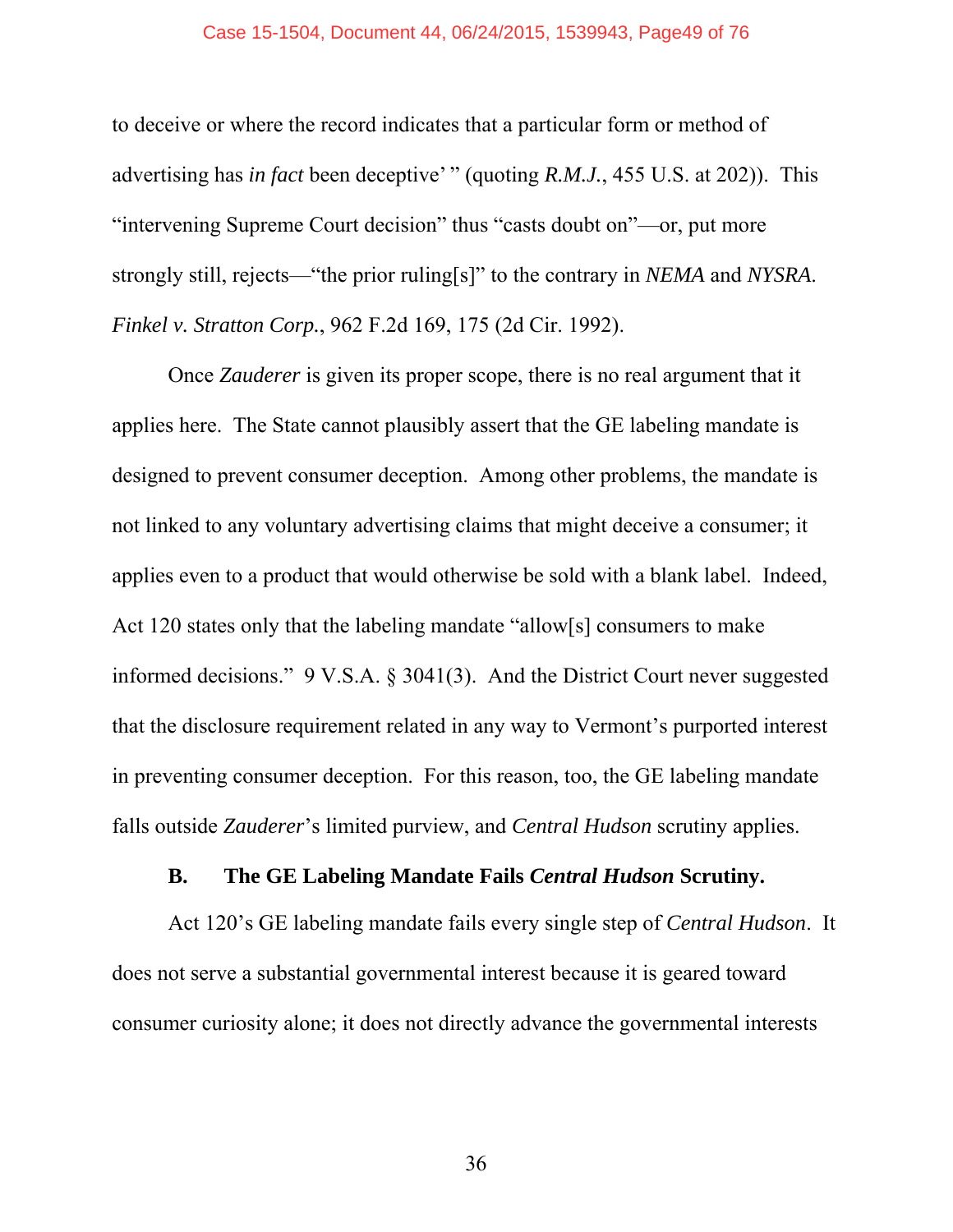to deceive or where the record indicates that a particular form or method of advertising has *in fact* been deceptive' " (quoting *R.M.J.*, 455 U.S. at 202)). This "intervening Supreme Court decision" thus "casts doubt on"—or, put more strongly still, rejects—"the prior ruling[s]" to the contrary in *NEMA* and *NYSRA*. *Finkel v. Stratton Corp.*, 962 F.2d 169, 175 (2d Cir. 1992).

Once *Zauderer* is given its proper scope, there is no real argument that it applies here. The State cannot plausibly assert that the GE labeling mandate is designed to prevent consumer deception. Among other problems, the mandate is not linked to any voluntary advertising claims that might deceive a consumer; it applies even to a product that would otherwise be sold with a blank label. Indeed, Act 120 states only that the labeling mandate "allow[s] consumers to make informed decisions." 9 V.S.A. § 3041(3). And the District Court never suggested that the disclosure requirement related in any way to Vermont's purported interest in preventing consumer deception. For this reason, too, the GE labeling mandate falls outside *Zauderer*'s limited purview, and *Central Hudson* scrutiny applies.

### B. The GE Labeling Mandate Fails *Central Hudson* Scrutiny.

Act 120's GE labeling mandate fails every single step of *Central Hudson*. It does not serve a substantial governmental interest because it is geared toward consumer curiosity alone; it does not directly advance the governmental interests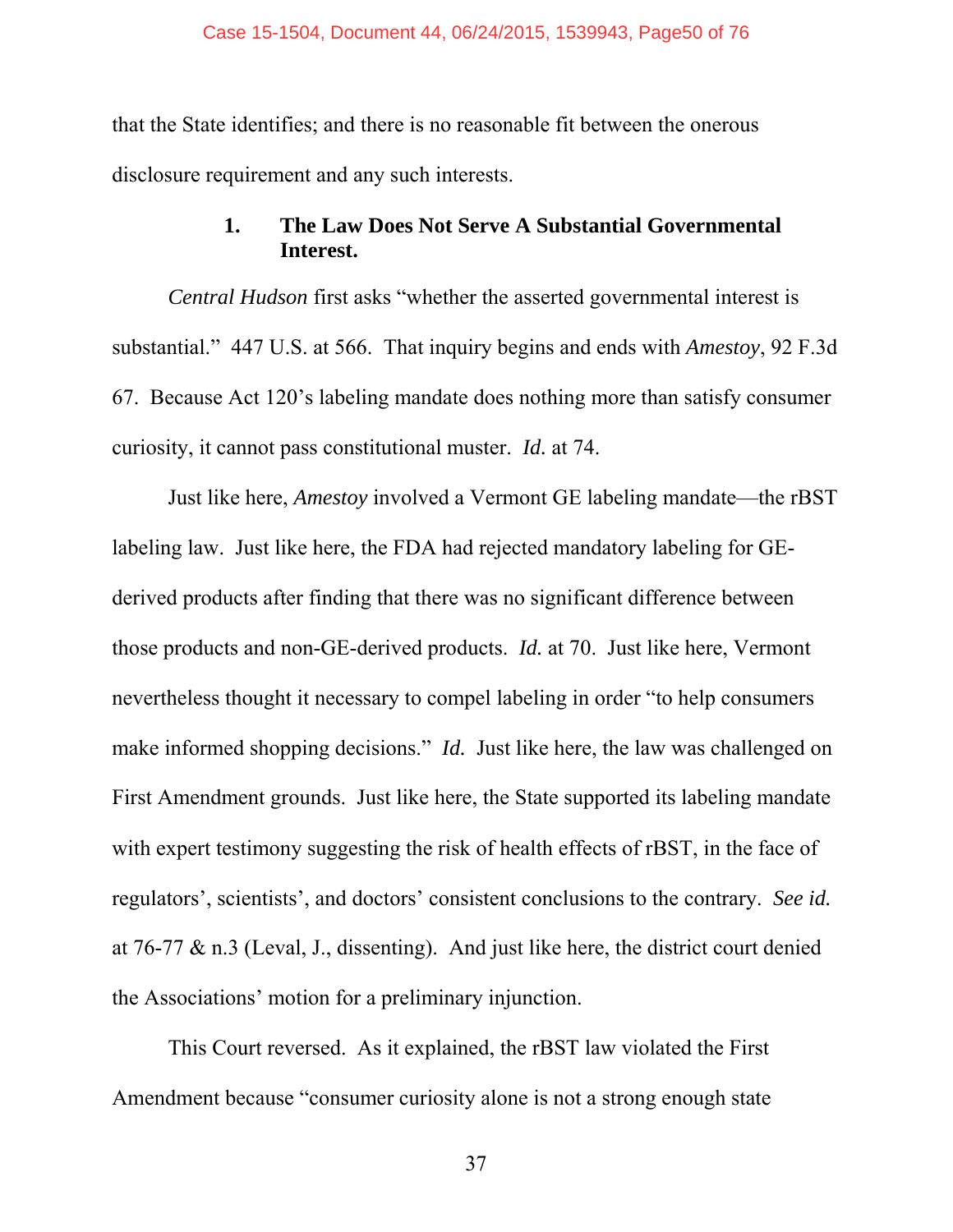that the State identifies; and there is no reasonable fit between the onerous disclosure requirement and any such interests.

### 1. The Law Does Not Serve A Substantial Governmental Interest.

*Central Hudson* first asks "whether the asserted governmental interest is substantial." 447 U.S. at 566. That inquiry begins and ends with *Amestoy*, 92 F.3d 67. Because Act 120's labeling mandate does nothing more than satisfy consumer curiosity, it cannot pass constitutional muster. *Id.* at 74.

Just like here, *Amestoy* involved a Vermont GE labeling mandate—the rBST labeling law. Just like here, the FDA had rejected mandatory labeling for GE-derived products after finding that there was no significant difference between those products and non-GE-derived products. *Id.* at 70. Just like here, Vermont nevertheless thought it necessary to compel labeling in order "to help consumers make informed shopping decisions." *Id.* Just like here, the law was challenged on First Amendment grounds. Just like here, the State supported its labeling mandate with expert testimony suggesting the risk of health effects of rBST, in the face of regulators', scientists', and doctors' consistent conclusions to the contrary. *See id.* at 76-77 & n.3 (Leval, J., dissenting). And just like here, the district court denied the Associations' motion for a preliminary injunction.

This Court reversed. As it explained, the rBST law violated the First Amendment because "consumer curiosity alone is not a strong enough state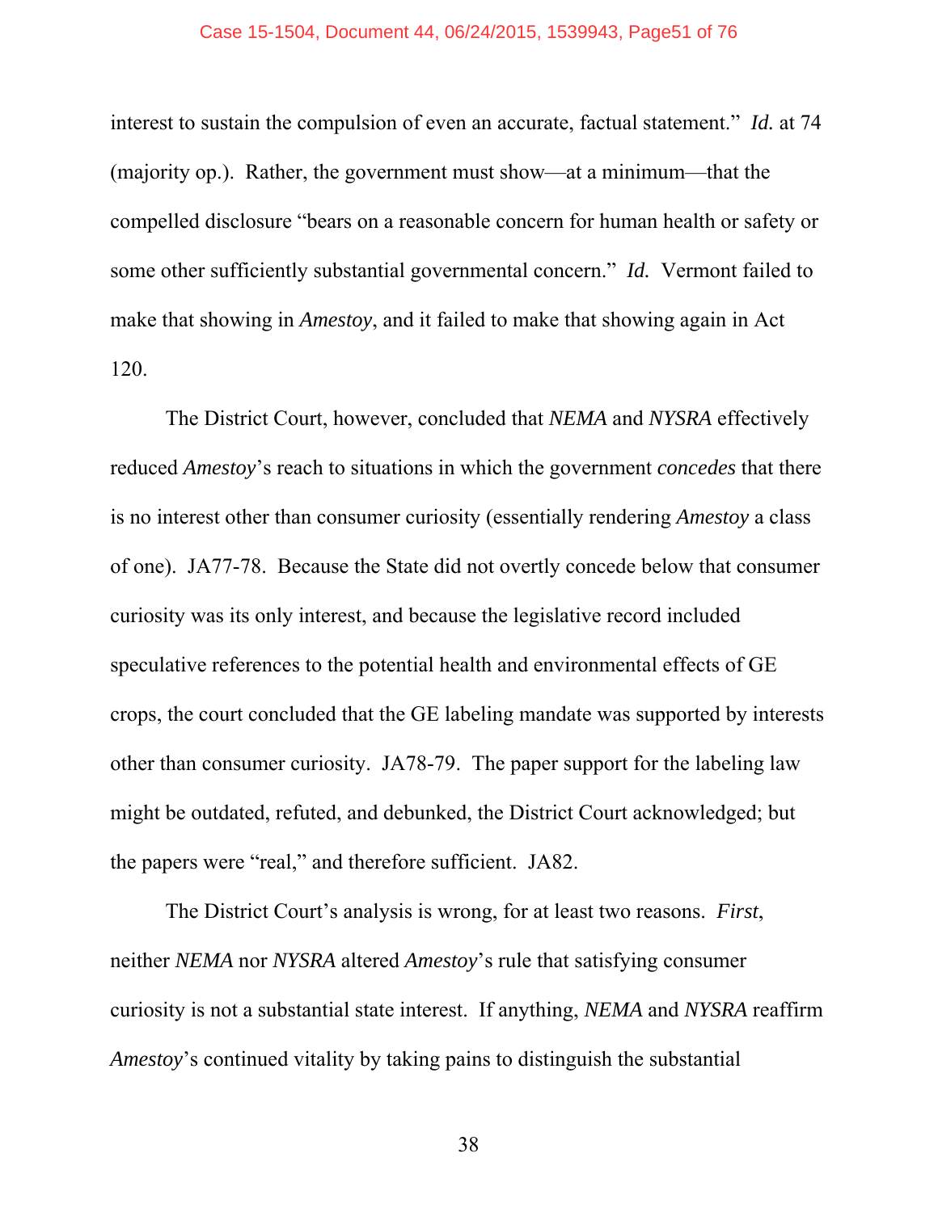interest to sustain the compulsion of even an accurate, factual statement." *Id.* at 74 (majority op.). Rather, the government must show—at a minimum—that the compelled disclosure "bears on a reasonable concern for human health or safety or some other sufficiently substantial governmental concern." *Id.* Vermont failed to make that showing in *Amestoy*, and it failed to make that showing again in Act 120.

The District Court, however, concluded that *NEMA* and *NYSRA* effectively reduced *Amestoy*'s reach to situations in which the government *concedes* that there is no interest other than consumer curiosity (essentially rendering *Amestoy* a class of one). JA77-78. Because the State did not overtly concede below that consumer curiosity was its only interest, and because the legislative record included speculative references to the potential health and environmental effects of GE crops, the court concluded that the GE labeling mandate was supported by interests other than consumer curiosity. JA78-79. The paper support for the labeling law might be outdated, refuted, and debunked, the District Court acknowledged; but the papers were "real," and therefore sufficient. JA82.

The District Court's analysis is wrong, for at least two reasons. *First*, neither *NEMA* nor *NYSRA* altered *Amestoy*'s rule that satisfying consumer curiosity is not a substantial state interest. If anything, *NEMA* and *NYSRA* reaffirm *Amestoy*'s continued vitality by taking pains to distinguish the substantial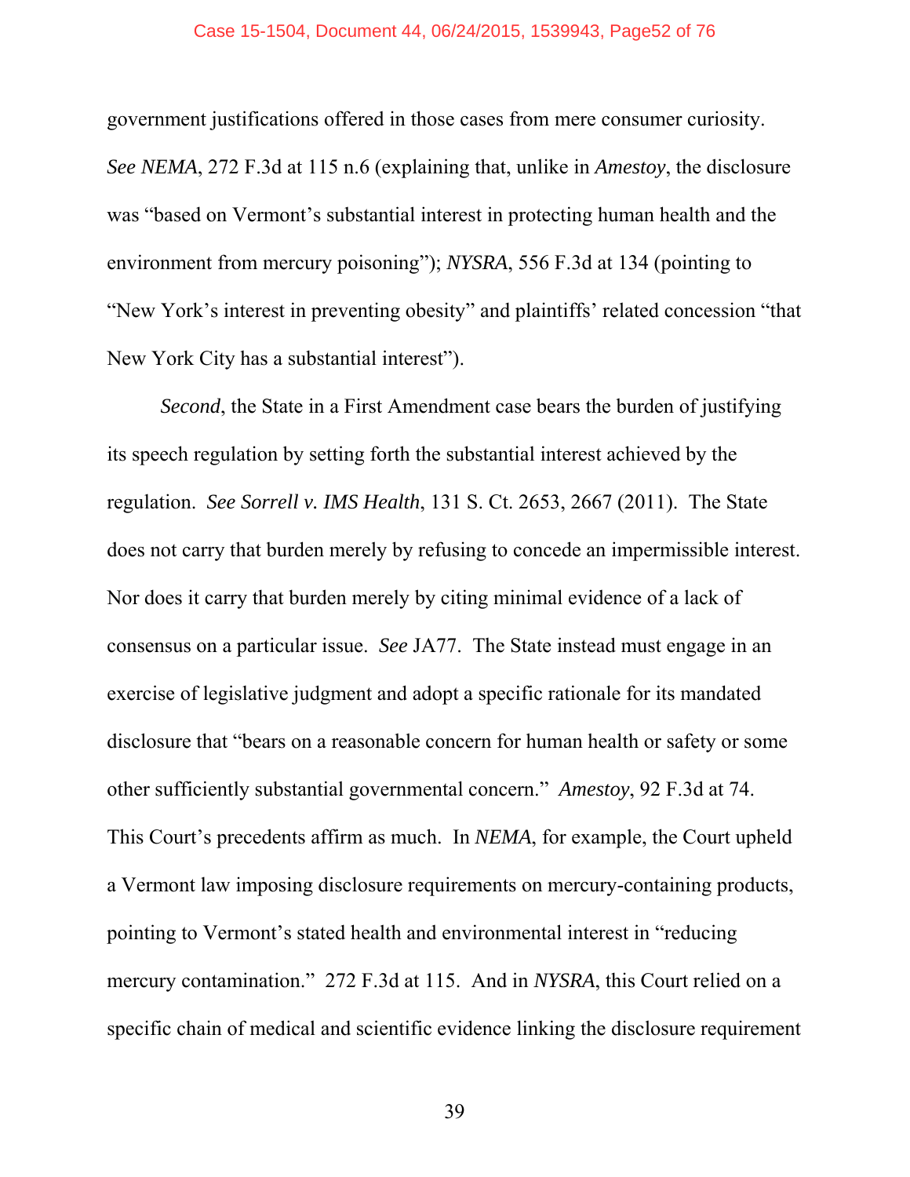government justifications offered in those cases from mere consumer curiosity. *See NEMA*, 272 F.3d at 115 n.6 (explaining that, unlike in *Amestoy*, the disclosure was "based on Vermont's substantial interest in protecting human health and the environment from mercury poisoning"); *NYSRA*, 556 F.3d at 134 (pointing to "New York's interest in preventing obesity" and plaintiffs' related concession "that New York City has a substantial interest").

*Second*, the State in a First Amendment case bears the burden of justifying its speech regulation by setting forth the substantial interest achieved by the regulation. *See Sorrell v. IMS Health*, 131 S. Ct. 2653, 2667 (2011). The State does not carry that burden merely by refusing to concede an impermissible interest. Nor does it carry that burden merely by citing minimal evidence of a lack of consensus on a particular issue. *See* JA77. The State instead must engage in an exercise of legislative judgment and adopt a specific rationale for its mandated disclosure that "bears on a reasonable concern for human health or safety or some other sufficiently substantial governmental concern." *Amestoy*, 92 F.3d at 74. This Court's precedents affirm as much. In *NEMA*, for example, the Court upheld a Vermont law imposing disclosure requirements on mercury-containing products, pointing to Vermont's stated health and environmental interest in "reducing mercury contamination." 272 F.3d at 115. And in *NYSRA*, this Court relied on a specific chain of medical and scientific evidence linking the disclosure requirement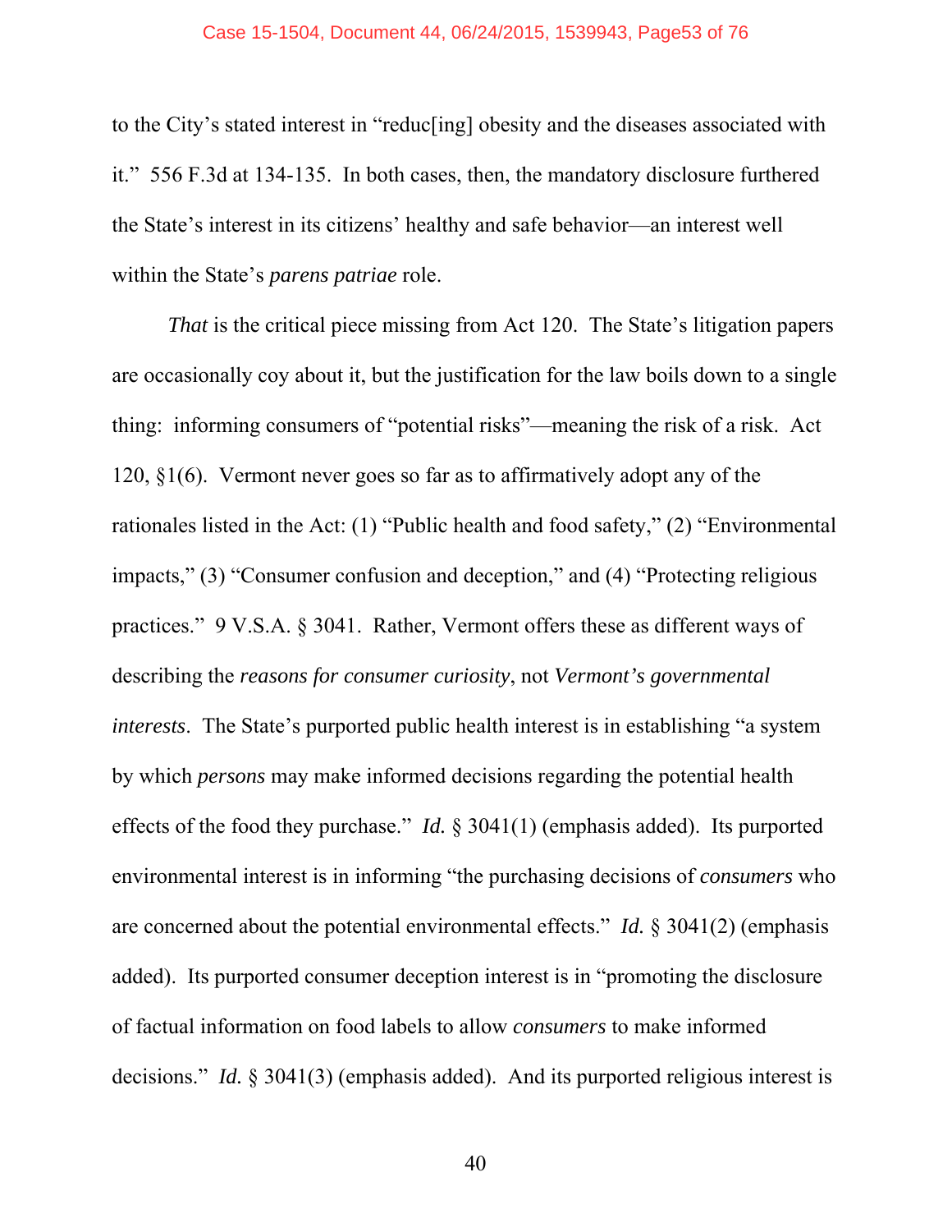to the City's stated interest in "reduc[ing] obesity and the diseases associated with it." 556 F.3d at 134-135. In both cases, then, the mandatory disclosure furthered the State's interest in its citizens' healthy and safe behavior—an interest well within the State's *parens patriae* role.

*That* is the critical piece missing from Act 120. The State's litigation papers are occasionally coy about it, but the justification for the law boils down to a single thing: informing consumers of "potential risks"—meaning the risk of a risk. Act 120, §1(6). Vermont never goes so far as to affirmatively adopt any of the rationales listed in the Act: (1) "Public health and food safety," (2) "Environmental impacts," (3) "Consumer confusion and deception," and (4) "Protecting religious practices." 9 V.S.A. § 3041. Rather, Vermont offers these as different ways of describing the *reasons for consumer curiosity*, not *Vermont's governmental interests*. The State's purported public health interest is in establishing "a system by which *persons* may make informed decisions regarding the potential health effects of the food they purchase." *Id.* § 3041(1) (emphasis added). Its purported environmental interest is in informing "the purchasing decisions of *consumers* who are concerned about the potential environmental effects." *Id.* § 3041(2) (emphasis added). Its purported consumer deception interest is in "promoting the disclosure of factual information on food labels to allow *consumers* to make informed decisions." *Id.* § 3041(3) (emphasis added). And its purported religious interest is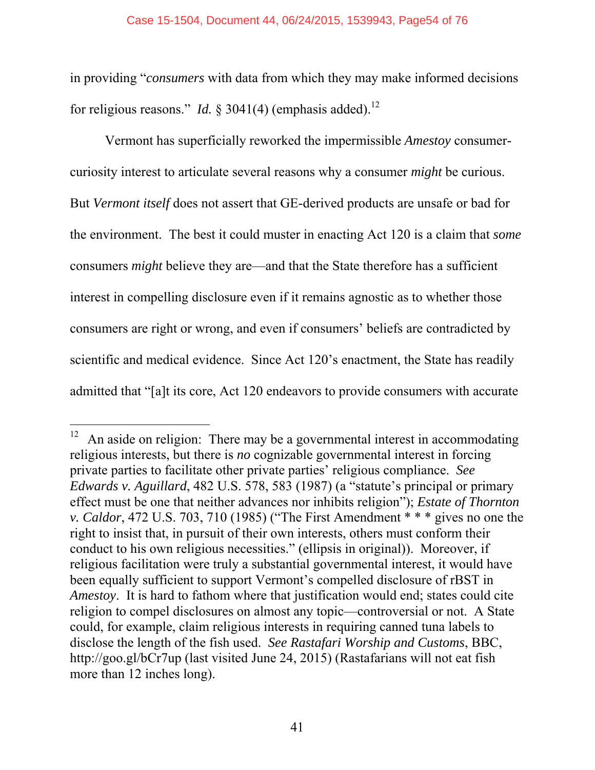in providing "*consumers* with data from which they may make informed decisions for religious reasons." *Id.* § 3041(4) (emphasis added).[12]

Vermont has superficially reworked the impermissible *Amestoy* consumer-curiosity interest to articulate several reasons why a consumer *might* be curious. But *Vermont itself* does not assert that GE-derived products are unsafe or bad for the environment. The best it could muster in enacting Act 120 is a claim that *some* consumers *might* believe they are—and that the State therefore has a sufficient interest in compelling disclosure even if it remains agnostic as to whether those consumers are right or wrong, and even if consumers' beliefs are contradicted by scientific and medical evidence. Since Act 120's enactment, the State has readily admitted that "[a]t its core, Act 120 endeavors to provide consumers with accurate

---

[12] An aside on religion: There may be a governmental interest in accommodating religious interests, but there is *no* cognizable governmental interest in forcing private parties to facilitate other private parties' religious compliance. *See Edwards v. Aguillard*, 482 U.S. 578, 583 (1987) (a "statute's principal or primary effect must be one that neither advances nor inhibits religion"); *Estate of Thornton v. Caldor*, 472 U.S. 703, 710 (1985) ("The First Amendment * * * gives no one the right to insist that, in pursuit of their own interests, others must conform their conduct to his own religious necessities." (ellipsis in original)). Moreover, if religious facilitation were truly a substantial governmental interest, it would have been equally sufficient to support Vermont's compelled disclosure of rBST in *Amestoy*. It is hard to fathom where that justification would end; states could cite religion to compel disclosures on almost any topic—controversial or not. A State could, for example, claim religious interests in requiring canned tuna labels to disclose the length of the fish used. *See Rastafari Worship and Customs*, BBC, http://goo.gl/bCr7up (last visited June 24, 2015) (Rastafarians will not eat fish more than 12 inches long).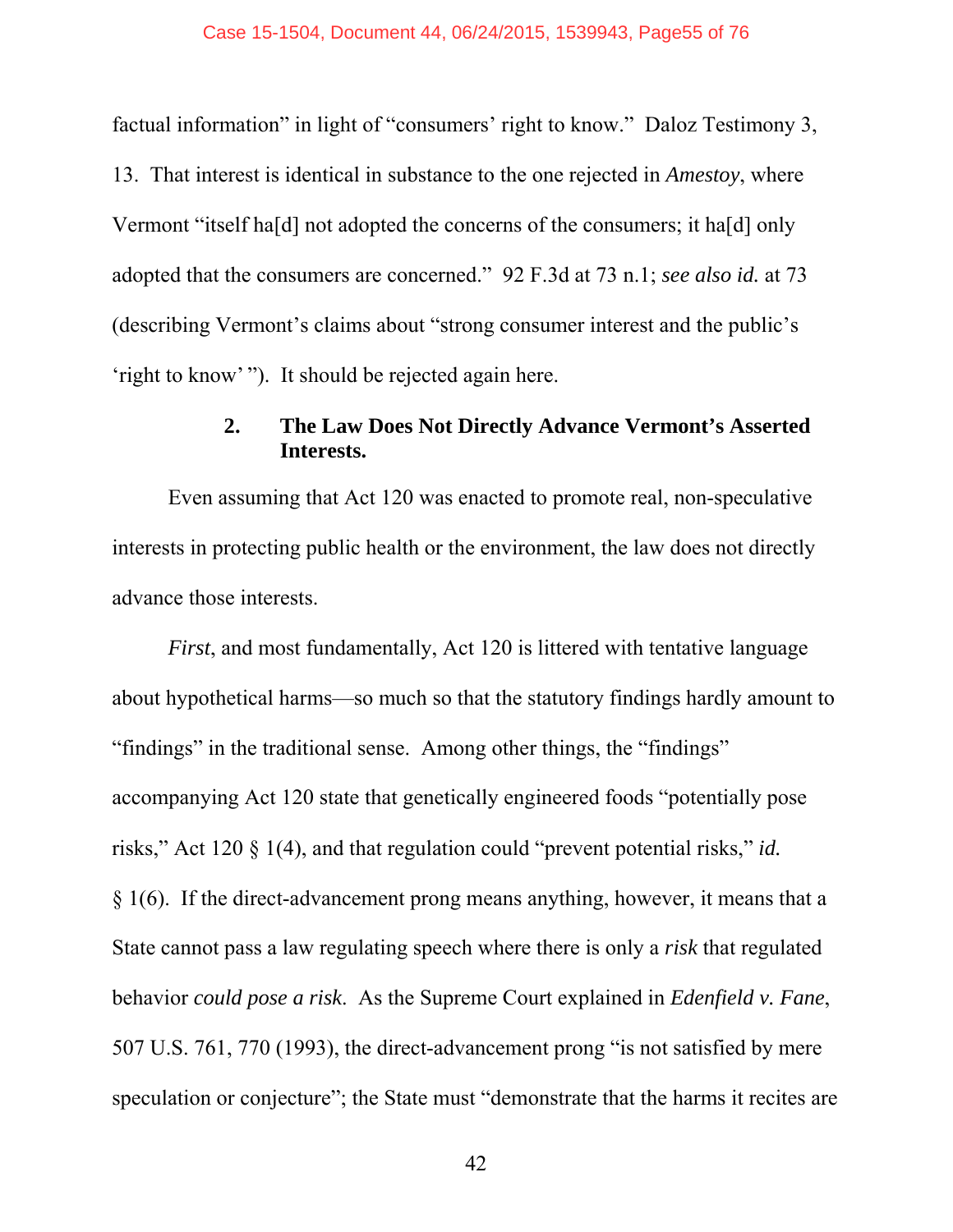factual information" in light of "consumers' right to know." Daloz Testimony 3, 13. That interest is identical in substance to the one rejected in *Amestoy*, where Vermont "itself ha[d] not adopted the concerns of the consumers; it ha[d] only adopted that the consumers are concerned." 92 F.3d at 73 n.1; *see also id.* at 73 (describing Vermont's claims about "strong consumer interest and the public's 'right to know' "). It should be rejected again here.

### 2. The Law Does Not Directly Advance Vermont's Asserted Interests.

Even assuming that Act 120 was enacted to promote real, non-speculative interests in protecting public health or the environment, the law does not directly advance those interests.

*First*, and most fundamentally, Act 120 is littered with tentative language about hypothetical harms—so much so that the statutory findings hardly amount to "findings" in the traditional sense. Among other things, the "findings" accompanying Act 120 state that genetically engineered foods "potentially pose risks," Act 120 § 1(4), and that regulation could "prevent potential risks," *id.* § 1(6). If the direct-advancement prong means anything, however, it means that a State cannot pass a law regulating speech where there is only a *risk* that regulated behavior *could pose a risk*. As the Supreme Court explained in *Edenfield v. Fane*, 507 U.S. 761, 770 (1993), the direct-advancement prong "is not satisfied by mere speculation or conjecture"; the State must "demonstrate that the harms it recites are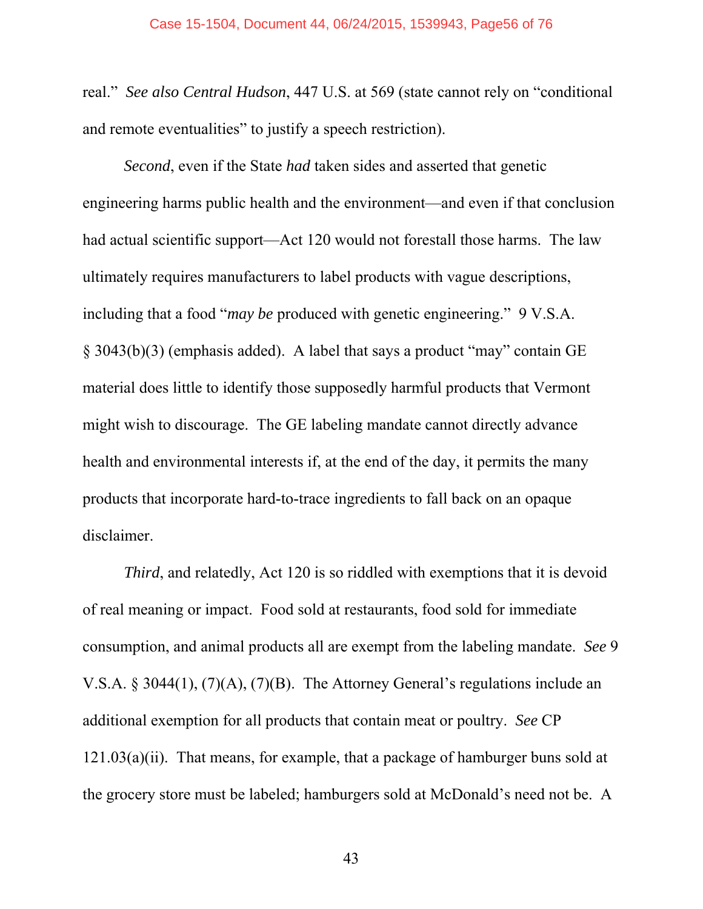real." *See also Central Hudson*, 447 U.S. at 569 (state cannot rely on "conditional and remote eventualities" to justify a speech restriction).

*Second*, even if the State *had* taken sides and asserted that genetic engineering harms public health and the environment—and even if that conclusion had actual scientific support—Act 120 would not forestall those harms. The law ultimately requires manufacturers to label products with vague descriptions, including that a food "*may be* produced with genetic engineering." 9 V.S.A. § 3043(b)(3) (emphasis added). A label that says a product "may" contain GE material does little to identify those supposedly harmful products that Vermont might wish to discourage. The GE labeling mandate cannot directly advance health and environmental interests if, at the end of the day, it permits the many products that incorporate hard-to-trace ingredients to fall back on an opaque disclaimer.

*Third*, and relatedly, Act 120 is so riddled with exemptions that it is devoid of real meaning or impact. Food sold at restaurants, food sold for immediate consumption, and animal products all are exempt from the labeling mandate. *See* 9 V.S.A. § 3044(1), (7)(A), (7)(B). The Attorney General's regulations include an additional exemption for all products that contain meat or poultry. *See* CP 121.03(a)(ii). That means, for example, that a package of hamburger buns sold at the grocery store must be labeled; hamburgers sold at McDonald's need not be. A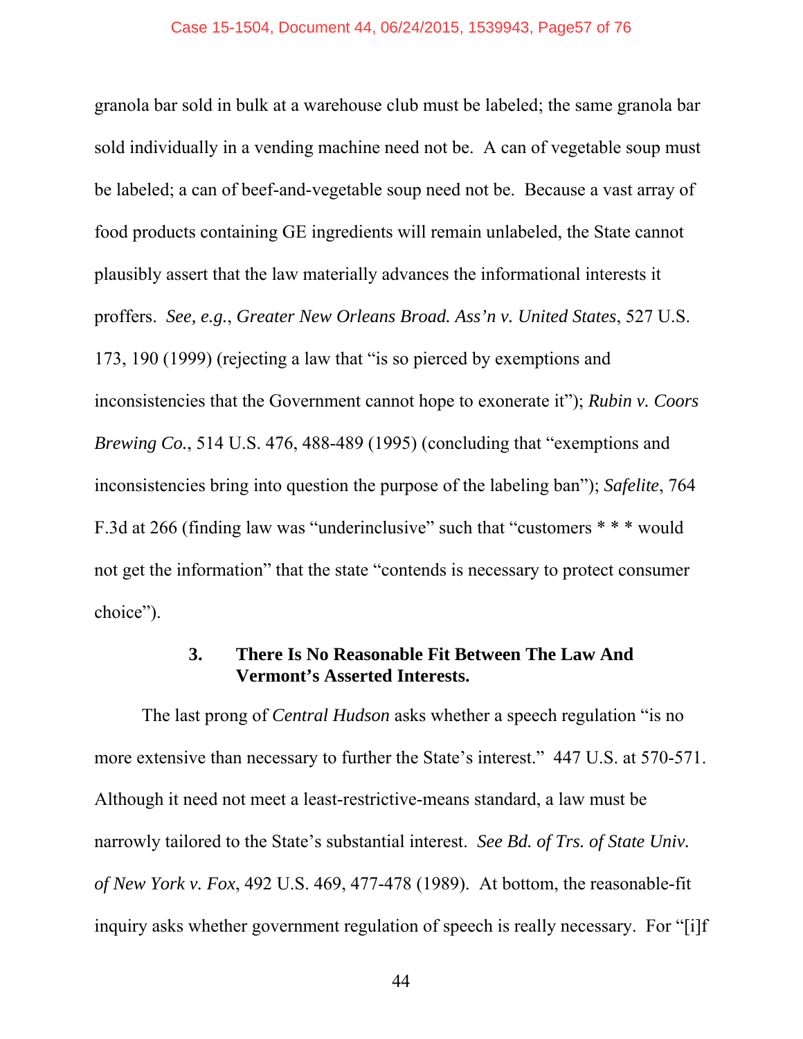granola bar sold in bulk at a warehouse club must be labeled; the same granola bar sold individually in a vending machine need not be. A can of vegetable soup must be labeled; a can of beef-and-vegetable soup need not be. Because a vast array of food products containing GE ingredients will remain unlabeled, the State cannot plausibly assert that the law materially advances the informational interests it proffers. *See, e.g.*, *Greater New Orleans Broad. Ass'n v. United States*, 527 U.S. 173, 190 (1999) (rejecting a law that "is so pierced by exemptions and inconsistencies that the Government cannot hope to exonerate it"); *Rubin v. Coors Brewing Co.*, 514 U.S. 476, 488-489 (1995) (concluding that "exemptions and inconsistencies bring into question the purpose of the labeling ban"); *Safelite*, 764 F.3d at 266 (finding law was "underinclusive" such that "customers * * * would not get the information" that the state "contends is necessary to protect consumer choice").

### 3. There Is No Reasonable Fit Between The Law And Vermont's Asserted Interests.

The last prong of *Central Hudson* asks whether a speech regulation "is no more extensive than necessary to further the State's interest." 447 U.S. at 570-571. Although it need not meet a least-restrictive-means standard, a law must be narrowly tailored to the State's substantial interest. *See Bd. of Trs. of State Univ. of New York v. Fox*, 492 U.S. 469, 477-478 (1989). At bottom, the reasonable-fit inquiry asks whether government regulation of speech is really necessary. For "[i]f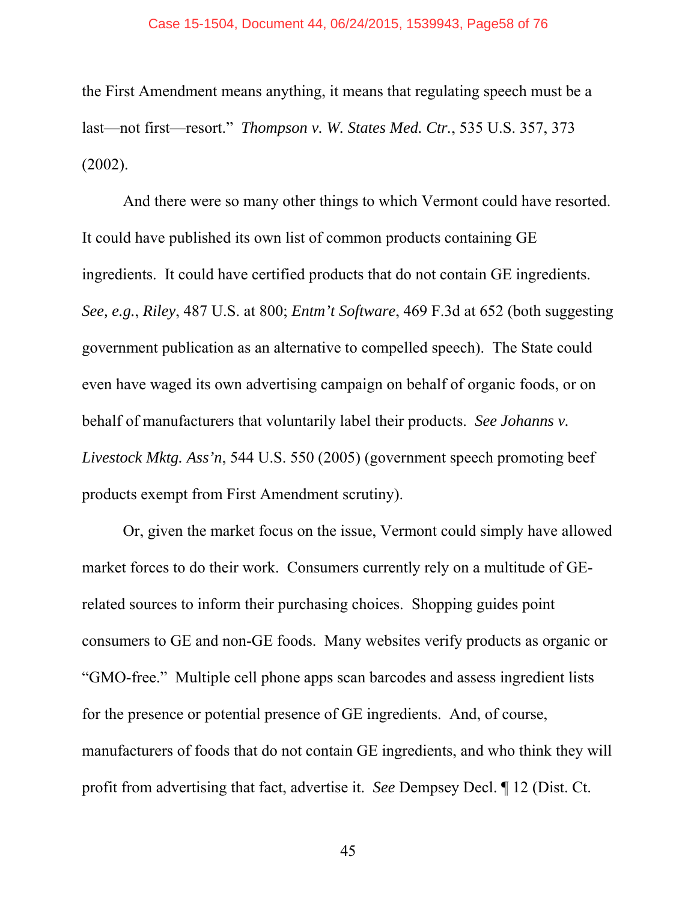the First Amendment means anything, it means that regulating speech must be a last—not first—resort." *Thompson v. W. States Med. Ctr.*, 535 U.S. 357, 373 (2002).

And there were so many other things to which Vermont could have resorted. It could have published its own list of common products containing GE ingredients. It could have certified products that do not contain GE ingredients. *See, e.g.*, *Riley*, 487 U.S. at 800; *Entm't Software*, 469 F.3d at 652 (both suggesting government publication as an alternative to compelled speech). The State could even have waged its own advertising campaign on behalf of organic foods, or on behalf of manufacturers that voluntarily label their products. *See Johanns v. Livestock Mktg. Ass'n*, 544 U.S. 550 (2005) (government speech promoting beef products exempt from First Amendment scrutiny).

Or, given the market focus on the issue, Vermont could simply have allowed market forces to do their work. Consumers currently rely on a multitude of GE-related sources to inform their purchasing choices. Shopping guides point consumers to GE and non-GE foods. Many websites verify products as organic or "GMO-free." Multiple cell phone apps scan barcodes and assess ingredient lists for the presence or potential presence of GE ingredients. And, of course, manufacturers of foods that do not contain GE ingredients, and who think they will profit from advertising that fact, advertise it. *See* Dempsey Decl. ¶ 12 (Dist. Ct.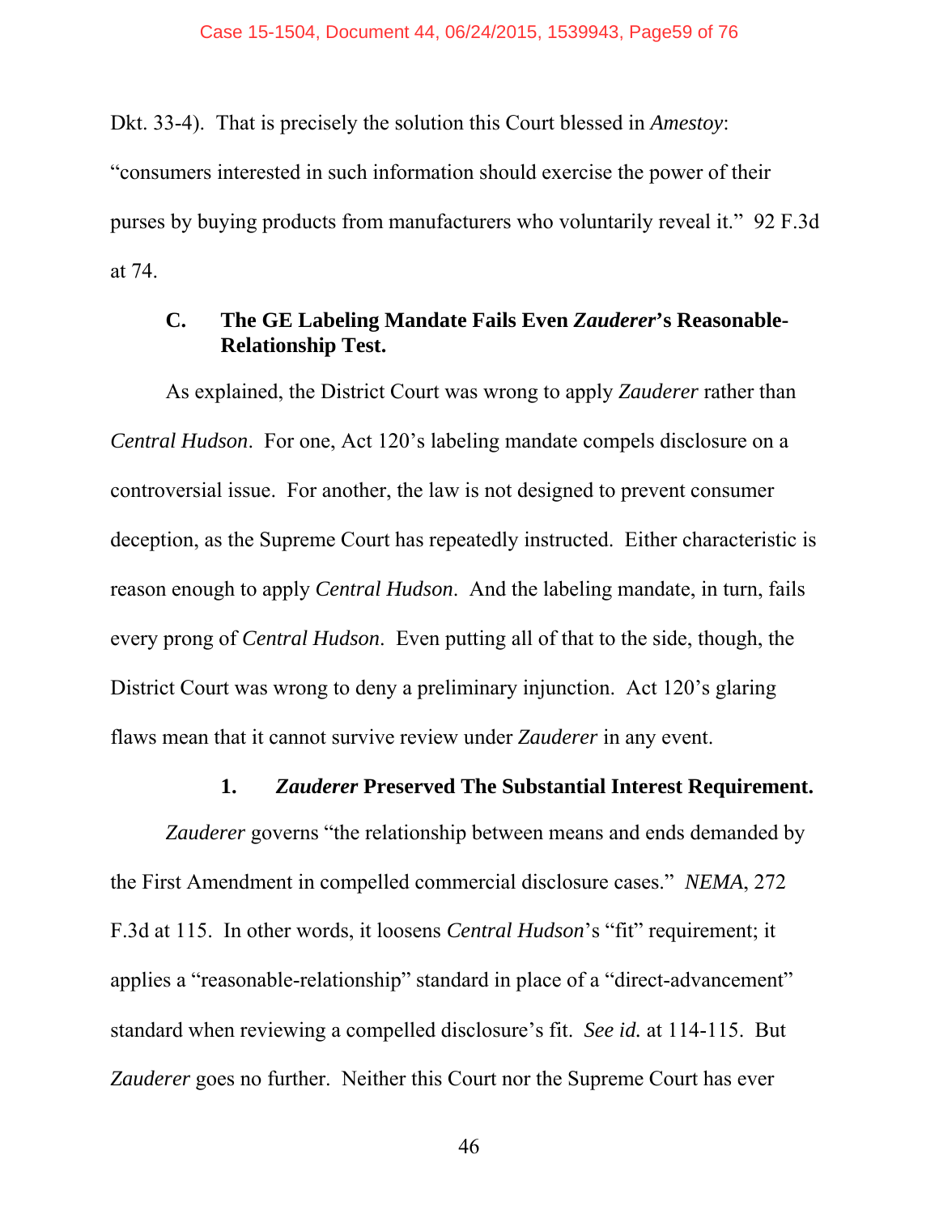Dkt. 33-4). That is precisely the solution this Court blessed in *Amestoy*: "consumers interested in such information should exercise the power of their purses by buying products from manufacturers who voluntarily reveal it." 92 F.3d at 74.

### C. The GE Labeling Mandate Fails Even *Zauderer*'s Reasonable-Relationship Test.

As explained, the District Court was wrong to apply *Zauderer* rather than *Central Hudson*. For one, Act 120's labeling mandate compels disclosure on a controversial issue. For another, the law is not designed to prevent consumer deception, as the Supreme Court has repeatedly instructed. Either characteristic is reason enough to apply *Central Hudson*. And the labeling mandate, in turn, fails every prong of *Central Hudson*. Even putting all of that to the side, though, the District Court was wrong to deny a preliminary injunction. Act 120's glaring flaws mean that it cannot survive review under *Zauderer* in any event.

#### 1. *Zauderer* Preserved The Substantial Interest Requirement.

*Zauderer* governs "the relationship between means and ends demanded by the First Amendment in compelled commercial disclosure cases." *NEMA*, 272 F.3d at 115. In other words, it loosens *Central Hudson*'s "fit" requirement; it applies a "reasonable-relationship" standard in place of a "direct-advancement" standard when reviewing a compelled disclosure's fit. *See id.* at 114-115. But *Zauderer* goes no further. Neither this Court nor the Supreme Court has ever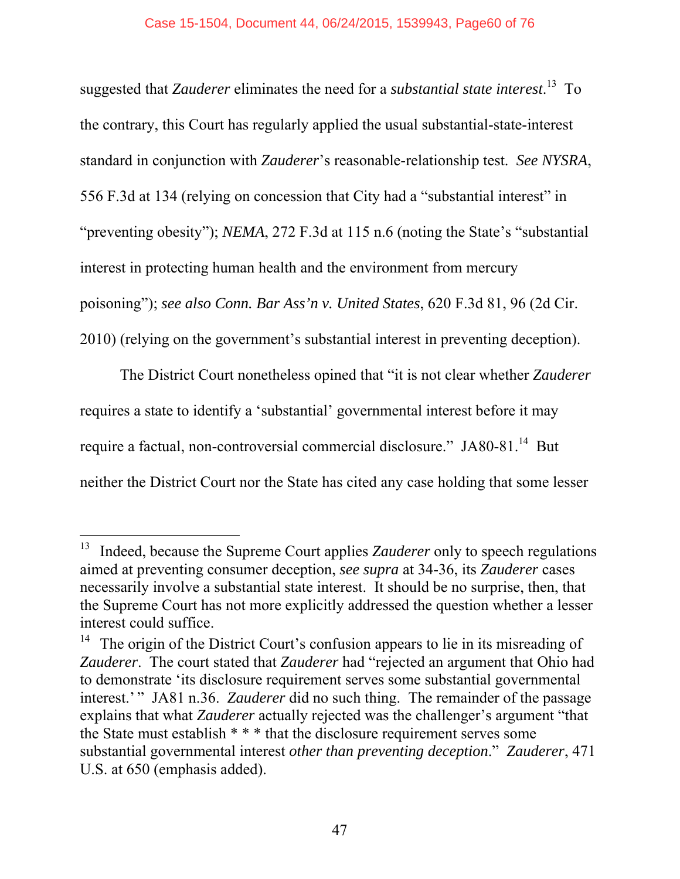suggested that *Zauderer* eliminates the need for a *substantial state interest*.[13] To the contrary, this Court has regularly applied the usual substantial-state-interest standard in conjunction with *Zauderer*'s reasonable-relationship test. *See NYSRA*, 556 F.3d at 134 (relying on concession that City had a "substantial interest" in "preventing obesity"); *NEMA*, 272 F.3d at 115 n.6 (noting the State's "substantial interest in protecting human health and the environment from mercury poisoning"); *see also Conn. Bar Ass'n v. United States*, 620 F.3d 81, 96 (2d Cir. 2010) (relying on the government's substantial interest in preventing deception).

The District Court nonetheless opined that "it is not clear whether *Zauderer* requires a state to identify a 'substantial' governmental interest before it may require a factual, non-controversial commercial disclosure." JA80-81.[14] But neither the District Court nor the State has cited any case holding that some lesser

---

[13] Indeed, because the Supreme Court applies *Zauderer* only to speech regulations aimed at preventing consumer deception, *see supra* at 34-36, its *Zauderer* cases necessarily involve a substantial state interest. It should be no surprise, then, that the Supreme Court has not more explicitly addressed the question whether a lesser interest could suffice.

[14] The origin of the District Court's confusion appears to lie in its misreading of *Zauderer*. The court stated that *Zauderer* had "rejected an argument that Ohio had to demonstrate 'its disclosure requirement serves some substantial governmental interest.'" JA81 n.36. *Zauderer* did no such thing. The remainder of the passage explains that what *Zauderer* actually rejected was the challenger's argument "that the State must establish * * * that the disclosure requirement serves some substantial governmental interest *other than preventing deception*." *Zauderer*, 471 U.S. at 650 (emphasis added).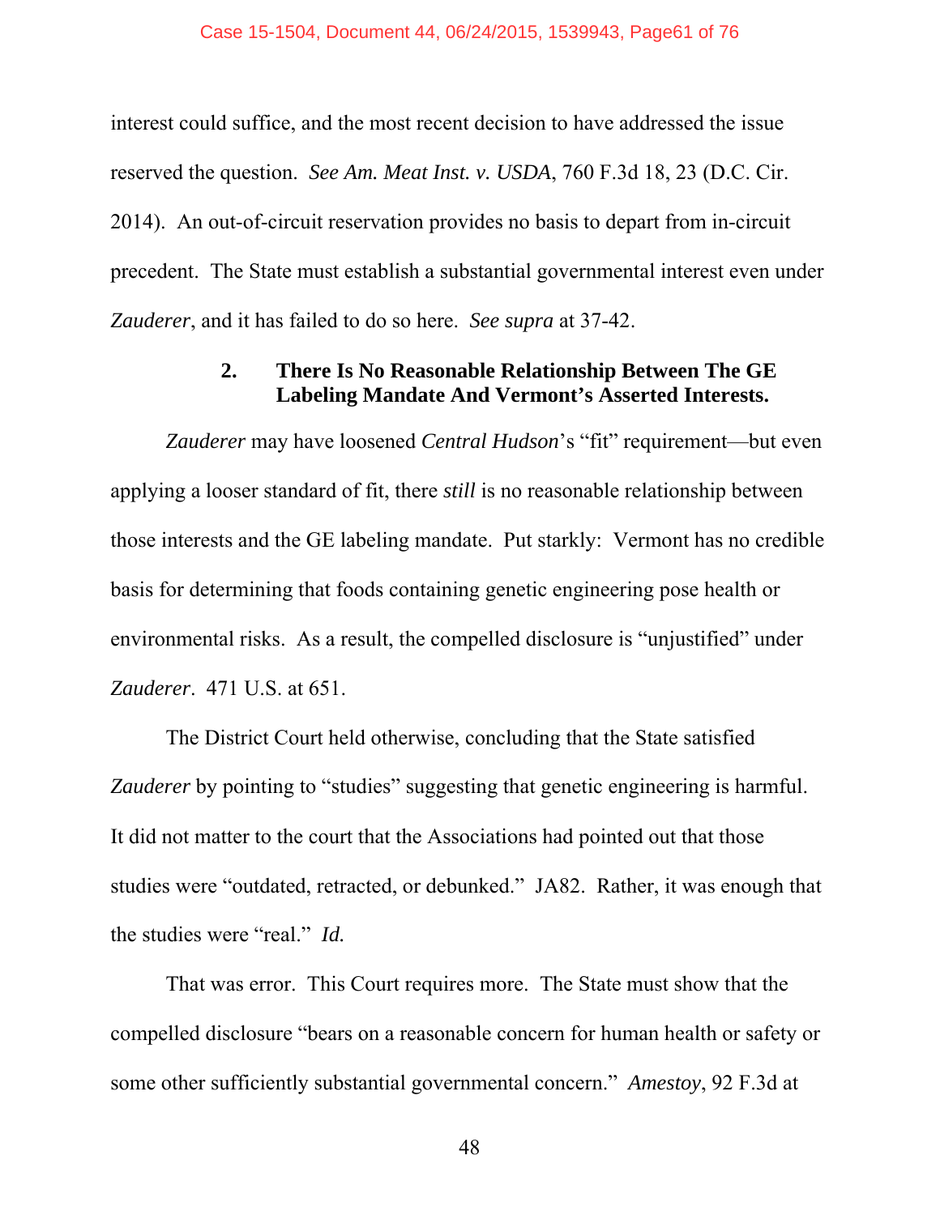interest could suffice, and the most recent decision to have addressed the issue reserved the question. *See Am. Meat Inst. v. USDA*, 760 F.3d 18, 23 (D.C. Cir. 2014). An out-of-circuit reservation provides no basis to depart from in-circuit precedent. The State must establish a substantial governmental interest even under *Zauderer*, and it has failed to do so here. *See supra* at 37-42.

### 2. There Is No Reasonable Relationship Between The GE Labeling Mandate And Vermont's Asserted Interests.

*Zauderer* may have loosened *Central Hudson*'s "fit" requirement—but even applying a looser standard of fit, there *still* is no reasonable relationship between those interests and the GE labeling mandate. Put starkly: Vermont has no credible basis for determining that foods containing genetic engineering pose health or environmental risks. As a result, the compelled disclosure is "unjustified" under *Zauderer*. 471 U.S. at 651.

The District Court held otherwise, concluding that the State satisfied *Zauderer* by pointing to "studies" suggesting that genetic engineering is harmful. It did not matter to the court that the Associations had pointed out that those studies were "outdated, retracted, or debunked." JA82. Rather, it was enough that the studies were "real." *Id.*

That was error. This Court requires more. The State must show that the compelled disclosure "bears on a reasonable concern for human health or safety or some other sufficiently substantial governmental concern." *Amestoy*, 92 F.3d at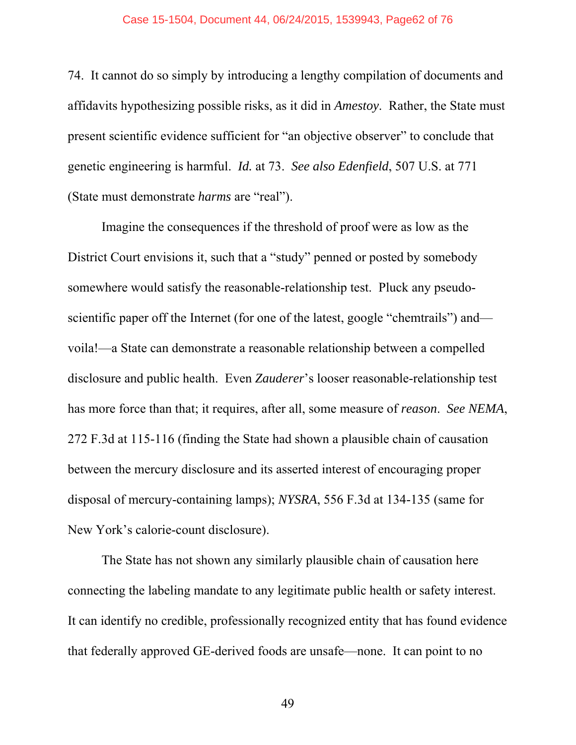74. It cannot do so simply by introducing a lengthy compilation of documents and affidavits hypothesizing possible risks, as it did in *Amestoy*. Rather, the State must present scientific evidence sufficient for "an objective observer" to conclude that genetic engineering is harmful. *Id.* at 73. *See also Edenfield*, 507 U.S. at 771 (State must demonstrate *harms* are "real").

Imagine the consequences if the threshold of proof were as low as the District Court envisions it, such that a "study" penned or posted by somebody somewhere would satisfy the reasonable-relationship test. Pluck any pseudo-scientific paper off the Internet (for one of the latest, google "chemtrails") and—voila!—a State can demonstrate a reasonable relationship between a compelled disclosure and public health. Even *Zauderer*'s looser reasonable-relationship test has more force than that; it requires, after all, some measure of *reason*. *See NEMA*, 272 F.3d at 115-116 (finding the State had shown a plausible chain of causation between the mercury disclosure and its asserted interest of encouraging proper disposal of mercury-containing lamps); *NYSRA*, 556 F.3d at 134-135 (same for New York's calorie-count disclosure).

The State has not shown any similarly plausible chain of causation here connecting the labeling mandate to any legitimate public health or safety interest. It can identify no credible, professionally recognized entity that has found evidence that federally approved GE-derived foods are unsafe—none. It can point to no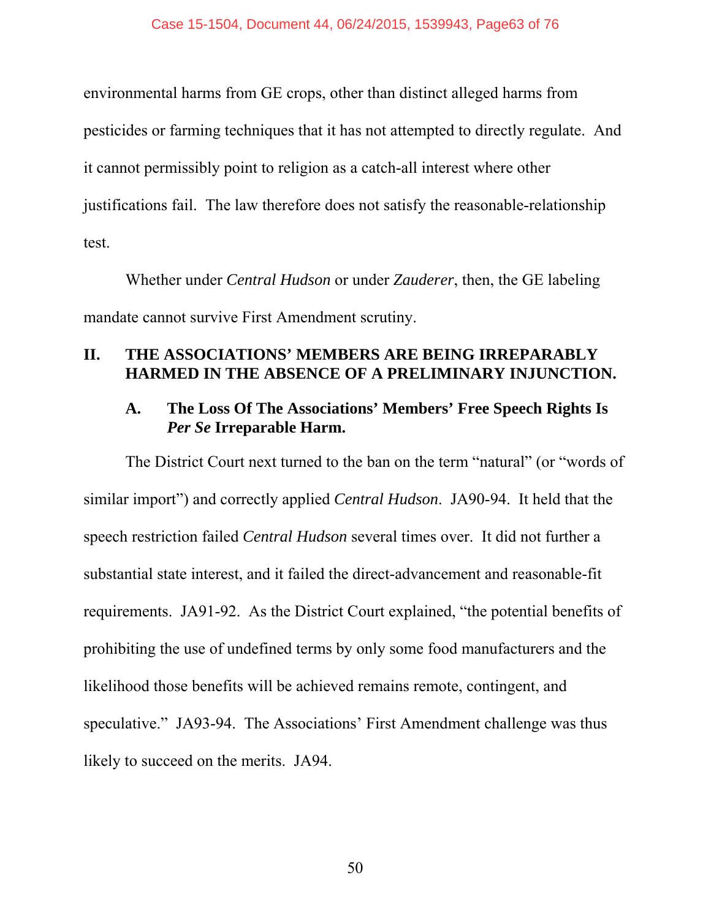environmental harms from GE crops, other than distinct alleged harms from pesticides or farming techniques that it has not attempted to directly regulate. And it cannot permissibly point to religion as a catch-all interest where other justifications fail. The law therefore does not satisfy the reasonable-relationship test.

Whether under *Central Hudson* or under *Zauderer*, then, the GE labeling mandate cannot survive First Amendment scrutiny.

## II. THE ASSOCIATIONS' MEMBERS ARE BEING IRREPARABLY HARMED IN THE ABSENCE OF A PRELIMINARY INJUNCTION.

### A. The Loss Of The Associations' Members' Free Speech Rights Is *Per Se* Irreparable Harm.

The District Court next turned to the ban on the term "natural" (or "words of similar import") and correctly applied *Central Hudson*. JA90-94. It held that the speech restriction failed *Central Hudson* several times over. It did not further a substantial state interest, and it failed the direct-advancement and reasonable-fit requirements. JA91-92. As the District Court explained, "the potential benefits of prohibiting the use of undefined terms by only some food manufacturers and the likelihood those benefits will be achieved remains remote, contingent, and speculative." JA93-94. The Associations' First Amendment challenge was thus likely to succeed on the merits. JA94.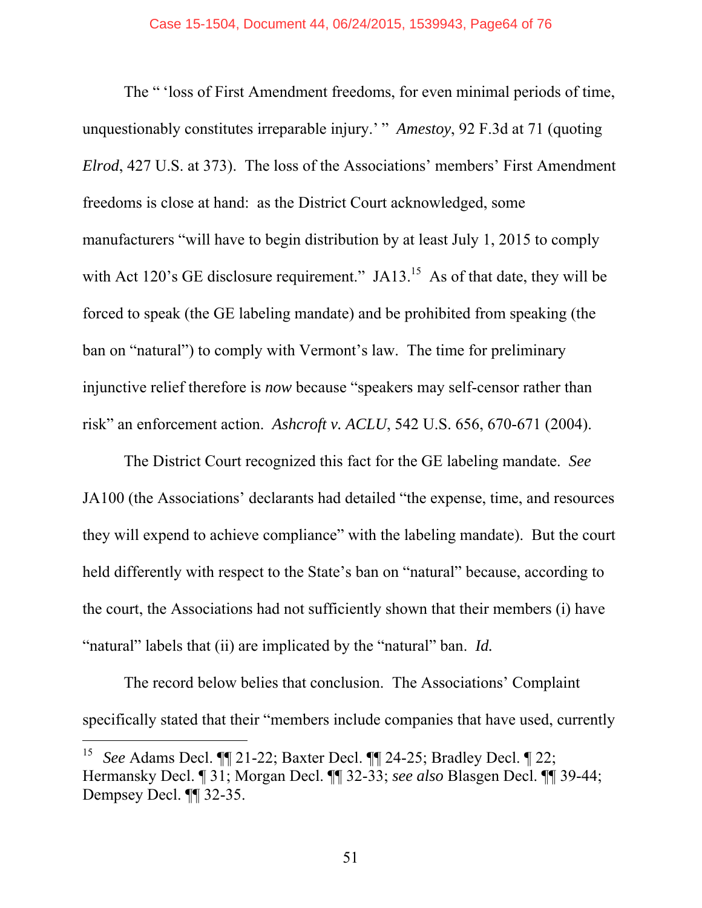The " 'loss of First Amendment freedoms, for even minimal periods of time, unquestionably constitutes irreparable injury.' " *Amestoy*, 92 F.3d at 71 (quoting *Elrod*, 427 U.S. at 373). The loss of the Associations' members' First Amendment freedoms is close at hand: as the District Court acknowledged, some manufacturers "will have to begin distribution by at least July 1, 2015 to comply with Act 120's GE disclosure requirement." JA13.[15] As of that date, they will be forced to speak (the GE labeling mandate) and be prohibited from speaking (the ban on "natural") to comply with Vermont's law. The time for preliminary injunctive relief therefore is *now* because "speakers may self-censor rather than risk" an enforcement action. *Ashcroft v. ACLU*, 542 U.S. 656, 670-671 (2004).

The District Court recognized this fact for the GE labeling mandate. *See* JA100 (the Associations' declarants had detailed "the expense, time, and resources they will expend to achieve compliance" with the labeling mandate). But the court held differently with respect to the State's ban on "natural" because, according to the court, the Associations had not sufficiently shown that their members (i) have "natural" labels that (ii) are implicated by the "natural" ban. *Id.*

The record below belies that conclusion. The Associations' Complaint specifically stated that their "members include companies that have used, currently

---

[15] *See* Adams Decl. ¶¶ 21-22; Baxter Decl. ¶¶ 24-25; Bradley Decl. ¶ 22; Hermansky Decl. ¶ 31; Morgan Decl. ¶¶ 32-33; *see also* Blasgen Decl. ¶¶ 39-44; Dempsey Decl. ¶¶ 32-35.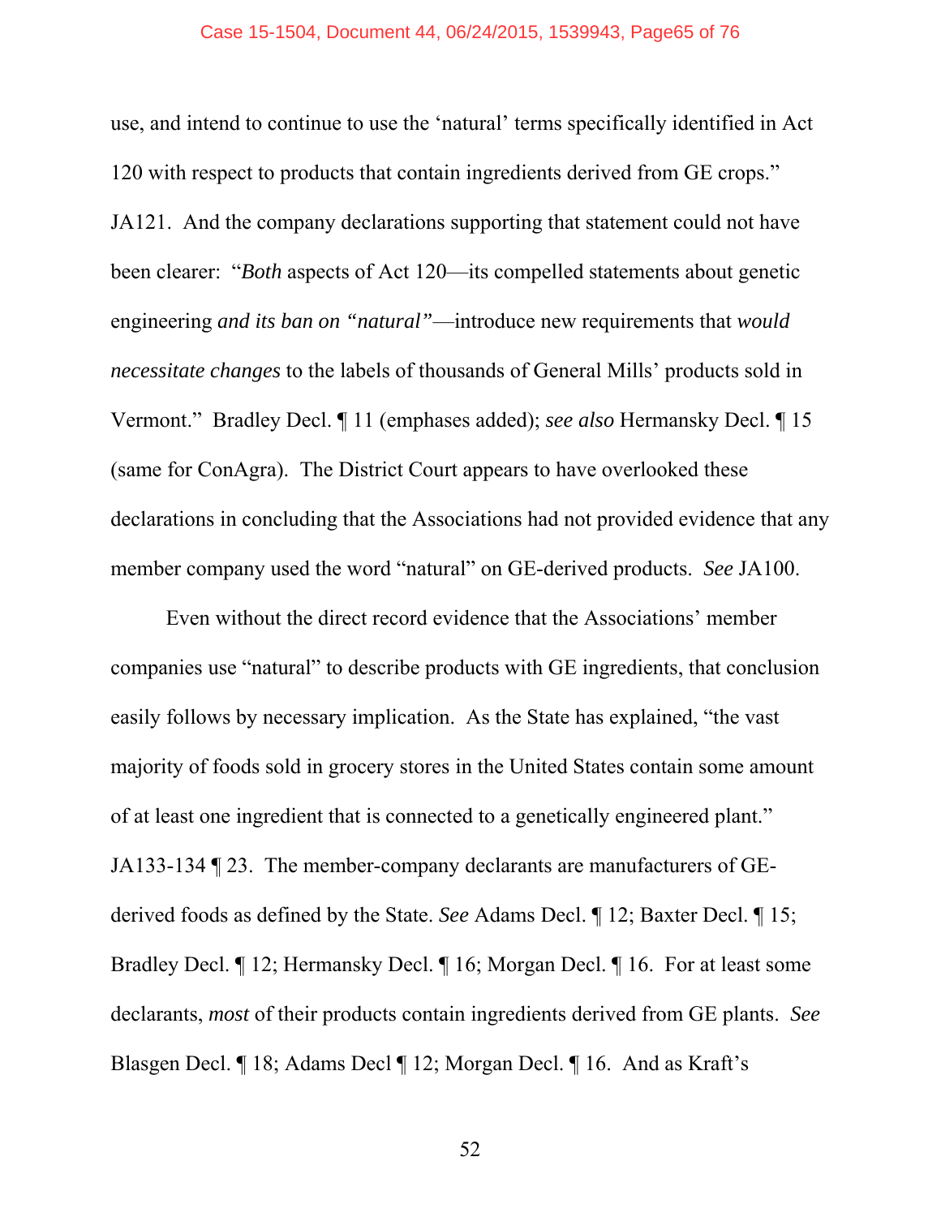use, and intend to continue to use the 'natural' terms specifically identified in Act 120 with respect to products that contain ingredients derived from GE crops." JA121. And the company declarations supporting that statement could not have been clearer: "*Both* aspects of Act 120—its compelled statements about genetic engineering *and its ban on "natural"*—introduce new requirements that *would necessitate changes* to the labels of thousands of General Mills' products sold in Vermont." Bradley Decl. ¶ 11 (emphases added); *see also* Hermansky Decl. ¶ 15 (same for ConAgra). The District Court appears to have overlooked these declarations in concluding that the Associations had not provided evidence that any member company used the word "natural" on GE-derived products. *See* JA100.

Even without the direct record evidence that the Associations' member companies use "natural" to describe products with GE ingredients, that conclusion easily follows by necessary implication. As the State has explained, "the vast majority of foods sold in grocery stores in the United States contain some amount of at least one ingredient that is connected to a genetically engineered plant." JA133-134 ¶ 23. The member-company declarants are manufacturers of GE-derived foods as defined by the State. *See* Adams Decl. ¶ 12; Baxter Decl. ¶ 15; Bradley Decl. ¶ 12; Hermansky Decl. ¶ 16; Morgan Decl. ¶ 16. For at least some declarants, *most* of their products contain ingredients derived from GE plants. *See* Blasgen Decl. ¶ 18; Adams Decl ¶ 12; Morgan Decl. ¶ 16. And as Kraft's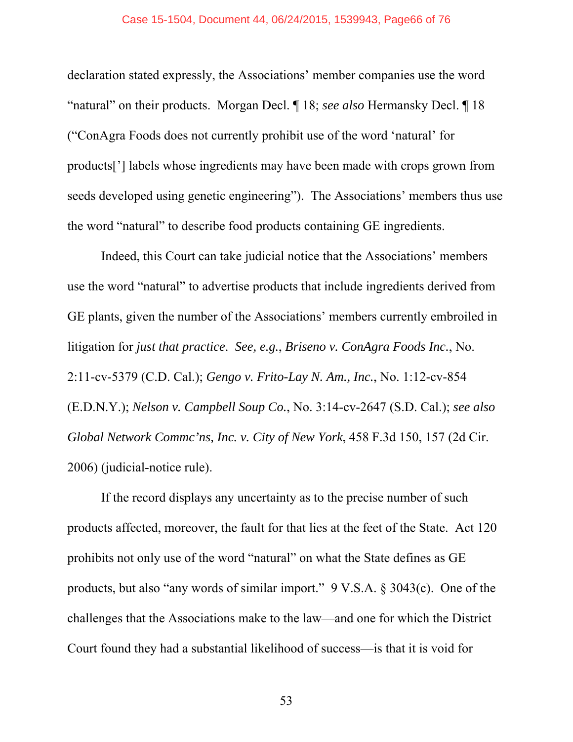declaration stated expressly, the Associations' member companies use the word "natural" on their products. Morgan Decl. ¶ 18; *see also* Hermansky Decl. ¶ 18 ("ConAgra Foods does not currently prohibit use of the word 'natural' for products['] labels whose ingredients may have been made with crops grown from seeds developed using genetic engineering"). The Associations' members thus use the word "natural" to describe food products containing GE ingredients.

Indeed, this Court can take judicial notice that the Associations' members use the word "natural" to advertise products that include ingredients derived from GE plants, given the number of the Associations' members currently embroiled in litigation for *just that practice*. *See, e.g.*, *Briseno v. ConAgra Foods Inc.*, No. 2:11-cv-5379 (C.D. Cal.); *Gengo v. Frito-Lay N. Am., Inc.*, No. 1:12-cv-854 (E.D.N.Y.); *Nelson v. Campbell Soup Co.*, No. 3:14-cv-2647 (S.D. Cal.); *see also* *Global Network Commc'ns, Inc. v. City of New York*, 458 F.3d 150, 157 (2d Cir. 2006) (judicial-notice rule).

If the record displays any uncertainty as to the precise number of such products affected, moreover, the fault for that lies at the feet of the State. Act 120 prohibits not only use of the word "natural" on what the State defines as GE products, but also "any words of similar import." 9 V.S.A. § 3043(c). One of the challenges that the Associations make to the law—and one for which the District Court found they had a substantial likelihood of success—is that it is void for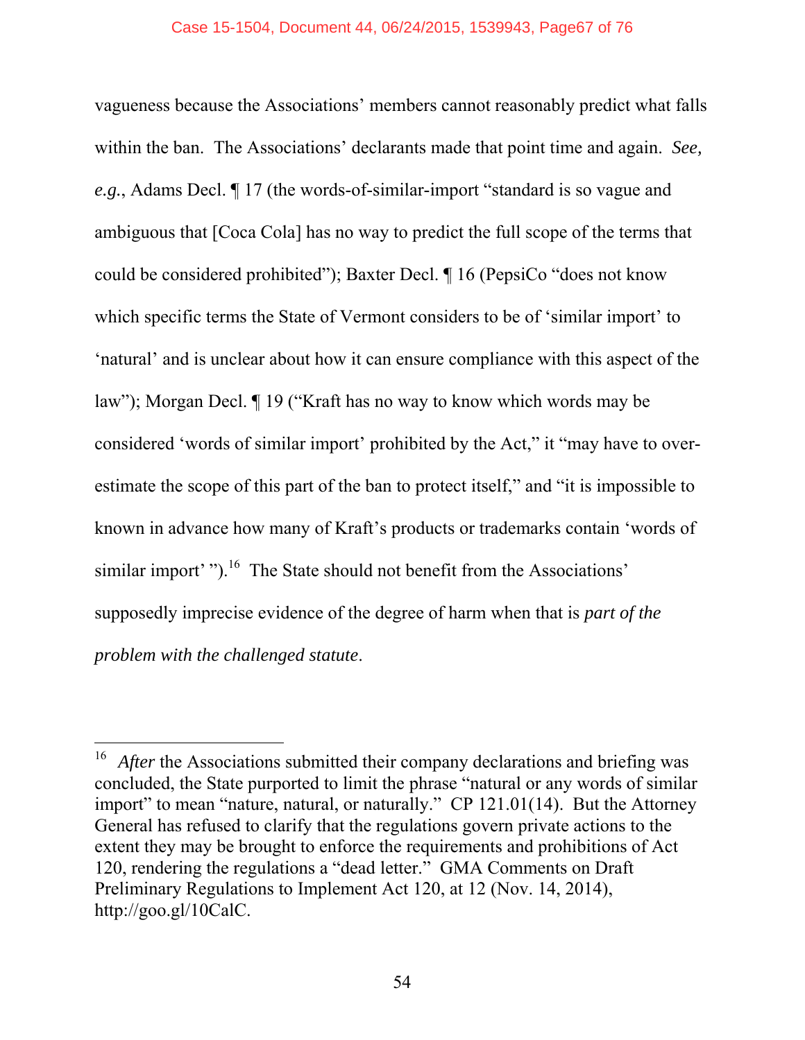vagueness because the Associations' members cannot reasonably predict what falls within the ban. The Associations' declarants made that point time and again. *See, e.g.*, Adams Decl. ¶ 17 (the words-of-similar-import "standard is so vague and ambiguous that [Coca Cola] has no way to predict the full scope of the terms that could be considered prohibited"); Baxter Decl. ¶ 16 (PepsiCo "does not know which specific terms the State of Vermont considers to be of 'similar import' to 'natural' and is unclear about how it can ensure compliance with this aspect of the law"); Morgan Decl. ¶ 19 ("Kraft has no way to know which words may be considered 'words of similar import' prohibited by the Act," it "may have to over-estimate the scope of this part of the ban to protect itself," and "it is impossible to known in advance how many of Kraft's products or trademarks contain 'words of similar import' ").[16] The State should not benefit from the Associations' supposedly imprecise evidence of the degree of harm when that is *part of the problem with the challenged statute*.

---

[16] *After* the Associations submitted their company declarations and briefing was concluded, the State purported to limit the phrase "natural or any words of similar import" to mean "nature, natural, or naturally." CP 121.01(14). But the Attorney General has refused to clarify that the regulations govern private actions to the extent they may be brought to enforce the requirements and prohibitions of Act 120, rendering the regulations a "dead letter." GMA Comments on Draft Preliminary Regulations to Implement Act 120, at 12 (Nov. 14, 2014), http://goo.gl/10CalC.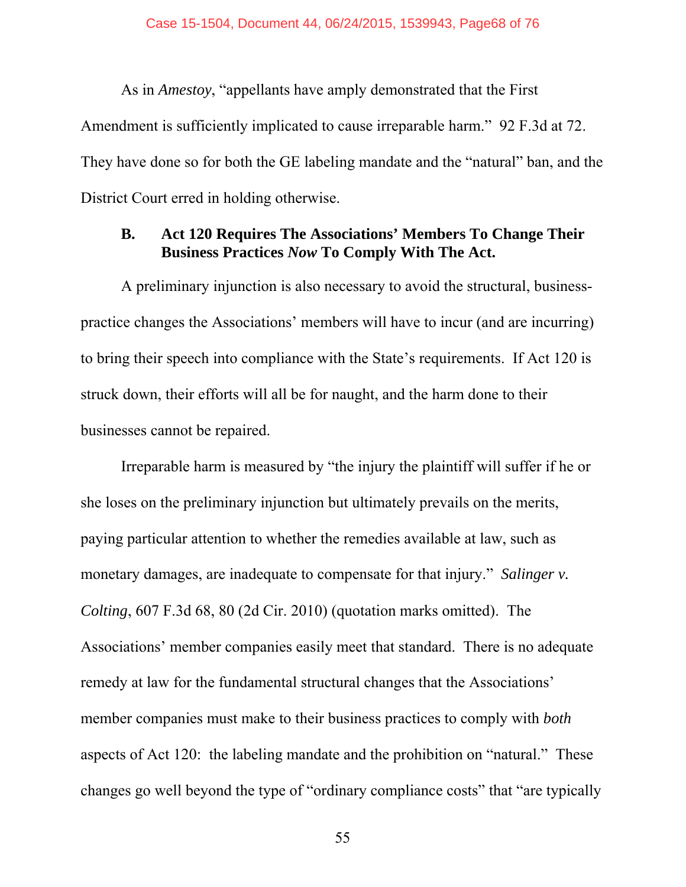As in *Amestoy*, "appellants have amply demonstrated that the First Amendment is sufficiently implicated to cause irreparable harm." 92 F.3d at 72. They have done so for both the GE labeling mandate and the "natural" ban, and the District Court erred in holding otherwise.

### B. Act 120 Requires The Associations' Members To Change Their Business Practices *Now* To Comply With The Act.

A preliminary injunction is also necessary to avoid the structural, business-practice changes the Associations' members will have to incur (and are incurring) to bring their speech into compliance with the State's requirements. If Act 120 is struck down, their efforts will all be for naught, and the harm done to their businesses cannot be repaired.

Irreparable harm is measured by "the injury the plaintiff will suffer if he or she loses on the preliminary injunction but ultimately prevails on the merits, paying particular attention to whether the remedies available at law, such as monetary damages, are inadequate to compensate for that injury." *Salinger v. Colting*, 607 F.3d 68, 80 (2d Cir. 2010) (quotation marks omitted). The Associations' member companies easily meet that standard. There is no adequate remedy at law for the fundamental structural changes that the Associations' member companies must make to their business practices to comply with *both* aspects of Act 120: the labeling mandate and the prohibition on "natural." These changes go well beyond the type of "ordinary compliance costs" that "are typically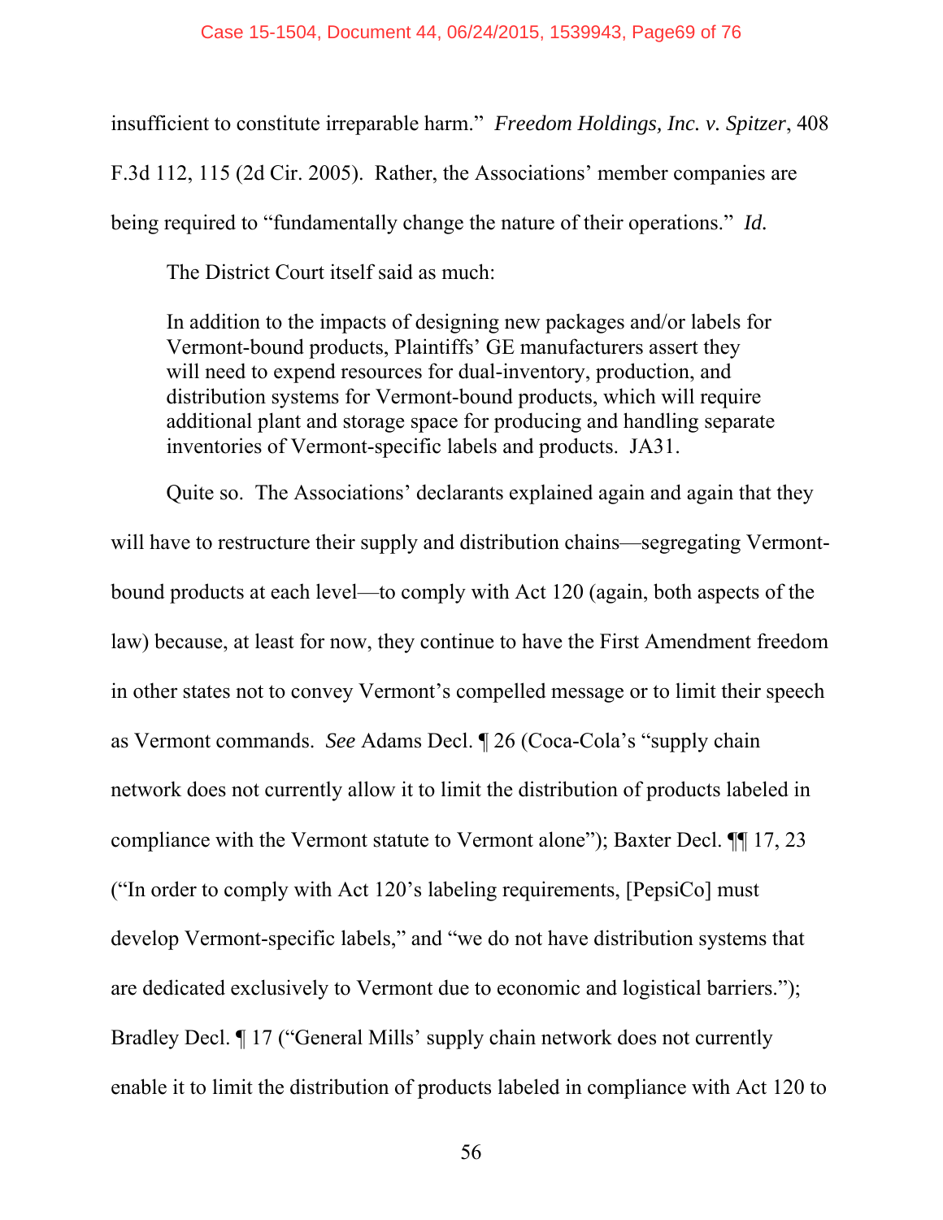insufficient to constitute irreparable harm." *Freedom Holdings, Inc. v. Spitzer*, 408 F.3d 112, 115 (2d Cir. 2005). Rather, the Associations' member companies are being required to "fundamentally change the nature of their operations." *Id.*

The District Court itself said as much:

> In addition to the impacts of designing new packages and/or labels for Vermont-bound products, Plaintiffs' GE manufacturers assert they will need to expend resources for dual-inventory, production, and distribution systems for Vermont-bound products, which will require additional plant and storage space for producing and handling separate inventories of Vermont-specific labels and products. JA31.

Quite so. The Associations' declarants explained again and again that they will have to restructure their supply and distribution chains—segregating Vermont-bound products at each level—to comply with Act 120 (again, both aspects of the law) because, at least for now, they continue to have the First Amendment freedom in other states not to convey Vermont's compelled message or to limit their speech as Vermont commands. *See* Adams Decl. ¶ 26 (Coca-Cola's "supply chain network does not currently allow it to limit the distribution of products labeled in compliance with the Vermont statute to Vermont alone"); Baxter Decl. ¶¶ 17, 23 ("In order to comply with Act 120's labeling requirements, [PepsiCo] must develop Vermont-specific labels," and "we do not have distribution systems that are dedicated exclusively to Vermont due to economic and logistical barriers."); Bradley Decl. ¶ 17 ("General Mills' supply chain network does not currently enable it to limit the distribution of products labeled in compliance with Act 120 to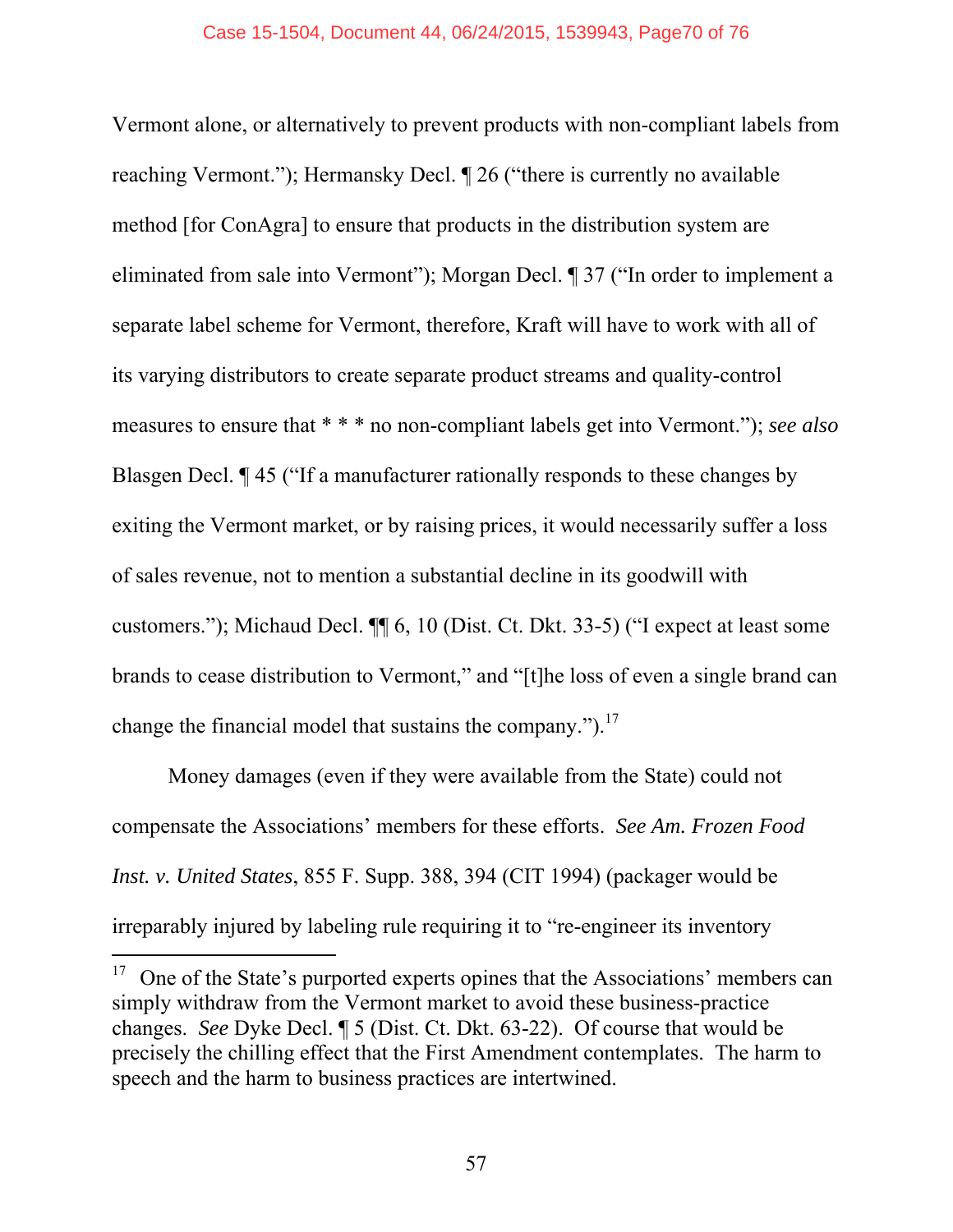Vermont alone, or alternatively to prevent products with non-compliant labels from reaching Vermont."); Hermansky Decl. ¶ 26 ("there is currently no available method [for ConAgra] to ensure that products in the distribution system are eliminated from sale into Vermont"); Morgan Decl. ¶ 37 ("In order to implement a separate label scheme for Vermont, therefore, Kraft will have to work with all of its varying distributors to create separate product streams and quality-control measures to ensure that * * * no non-compliant labels get into Vermont."); *see also* Blasgen Decl. ¶ 45 ("If a manufacturer rationally responds to these changes by exiting the Vermont market, or by raising prices, it would necessarily suffer a loss of sales revenue, not to mention a substantial decline in its goodwill with customers."); Michaud Decl. ¶¶ 6, 10 (Dist. Ct. Dkt. 33-5) ("I expect at least some brands to cease distribution to Vermont," and "[t]he loss of even a single brand can change the financial model that sustains the company.").[17]

Money damages (even if they were available from the State) could not compensate the Associations' members for these efforts. *See Am. Frozen Food Inst. v. United States*, 855 F. Supp. 388, 394 (CIT 1994) (packager would be irreparably injured by labeling rule requiring it to "re-engineer its inventory

---

[17] One of the State's purported experts opines that the Associations' members can simply withdraw from the Vermont market to avoid these business-practice changes. *See* Dyke Decl. ¶ 5 (Dist. Ct. Dkt. 63-22). Of course that would be precisely the chilling effect that the First Amendment contemplates. The harm to speech and the harm to business practices are intertwined.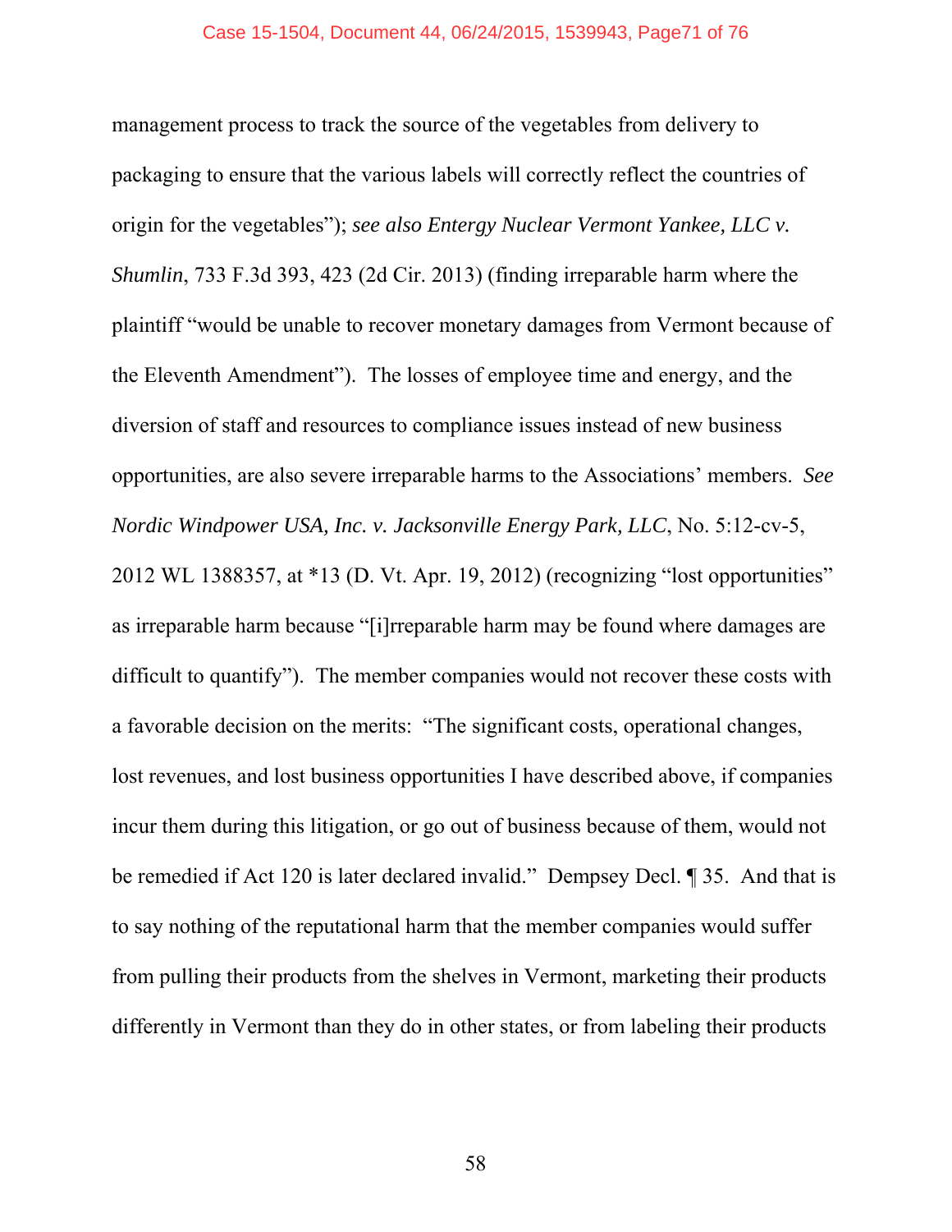management process to track the source of the vegetables from delivery to packaging to ensure that the various labels will correctly reflect the countries of origin for the vegetables"); *see also Entergy Nuclear Vermont Yankee, LLC v. Shumlin*, 733 F.3d 393, 423 (2d Cir. 2013) (finding irreparable harm where the plaintiff "would be unable to recover monetary damages from Vermont because of the Eleventh Amendment"). The losses of employee time and energy, and the diversion of staff and resources to compliance issues instead of new business opportunities, are also severe irreparable harms to the Associations' members. *See Nordic Windpower USA, Inc. v. Jacksonville Energy Park, LLC*, No. 5:12-cv-5, 2012 WL 1388357, at *13 (D. Vt. Apr. 19, 2012) (recognizing "lost opportunities" as irreparable harm because "[i]rreparable harm may be found where damages are difficult to quantify"). The member companies would not recover these costs with a favorable decision on the merits: "The significant costs, operational changes, lost revenues, and lost business opportunities I have described above, if companies incur them during this litigation, or go out of business because of them, would not be remedied if Act 120 is later declared invalid." Dempsey Decl. ¶ 35. And that is to say nothing of the reputational harm that the member companies would suffer from pulling their products from the shelves in Vermont, marketing their products differently in Vermont than they do in other states, or from labeling their products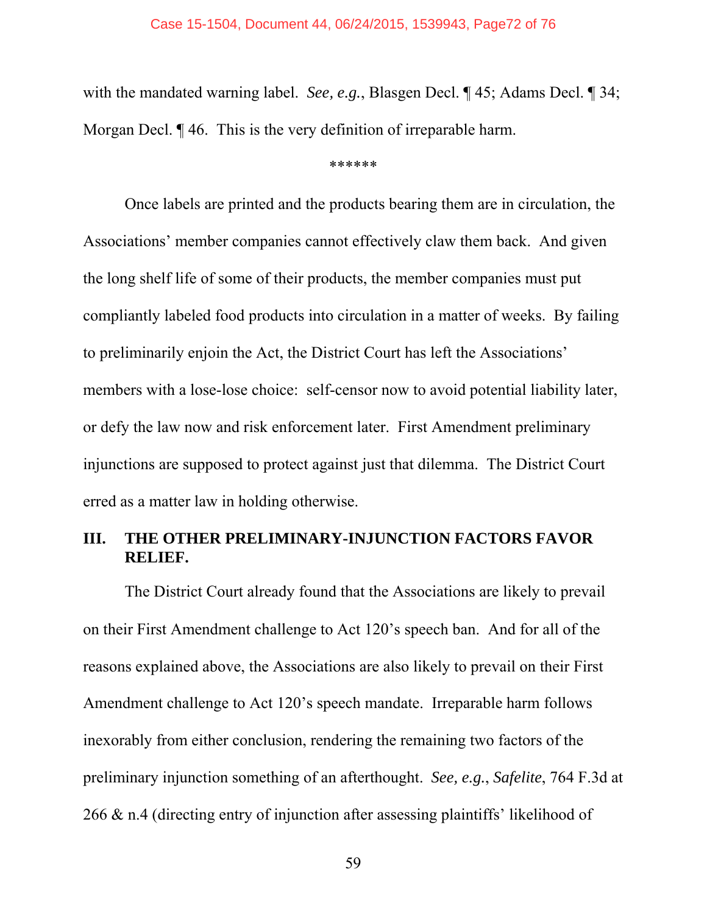with the mandated warning label. *See, e.g.*, Blasgen Decl. ¶ 45; Adams Decl. ¶ 34; Morgan Decl. ¶ 46. This is the very definition of irreparable harm.

******

Once labels are printed and the products bearing them are in circulation, the Associations' member companies cannot effectively claw them back. And given the long shelf life of some of their products, the member companies must put compliantly labeled food products into circulation in a matter of weeks. By failing to preliminarily enjoin the Act, the District Court has left the Associations' members with a lose-lose choice: self-censor now to avoid potential liability later, or defy the law now and risk enforcement later. First Amendment preliminary injunctions are supposed to protect against just that dilemma. The District Court erred as a matter law in holding otherwise.

## III. THE OTHER PRELIMINARY-INJUNCTION FACTORS FAVOR RELIEF.

The District Court already found that the Associations are likely to prevail on their First Amendment challenge to Act 120's speech ban. And for all of the reasons explained above, the Associations are also likely to prevail on their First Amendment challenge to Act 120's speech mandate. Irreparable harm follows inexorably from either conclusion, rendering the remaining two factors of the preliminary injunction something of an afterthought. *See, e.g.*, *Safelite*, 764 F.3d at 266 & n.4 (directing entry of injunction after assessing plaintiffs' likelihood of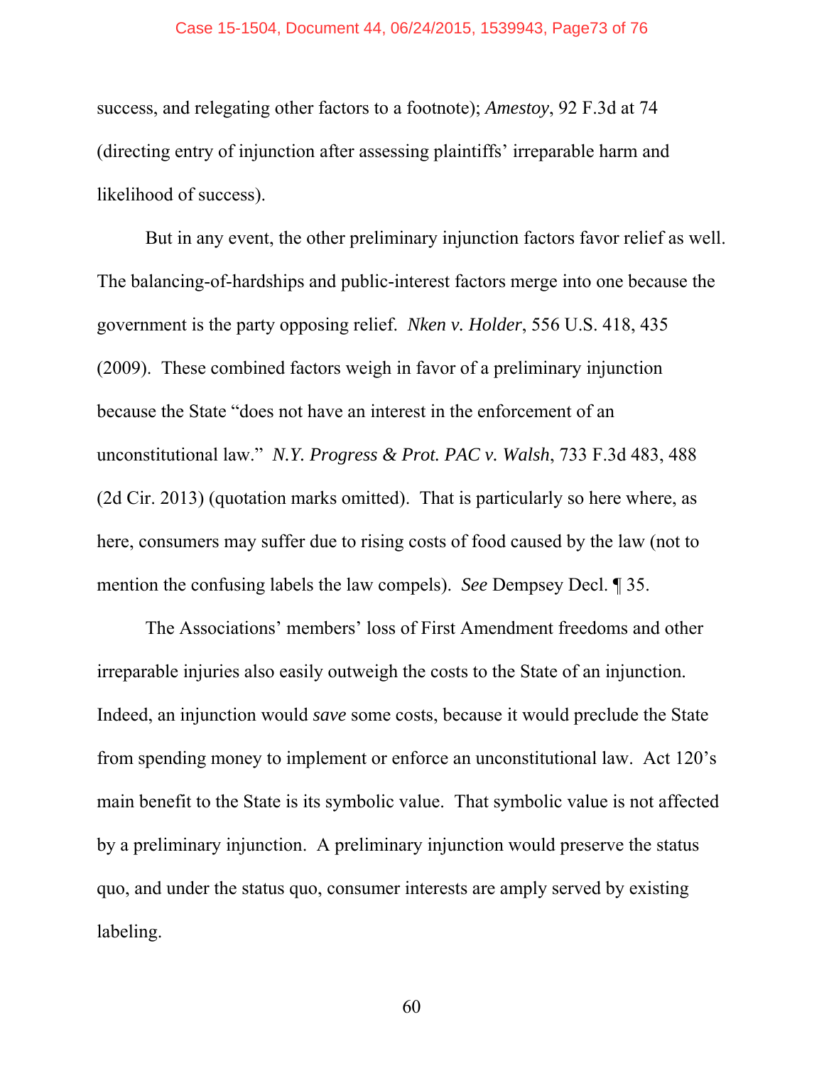success, and relegating other factors to a footnote); *Amestoy*, 92 F.3d at 74 (directing entry of injunction after assessing plaintiffs' irreparable harm and likelihood of success).

But in any event, the other preliminary injunction factors favor relief as well. The balancing-of-hardships and public-interest factors merge into one because the government is the party opposing relief. *Nken v. Holder*, 556 U.S. 418, 435 (2009). These combined factors weigh in favor of a preliminary injunction because the State "does not have an interest in the enforcement of an unconstitutional law." *N.Y. Progress & Prot. PAC v. Walsh*, 733 F.3d 483, 488 (2d Cir. 2013) (quotation marks omitted). That is particularly so here where, as here, consumers may suffer due to rising costs of food caused by the law (not to mention the confusing labels the law compels). *See* Dempsey Decl. ¶ 35.

The Associations' members' loss of First Amendment freedoms and other irreparable injuries also easily outweigh the costs to the State of an injunction. Indeed, an injunction would *save* some costs, because it would preclude the State from spending money to implement or enforce an unconstitutional law. Act 120's main benefit to the State is its symbolic value. That symbolic value is not affected by a preliminary injunction. A preliminary injunction would preserve the status quo, and under the status quo, consumer interests are amply served by existing labeling.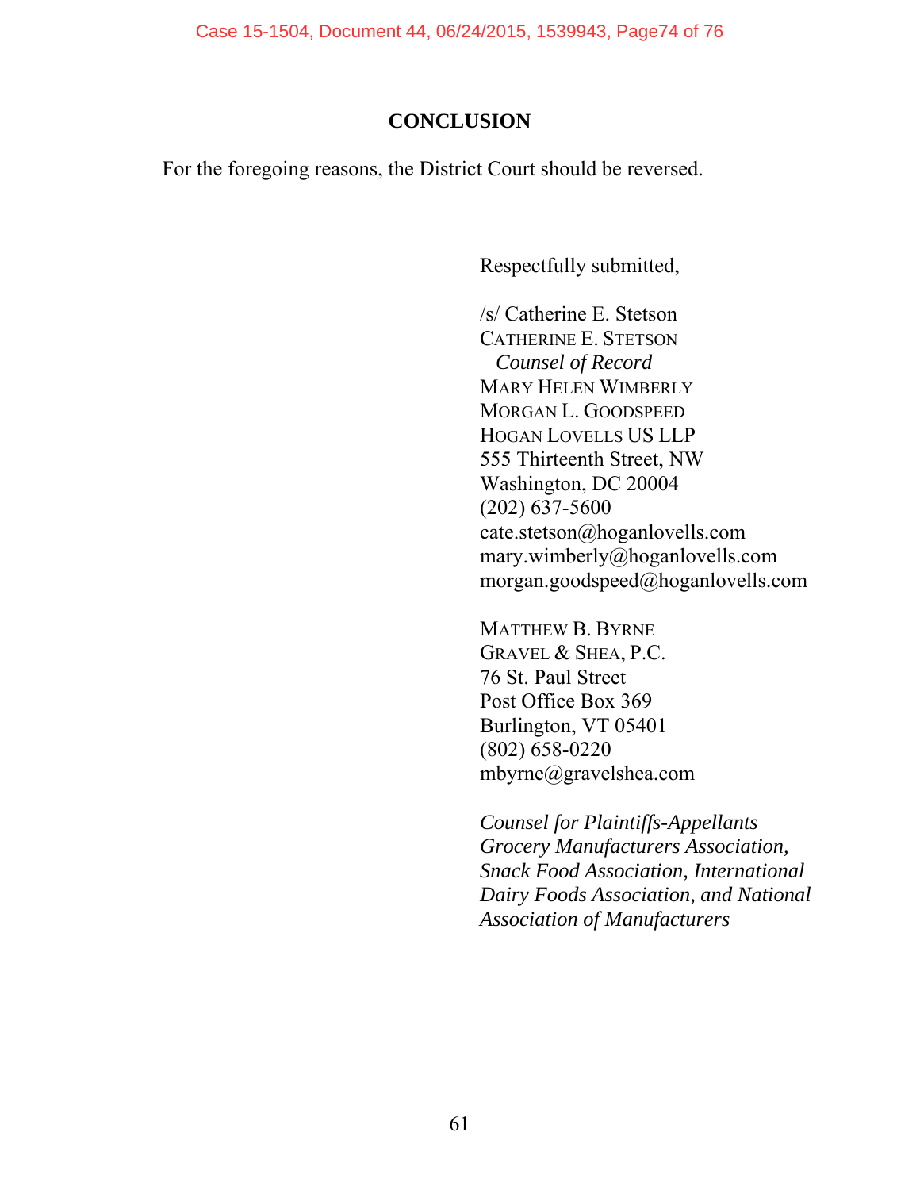## CONCLUSION

For the foregoing reasons, the District Court should be reversed.

Respectfully submitted,

/s/ Catherine E. Stetson
CATHERINE E. STETSON
*Counsel of Record*
MARY HELEN WIMBERLY
MORGAN L. GOODSPEED
HOGAN LOVELLS US LLP
555 Thirteenth Street, NW
Washington, DC 20004
(202) 637-5600
cate.stetson@hoganlovells.com
mary.wimberly@hoganlovells.com
morgan.goodspeed@hoganlovells.com

MATTHEW B. BYRNE
GRAVEL & SHEA, P.C.
76 St. Paul Street
Post Office Box 369
Burlington, VT 05401
(802) 658-0220
mbyrne@gravelshea.com

*Counsel for Plaintiffs-Appellants Grocery Manufacturers Association, Snack Food Association, International Dairy Foods Association, and National Association of Manufacturers*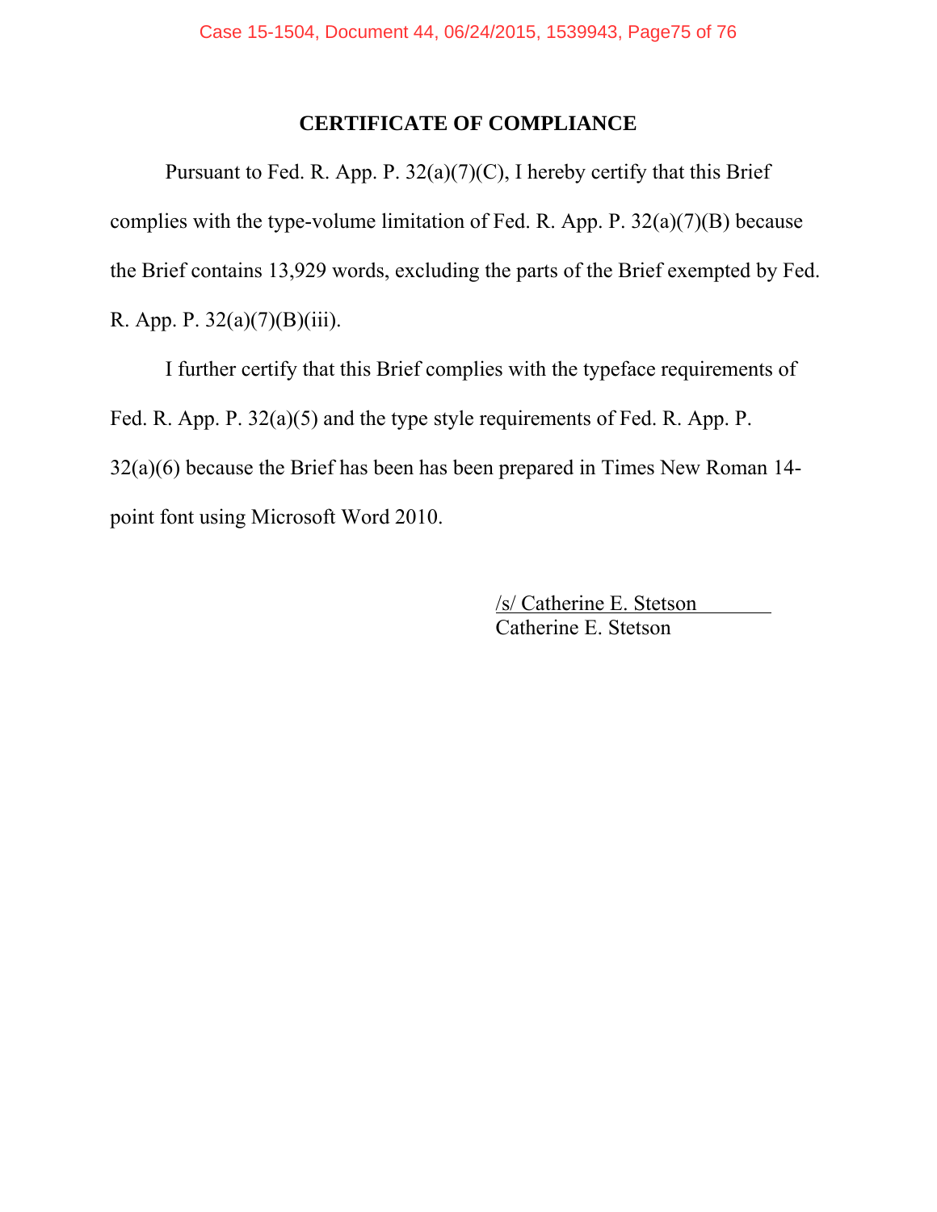## CERTIFICATE OF COMPLIANCE

Pursuant to Fed. R. App. P. 32(a)(7)(C), I hereby certify that this Brief complies with the type-volume limitation of Fed. R. App. P. 32(a)(7)(B) because the Brief contains 13,929 words, excluding the parts of the Brief exempted by Fed. R. App. P. 32(a)(7)(B)(iii).

I further certify that this Brief complies with the typeface requirements of Fed. R. App. P. 32(a)(5) and the type style requirements of Fed. R. App. P. 32(a)(6) because the Brief has been has been prepared in Times New Roman 14-point font using Microsoft Word 2010.

/s/ Catherine E. Stetson
Catherine E. Stetson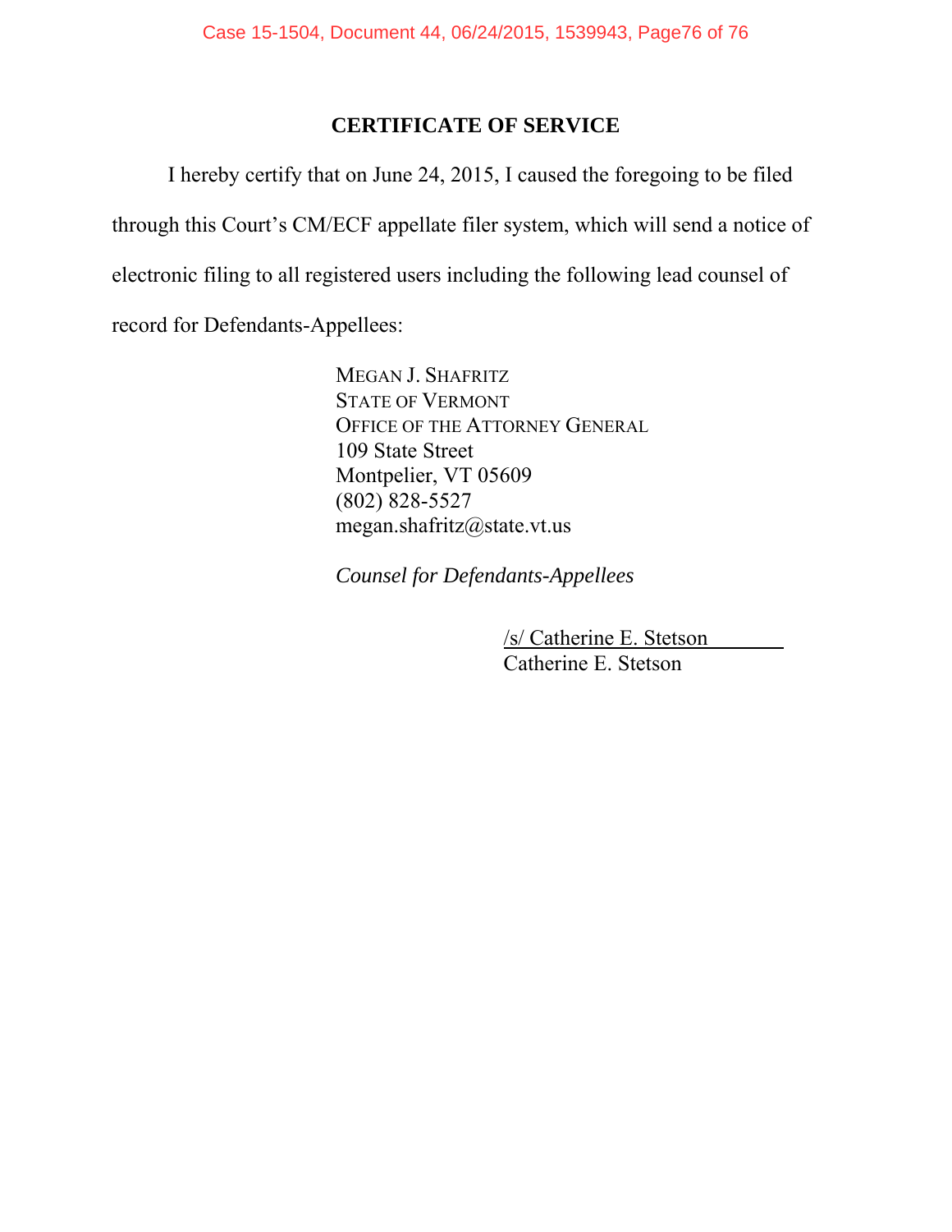# CERTIFICATE OF SERVICE

I hereby certify that on June 24, 2015, I caused the foregoing to be filed through this Court's CM/ECF appellate filer system, which will send a notice of electronic filing to all registered users including the following lead counsel of record for Defendants-Appellees:

MEGAN J. SHAFRITZ
STATE OF VERMONT
OFFICE OF THE ATTORNEY GENERAL
109 State Street
Montpelier, VT 05609
(802) 828-5527
megan.shafritz@state.vt.us

*Counsel for Defendants-Appellees*

/s/ Catherine E. Stetson
Catherine E. Stetson